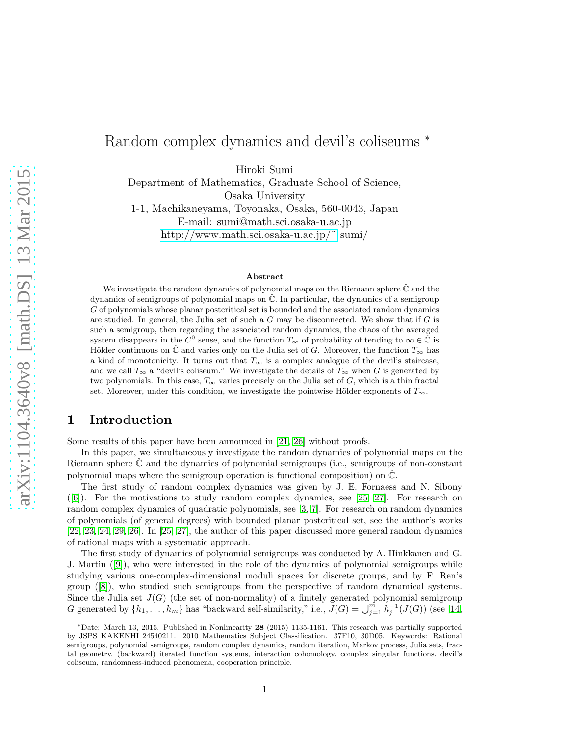# Random complex dynamics and devil's coliseums *

Hiroki Sumi
Department of Mathematics, Graduate School of Science,
Osaka University
1-1, Machikaneyama, Toyonaka, Osaka, 560-0043, Japan
E-mail: sumi@math.sci.osaka-u.ac.jp
http://www.math.sci.osaka-u.ac.jp/~ sumi/

### Abstract

We investigate the random dynamics of polynomial maps on the Riemann sphere $\hat{\mathbb{C}}$ and the dynamics of semigroups of polynomial maps on $\hat{\mathbb{C}}$. In particular, the dynamics of a semigroup $G$ of polynomials whose planar postcritical set is bounded and the associated random dynamics are studied. In general, the Julia set of such a $G$ may be disconnected. We show that if $G$ is such a semigroup, then regarding the associated random dynamics, the chaos of the averaged system disappears in the $C^0$ sense, and the function $T_\infty$ of probability of tending to $\infty \in \hat{\mathbb{C}}$ is Hölder continuous on $\hat{\mathbb{C}}$ and varies only on the Julia set of $G$. Moreover, the function $T_\infty$ has a kind of monotonicity. It turns out that $T_\infty$ is a complex analogue of the devil's staircase, and we call $T_\infty$ a "devil's coliseum." We investigate the details of $T_\infty$ when $G$ is generated by two polynomials. In this case, $T_\infty$ varies precisely on the Julia set of $G$, which is a thin fractal set. Moreover, under this condition, we investigate the pointwise Hölder exponents of $T_\infty$.

## 1 Introduction

Some results of this paper have been announced in [21, 26] without proofs.

In this paper, we simultaneously investigate the random dynamics of polynomial maps on the Riemann sphere $\hat{\mathbb{C}}$ and the dynamics of polynomial semigroups (i.e., semigroups of non-constant polynomial maps where the semigroup operation is functional composition) on $\hat{\mathbb{C}}$.

The first study of random complex dynamics was given by J. E. Fornaess and N. Sibony ([6]). For the motivations to study random complex dynamics, see [25, 27]. For research on random complex dynamics of quadratic polynomials, see [3, 7]. For research on random dynamics of polynomials (of general degrees) with bounded planar postcritical set, see the author's works [22, 23, 24, 29, 26]. In [25, 27], the author of this paper discussed more general random dynamics of rational maps with a systematic approach.

The first study of dynamics of polynomial semigroups was conducted by A. Hinkkanen and G. J. Martin ([9]), who were interested in the role of the dynamics of polynomial semigroups while studying various one-complex-dimensional moduli spaces for discrete groups, and by F. Ren's group ([8]), who studied such semigroups from the perspective of random dynamical systems. Since the Julia set $J(G)$ (the set of non-normality) of a finitely generated polynomial semigroup $G$ generated by $\{h_1, \ldots, h_m\}$ has "backward self-similarity," i.e., $J(G) = \bigcup_{j=1}^{m} h_j^{-1}(J(G))$ (see [14,

*Date: March 13, 2015. Published in Nonlinearity **28** (2015) 1135-1161. This research was partially supported by JSPS KAKENHI 24540211. 2010 Mathematics Subject Classification. 37F10, 30D05. Keywords: Rational semigroups, polynomial semigroups, random complex dynamics, random iteration, Markov process, Julia sets, fractal geometry, (backward) iterated function systems, interaction cohomology, complex singular functions, devil's coliseum, randomness-induced phenomena, cooperation principle.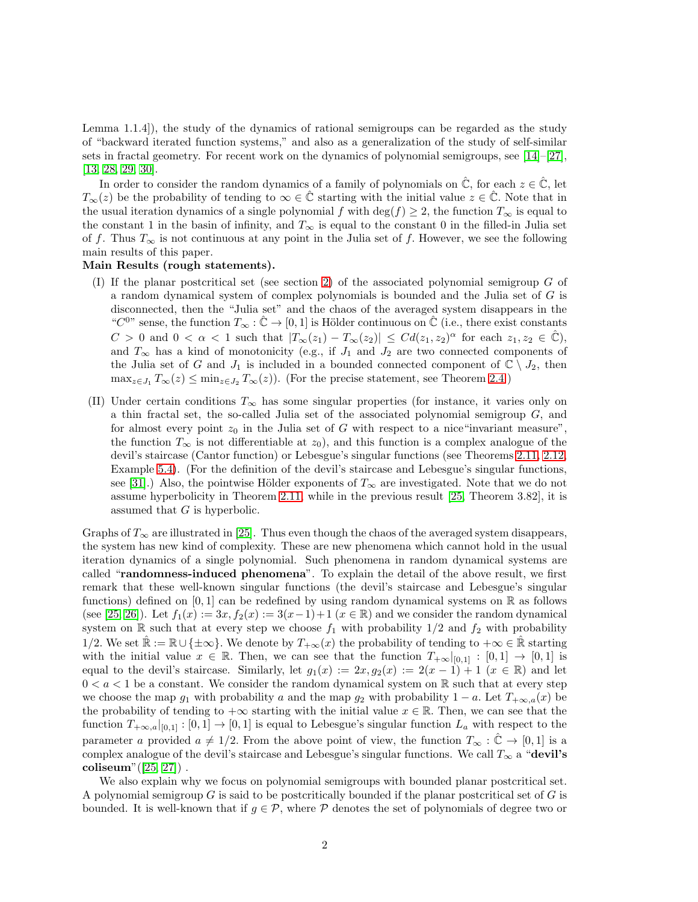Lemma 1.1.4]), the study of the dynamics of rational semigroups can be regarded as the study of "backward iterated function systems," and also as a generalization of the study of self-similar sets in fractal geometry. For recent work on the dynamics of polynomial semigroups, see [14]–[27], [13, 28, 29, 30].

In order to consider the random dynamics of a family of polynomials on $\hat{\mathbb{C}}$, for each $z \in \hat{\mathbb{C}}$, let $T_\infty(z)$ be the probability of tending to $\infty \in \hat{\mathbb{C}}$ starting with the initial value $z \in \hat{\mathbb{C}}$. Note that in the usual iteration dynamics of a single polynomial $f$ with $\deg(f) \geq 2$, the function $T_\infty$ is equal to the constant 1 in the basin of infinity, and $T_\infty$ is equal to the constant 0 in the filled-in Julia set of $f$. Thus $T_\infty$ is not continuous at any point in the Julia set of $f$. However, we see the following main results of this paper.

**Main Results (rough statements).**

(I) If the planar postcritical set (see section 2) of the associated polynomial semigroup $G$ of a random dynamical system of complex polynomials is bounded and the Julia set of $G$ is disconnected, then the "Julia set" and the chaos of the averaged system disappears in the "$C^0$" sense, the function $T_\infty : \hat{\mathbb{C}} \to [0, 1]$ is Hölder continuous on $\hat{\mathbb{C}}$ (i.e., there exist constants $C > 0$ and $0 < \alpha < 1$ such that $|T_\infty(z_1) - T_\infty(z_2)| \leq Cd(z_1, z_2)^\alpha$ for each $z_1, z_2 \in \hat{\mathbb{C}}$), and $T_\infty$ has a kind of monotonicity (e.g., if $J_1$ and $J_2$ are two connected components of the Julia set of $G$ and $J_1$ is included in a bounded connected component of $\mathbb{C} \setminus J_2$, then $\max_{z \in J_1} T_\infty(z) \leq \min_{z \in J_2} T_\infty(z)$). (For the precise statement, see Theorem 2.4.)

(II) Under certain conditions $T_\infty$ has some singular properties (for instance, it varies only on a thin fractal set, the so-called Julia set of the associated polynomial semigroup $G$, and for almost every point $z_0$ in the Julia set of $G$ with respect to a nice"invariant measure", the function $T_\infty$ is not differentiable at $z_0$), and this function is a complex analogue of the devil's staircase (Cantor function) or Lebesgue's singular functions (see Theorems 2.11, 2.12, Example 5.4). (For the definition of the devil's staircase and Lebesgue's singular functions, see [31].) Also, the pointwise Hölder exponents of $T_\infty$ are investigated. Note that we do not assume hyperbolicity in Theorem 2.11, while in the previous result [25, Theorem 3.82], it is assumed that $G$ is hyperbolic.

Graphs of $T_\infty$ are illustrated in [25]. Thus even though the chaos of the averaged system disappears, the system has new kind of complexity. These are new phenomena which cannot hold in the usual iteration dynamics of a single polynomial. Such phenomena in random dynamical systems are called "**randomness-induced phenomena**". To explain the detail of the above result, we first remark that these well-known singular functions (the devil's staircase and Lebesgue's singular functions) defined on $[0, 1]$ can be redefined by using random dynamical systems on $\mathbb{R}$ as follows (see [25, 26]). Let $f_1(x) := 3x, f_2(x) := 3(x-1)+1$ $(x \in \mathbb{R})$ and we consider the random dynamical system on $\mathbb{R}$ such that at every step we choose $f_1$ with probability 1/2 and $f_2$ with probability 1/2. We set $\hat{\mathbb{R}} := \mathbb{R} \cup \{\pm\infty\}$. We denote by $T_{+\infty}(x)$ the probability of tending to $+\infty \in \hat{\mathbb{R}}$ starting with the initial value $x \in \mathbb{R}$. Then, we can see that the function $T_{+\infty}|_{[0,1]} : [0, 1] \to [0, 1]$ is equal to the devil's staircase. Similarly, let $g_1(x) := 2x, g_2(x) := 2(x - 1) + 1$ $(x \in \mathbb{R})$ and let $0 < a < 1$ be a constant. We consider the random dynamical system on $\mathbb{R}$ such that at every step we choose the map $g_1$ with probability $a$ and the map $g_2$ with probability $1 - a$. Let $T_{+\infty,a}(x)$ be the probability of tending to $+\infty$ starting with the initial value $x \in \mathbb{R}$. Then, we can see that the function $T_{+\infty,a}|_{[0,1]} : [0, 1] \to [0, 1]$ is equal to Lebesgue's singular function $L_a$ with respect to the parameter $a$ provided $a \neq 1/2$. From the above point of view, the function $T_\infty : \hat{\mathbb{C}} \to [0, 1]$ is a complex analogue of the devil's staircase and Lebesgue's singular functions. We call $T_\infty$ a "**devil's coliseum**"([25, 27]) .

We also explain why we focus on polynomial semigroups with bounded planar postcritical set. A polynomial semigroup $G$ is said to be postcritically bounded if the planar postcritical set of $G$ is bounded. It is well-known that if $g \in \mathcal{P}$, where $\mathcal{P}$ denotes the set of polynomials of degree two or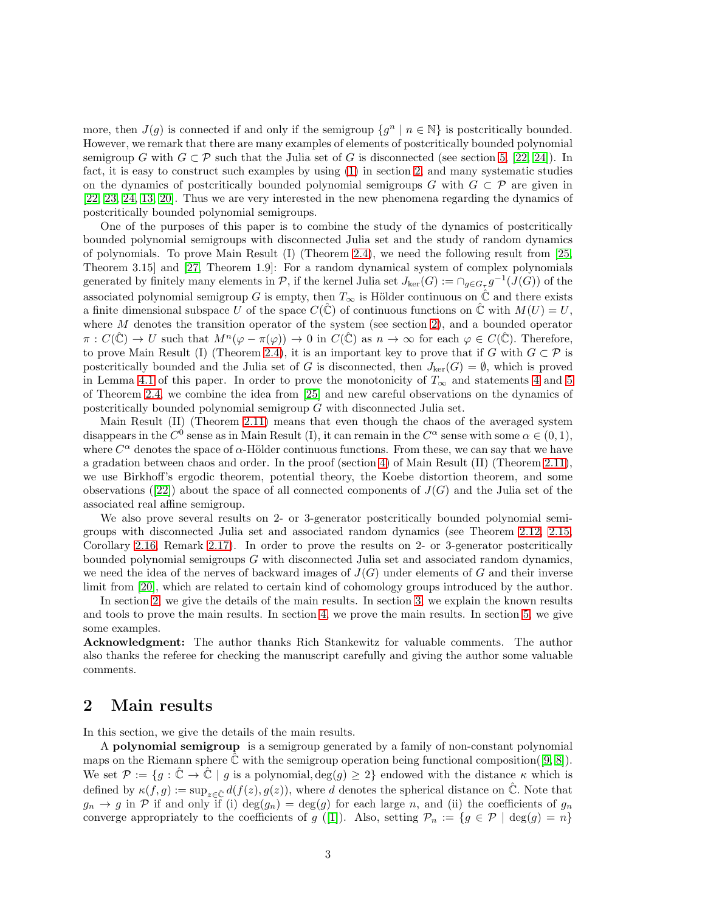more, then $J(g)$ is connected if and only if the semigroup $\{g^n \mid n \in \mathbb{N}\}$ is postcritically bounded. However, we remark that there are many examples of elements of postcritically bounded polynomial semigroup $G$ with $G \subset \mathcal{P}$ such that the Julia set of $G$ is disconnected (see section 5, [22, 24]). In fact, it is easy to construct such examples by using (1) in section 2, and many systematic studies on the dynamics of postcritically bounded polynomial semigroups $G$ with $G \subset \mathcal{P}$ are given in [22, 23, 24, 13, 20]. Thus we are very interested in the new phenomena regarding the dynamics of postcritically bounded polynomial semigroups.

One of the purposes of this paper is to combine the study of the dynamics of postcritically bounded polynomial semigroups with disconnected Julia set and the study of random dynamics of polynomials. To prove Main Result (I) (Theorem 2.4), we need the following result from [25, Theorem 3.15] and [27, Theorem 1.9]: For a random dynamical system of complex polynomials generated by finitely many elements in $\mathcal{P}$, if the kernel Julia set $J_{\ker}(G) := \cap_{g \in G_\tau} g^{-1}(J(G))$ of the associated polynomial semigroup $G$ is empty, then $T_\infty$ is Hölder continuous on $\hat{\mathbb{C}}$ and there exists a finite dimensional subspace $U$ of the space $C(\hat{\mathbb{C}})$ of continuous functions on $\hat{\mathbb{C}}$ with $M(U) = U$, where $M$ denotes the transition operator of the system (see section 2), and a bounded operator $\pi : C(\hat{\mathbb{C}}) \to U$ such that $M^n(\varphi - \pi(\varphi)) \to 0$ in $C(\hat{\mathbb{C}})$ as $n \to \infty$ for each $\varphi \in C(\hat{\mathbb{C}})$. Therefore, to prove Main Result (I) (Theorem 2.4), it is an important key to prove that if $G$ with $G \subset \mathcal{P}$ is postcritically bounded and the Julia set of $G$ is disconnected, then $J_{\ker}(G) = \emptyset$, which is proved in Lemma 4.1 of this paper. In order to prove the monotonicity of $T_\infty$ and statements 4 and 5 of Theorem 2.4, we combine the idea from [25] and new careful observations on the dynamics of postcritically bounded polynomial semigroup $G$ with disconnected Julia set.

Main Result (II) (Theorem 2.11) means that even though the chaos of the averaged system disappears in the $C^0$ sense as in Main Result (I), it can remain in the $C^\alpha$ sense with some $\alpha \in (0, 1)$, where $C^\alpha$ denotes the space of $\alpha$-Hölder continuous functions. From these, we can say that we have a gradation between chaos and order. In the proof (section 4) of Main Result (II) (Theorem 2.11), we use Birkhoff's ergodic theorem, potential theory, the Koebe distortion theorem, and some observations ([22]) about the space of all connected components of $J(G)$ and the Julia set of the associated real affine semigroup.

We also prove several results on 2- or 3-generator postcritically bounded polynomial semigroups with disconnected Julia set and associated random dynamics (see Theorem 2.12, 2.15, Corollary 2.16, Remark 2.17). In order to prove the results on 2- or 3-generator postcritically bounded polynomial semigroups $G$ with disconnected Julia set and associated random dynamics, we need the idea of the nerves of backward images of $J(G)$ under elements of $G$ and their inverse limit from [20], which are related to certain kind of cohomology groups introduced by the author.

In section 2, we give the details of the main results. In section 3, we explain the known results and tools to prove the main results. In section 4, we prove the main results. In section 5, we give some examples.

**Acknowledgment:** The author thanks Rich Stankewitz for valuable comments. The author also thanks the referee for checking the manuscript carefully and giving the author some valuable comments.

## 2 Main results

In this section, we give the details of the main results.

A **polynomial semigroup** is a semigroup generated by a family of non-constant polynomial maps on the Riemann sphere $\hat{\mathbb{C}}$ with the semigroup operation being functional composition([9, 8]). We set $\mathcal{P} := \{g : \hat{\mathbb{C}} \to \hat{\mathbb{C}} \mid g \text{ is a polynomial}, \deg(g) \geq 2\}$ endowed with the distance $\kappa$ which is defined by $\kappa(f, g) := \sup_{z \in \hat{\mathbb{C}}} d(f(z), g(z))$, where $d$ denotes the spherical distance on $\hat{\mathbb{C}}$. Note that $g_n \to g$ in $\mathcal{P}$ if and only if (i) $\deg(g_n) = \deg(g)$ for each large $n$, and (ii) the coefficients of $g_n$ converge appropriately to the coefficients of $g$ ([1]). Also, setting $\mathcal{P}_n := \{g \in \mathcal{P} \mid \deg(g) = n\}$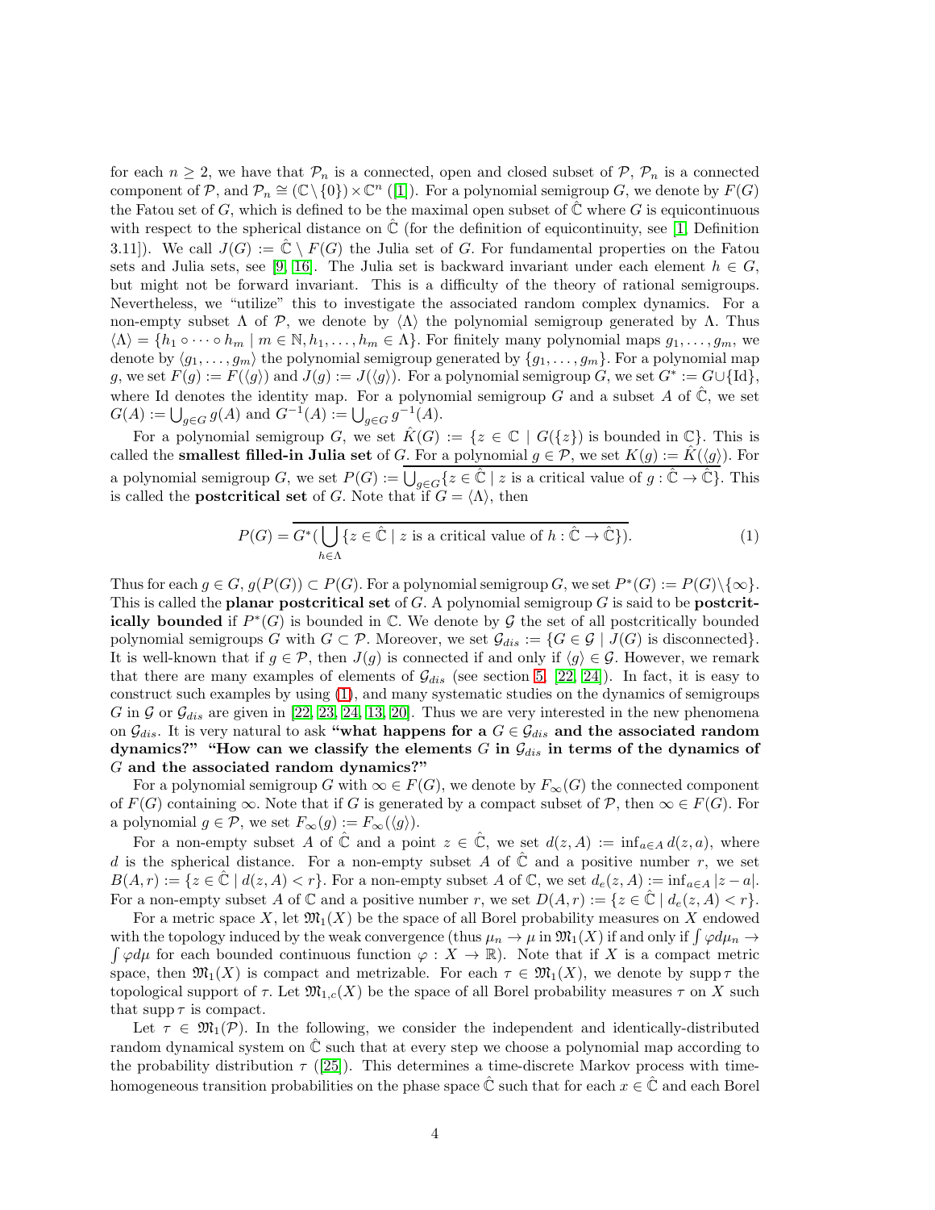for each $n \geq 2$, we have that $\mathcal{P}_n$ is a connected, open and closed subset of $\mathcal{P}$, $\mathcal{P}_n$ is a connected component of $\mathcal{P}$, and $\mathcal{P}_n \cong (\mathbb{C} \setminus \{0\}) \times \mathbb{C}^n$ ([1]). For a polynomial semigroup $G$, we denote by $F(G)$ the Fatou set of $G$, which is defined to be the maximal open subset of $\hat{\mathbb{C}}$ where $G$ is equicontinuous with respect to the spherical distance on $\hat{\mathbb{C}}$ (for the definition of equicontinuity, see [1, Definition 3.11]). We call $J(G) := \hat{\mathbb{C}} \setminus F(G)$ the Julia set of $G$. For fundamental properties on the Fatou sets and Julia sets, see [9, 16]. The Julia set is backward invariant under each element $h \in G$, but might not be forward invariant. This is a difficulty of the theory of rational semigroups. Nevertheless, we "utilize" this to investigate the associated random complex dynamics. For a non-empty subset $\Lambda$ of $\mathcal{P}$, we denote by $\langle \Lambda \rangle$ the polynomial semigroup generated by $\Lambda$. Thus $\langle \Lambda \rangle = \{h_1 \circ \cdots \circ h_m \mid m \in \mathbb{N}, h_1, \ldots, h_m \in \Lambda\}$. For finitely many polynomial maps $g_1, \ldots, g_m$, we denote by $\langle g_1, \ldots, g_m \rangle$ the polynomial semigroup generated by $\{g_1, \ldots, g_m\}$. For a polynomial map $g$, we set $F(g) := F(\langle g \rangle)$ and $J(g) := J(\langle g \rangle)$. For a polynomial semigroup $G$, we set $G^* := G \cup \{\mathrm{Id}\}$, where Id denotes the identity map. For a polynomial semigroup $G$ and a subset $A$ of $\hat{\mathbb{C}}$, we set $G(A) := \bigcup_{g \in G} g(A)$ and $G^{-1}(A) := \bigcup_{g \in G} g^{-1}(A)$.

For a polynomial semigroup $G$, we set $\hat{K}(G) := \{z \in \mathbb{C} \mid G(\{z\}) \text{ is bounded in } \mathbb{C}\}$. This is called the **smallest filled-in Julia set** of $G$. For a polynomial $g \in \mathcal{P}$, we set $K(g) := \hat{K}(\langle g \rangle)$. For a polynomial semigroup $G$, we set $P(G) := \overline{\bigcup_{g \in G} \{z \in \hat{\mathbb{C}} \mid z \text{ is a critical value of } g : \hat{\mathbb{C}} \to \hat{\mathbb{C}}\}}$. This is called the **postcritical set** of $G$. Note that if $G = \langle \Lambda \rangle$, then

$$P(G) = \overline{G^*\Big(\bigcup_{h \in \Lambda} \{z \in \hat{\mathbb{C}} \mid z \text{ is a critical value of } h : \hat{\mathbb{C}} \to \hat{\mathbb{C}}\}\Big)}. \tag{1}$$

Thus for each $g \in G$, $g(P(G)) \subset P(G)$. For a polynomial semigroup $G$, we set $P^*(G) := P(G) \setminus \{\infty\}$. This is called the **planar postcritical set** of $G$. A polynomial semigroup $G$ is said to be **postcritically bounded** if $P^*(G)$ is bounded in $\mathbb{C}$. We denote by $\mathcal{G}$ the set of all postcritically bounded polynomial semigroups $G$ with $G \subset \mathcal{P}$. Moreover, we set $\mathcal{G}_{dis} := \{G \in \mathcal{G} \mid J(G) \text{ is disconnected}\}$. It is well-known that if $g \in \mathcal{P}$, then $J(g)$ is connected if and only if $\langle g \rangle \in \mathcal{G}$. However, we remark that there are many examples of elements of $\mathcal{G}_{dis}$ (see section 5, [22, 24]). In fact, it is easy to construct such examples by using (1), and many systematic studies on the dynamics of semigroups $G$ in $\mathcal{G}$ or $\mathcal{G}_{dis}$ are given in [22, 23, 24, 13, 20]. Thus we are very interested in the new phenomena on $\mathcal{G}_{dis}$. It is very natural to ask **"what happens for a $G \in \mathcal{G}_{dis}$ and the associated random dynamics?" "How can we classify the elements $G$ in $\mathcal{G}_{dis}$ in terms of the dynamics of $G$ and the associated random dynamics?"**

For a polynomial semigroup $G$ with $\infty \in F(G)$, we denote by $F_\infty(G)$ the connected component of $F(G)$ containing $\infty$. Note that if $G$ is generated by a compact subset of $\mathcal{P}$, then $\infty \in F(G)$. For a polynomial $g \in \mathcal{P}$, we set $F_\infty(g) := F_\infty(\langle g \rangle)$.

For a non-empty subset $A$ of $\hat{\mathbb{C}}$ and a point $z \in \hat{\mathbb{C}}$, we set $d(z, A) := \inf_{a \in A} d(z, a)$, where $d$ is the spherical distance. For a non-empty subset $A$ of $\hat{\mathbb{C}}$ and a positive number $r$, we set $B(A, r) := \{z \in \hat{\mathbb{C}} \mid d(z, A) < r\}$. For a non-empty subset $A$ of $\mathbb{C}$, we set $d_e(z, A) := \inf_{a \in A} |z - a|$. For a non-empty subset $A$ of $\mathbb{C}$ and a positive number $r$, we set $D(A, r) := \{z \in \hat{\mathbb{C}} \mid d_e(z, A) < r\}$.

For a metric space $X$, let $\mathfrak{M}_1(X)$ be the space of all Borel probability measures on $X$ endowed with the topology induced by the weak convergence (thus $\mu_n \to \mu$ in $\mathfrak{M}_1(X)$ if and only if $\int \varphi d\mu_n \to \int \varphi d\mu$ for each bounded continuous function $\varphi : X \to \mathbb{R}$). Note that if $X$ is a compact metric space, then $\mathfrak{M}_1(X)$ is compact and metrizable. For each $\tau \in \mathfrak{M}_1(X)$, we denote by $\operatorname{supp} \tau$ the topological support of $\tau$. Let $\mathfrak{M}_{1,c}(X)$ be the space of all Borel probability measures $\tau$ on $X$ such that $\operatorname{supp} \tau$ is compact.

Let $\tau \in \mathfrak{M}_1(\mathcal{P})$. In the following, we consider the independent and identically-distributed random dynamical system on $\hat{\mathbb{C}}$ such that at every step we choose a polynomial map according to the probability distribution $\tau$ ([25]). This determines a time-discrete Markov process with time-homogeneous transition probabilities on the phase space $\hat{\mathbb{C}}$ such that for each $x \in \hat{\mathbb{C}}$ and each Borel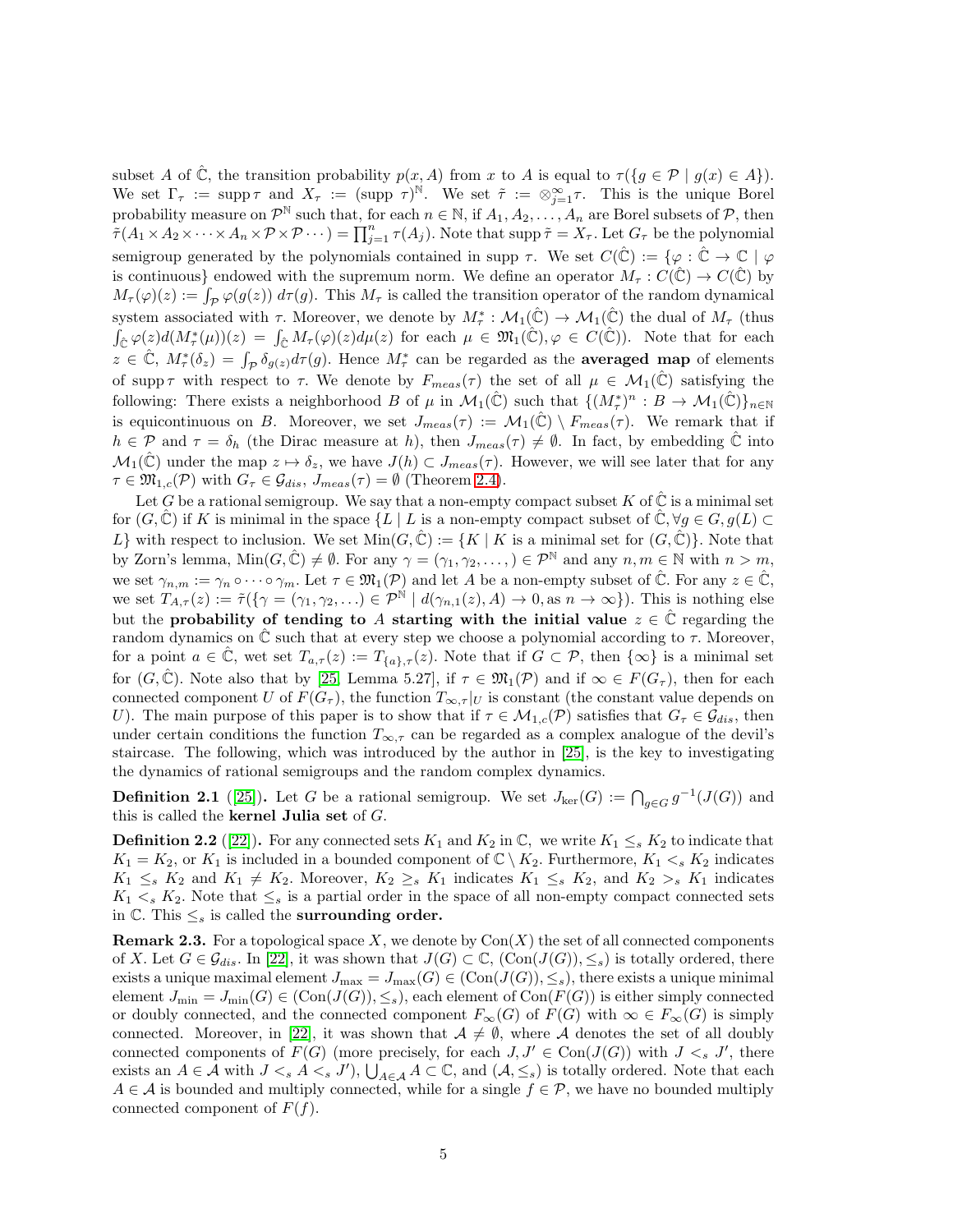subset $A$ of $\hat{\mathbb{C}}$, the transition probability $p(x, A)$ from $x$ to $A$ is equal to $\tau(\{g \in \mathcal{P} \mid g(x) \in A\})$. We set $\Gamma_\tau := \operatorname{supp} \tau$ and $X_\tau := (\operatorname{supp} \tau)^{\mathbb{N}}$. We set $\tilde{\tau} := \otimes_{j=1}^{\infty} \tau$. This is the unique Borel probability measure on $\mathcal{P}^{\mathbb{N}}$ such that, for each $n \in \mathbb{N}$, if $A_1, A_2, \ldots, A_n$ are Borel subsets of $\mathcal{P}$, then $\tilde{\tau}(A_1 \times A_2 \times \cdots \times A_n \times \mathcal{P} \times \mathcal{P} \cdots) = \prod_{j=1}^{n} \tau(A_j)$. Note that $\operatorname{supp} \tilde{\tau} = X_\tau$. Let $G_\tau$ be the polynomial semigroup generated by the polynomials contained in $\operatorname{supp} \tau$. We set $C(\hat{\mathbb{C}}) := \{\varphi : \hat{\mathbb{C}} \to \mathbb{C} \mid \varphi$ is continuous$\}$ endowed with the supremum norm. We define an operator $M_\tau : C(\hat{\mathbb{C}}) \to C(\hat{\mathbb{C}})$ by $M_\tau(\varphi)(z) := \int_{\mathcal{P}} \varphi(g(z))\, d\tau(g)$. This $M_\tau$ is called the transition operator of the random dynamical system associated with $\tau$. Moreover, we denote by $M_\tau^* : \mathcal{M}_1(\hat{\mathbb{C}}) \to \mathcal{M}_1(\hat{\mathbb{C}})$ the dual of $M_\tau$ (thus $\int_{\hat{\mathbb{C}}} \varphi(z) d(M_\tau^*(\mu))(z) = \int_{\hat{\mathbb{C}}} M_\tau(\varphi)(z) d\mu(z)$ for each $\mu \in \mathfrak{M}_1(\hat{\mathbb{C}}), \varphi \in C(\hat{\mathbb{C}})$). Note that for each $z \in \hat{\mathbb{C}}$, $M_\tau^*(\delta_z) = \int_{\mathcal{P}} \delta_{g(z)} d\tau(g)$. Hence $M_\tau^*$ can be regarded as the **averaged map** of elements of $\operatorname{supp} \tau$ with respect to $\tau$. We denote by $F_{meas}(\tau)$ the set of all $\mu \in \mathcal{M}_1(\hat{\mathbb{C}})$ satisfying the following: There exists a neighborhood $B$ of $\mu$ in $\mathcal{M}_1(\hat{\mathbb{C}})$ such that $\{(M_\tau^*)^n : B \to \mathcal{M}_1(\hat{\mathbb{C}})\}_{n \in \mathbb{N}}$ is equicontinuous on $B$. Moreover, we set $J_{meas}(\tau) := \mathcal{M}_1(\hat{\mathbb{C}}) \setminus F_{meas}(\tau)$. We remark that if $h \in \mathcal{P}$ and $\tau = \delta_h$ (the Dirac measure at $h$), then $J_{meas}(\tau) \neq \emptyset$. In fact, by embedding $\hat{\mathbb{C}}$ into $\mathcal{M}_1(\hat{\mathbb{C}})$ under the map $z \mapsto \delta_z$, we have $J(h) \subset J_{meas}(\tau)$. However, we will see later that for any $\tau \in \mathfrak{M}_{1,c}(\mathcal{P})$ with $G_\tau \in \mathcal{G}_{dis}$, $J_{meas}(\tau) = \emptyset$ (Theorem 2.4).

Let $G$ be a rational semigroup. We say that a non-empty compact subset $K$ of $\hat{\mathbb{C}}$ is a minimal set for $(G, \hat{\mathbb{C}})$ if $K$ is minimal in the space $\{L \mid L$ is a non-empty compact subset of $\hat{\mathbb{C}}, \forall g \in G, g(L) \subset L\}$ with respect to inclusion. We set $\operatorname{Min}(G, \hat{\mathbb{C}}) := \{K \mid K$ is a minimal set for $(G, \hat{\mathbb{C}})\}$. Note that by Zorn's lemma, $\operatorname{Min}(G, \hat{\mathbb{C}}) \neq \emptyset$. For any $\gamma = (\gamma_1, \gamma_2, \ldots,) \in \mathcal{P}^{\mathbb{N}}$ and any $n, m \in \mathbb{N}$ with $n > m$, we set $\gamma_{n,m} := \gamma_n \circ \cdots \circ \gamma_m$. Let $\tau \in \mathfrak{M}_1(\mathcal{P})$ and let $A$ be a non-empty subset of $\hat{\mathbb{C}}$. For any $z \in \hat{\mathbb{C}}$, we set $T_{A,\tau}(z) := \tilde{\tau}(\{\gamma = (\gamma_1, \gamma_2, \ldots) \in \mathcal{P}^{\mathbb{N}} \mid d(\gamma_{n,1}(z), A) \to 0, \text{as } n \to \infty\})$. This is nothing else but the **probability of tending to $A$ starting with the initial value $z \in \hat{\mathbb{C}}$** regarding the random dynamics on $\hat{\mathbb{C}}$ such that at every step we choose a polynomial according to $\tau$. Moreover, for a point $a \in \hat{\mathbb{C}}$, wet set $T_{a,\tau}(z) := T_{\{a\},\tau}(z)$. Note that if $G \subset \mathcal{P}$, then $\{\infty\}$ is a minimal set for $(G, \hat{\mathbb{C}})$. Note also that by [25, Lemma 5.27], if $\tau \in \mathfrak{M}_1(\mathcal{P})$ and if $\infty \in F(G_\tau)$, then for each connected component $U$ of $F(G_\tau)$, the function $T_{\infty,\tau}|_U$ is constant (the constant value depends on $U$). The main purpose of this paper is to show that if $\tau \in \mathcal{M}_{1,c}(\mathcal{P})$ satisfies that $G_\tau \in \mathcal{G}_{dis}$, then under certain conditions the function $T_{\infty,\tau}$ can be regarded as a complex analogue of the devil's staircase. The following, which was introduced by the author in [25], is the key to investigating the dynamics of rational semigroups and the random complex dynamics.

**Definition 2.1** ([25]). Let $G$ be a rational semigroup. We set $J_{\ker}(G) := \bigcap_{g \in G} g^{-1}(J(G))$ and this is called the **kernel Julia set** of $G$.

**Definition 2.2** ([22]). For any connected sets $K_1$ and $K_2$ in $\mathbb{C}$, we write $K_1 \leq_s K_2$ to indicate that $K_1 = K_2$, or $K_1$ is included in a bounded component of $\mathbb{C} \setminus K_2$. Furthermore, $K_1 <_s K_2$ indicates $K_1 \leq_s K_2$ and $K_1 \neq K_2$. Moreover, $K_2 \geq_s K_1$ indicates $K_1 \leq_s K_2$, and $K_2 >_s K_1$ indicates $K_1 <_s K_2$. Note that $\leq_s$ is a partial order in the space of all non-empty compact connected sets in $\mathbb{C}$. This $\leq_s$ is called the **surrounding order.**

**Remark 2.3.** For a topological space $X$, we denote by $\operatorname{Con}(X)$ the set of all connected components of $X$. Let $G \in \mathcal{G}_{dis}$. In [22], it was shown that $J(G) \subset \mathbb{C}$, $(\operatorname{Con}(J(G)), \leq_s)$ is totally ordered, there exists a unique maximal element $J_{\max} = J_{\max}(G) \in (\operatorname{Con}(J(G)), \leq_s)$, there exists a unique minimal element $J_{\min} = J_{\min}(G) \in (\operatorname{Con}(J(G)), \leq_s)$, each element of $\operatorname{Con}(F(G))$ is either simply connected or doubly connected, and the connected component $F_\infty(G)$ of $F(G)$ with $\infty \in F_\infty(G)$ is simply connected. Moreover, in [22], it was shown that $\mathcal{A} \neq \emptyset$, where $\mathcal{A}$ denotes the set of all doubly connected components of $F(G)$ (more precisely, for each $J, J' \in \operatorname{Con}(J(G))$ with $J <_s J'$, there exists an $A \in \mathcal{A}$ with $J <_s A <_s J'$), $\bigcup_{A \in \mathcal{A}} A \subset \mathbb{C}$, and $(\mathcal{A}, \leq_s)$ is totally ordered. Note that each $A \in \mathcal{A}$ is bounded and multiply connected, while for a single $f \in \mathcal{P}$, we have no bounded multiply connected component of $F(f)$.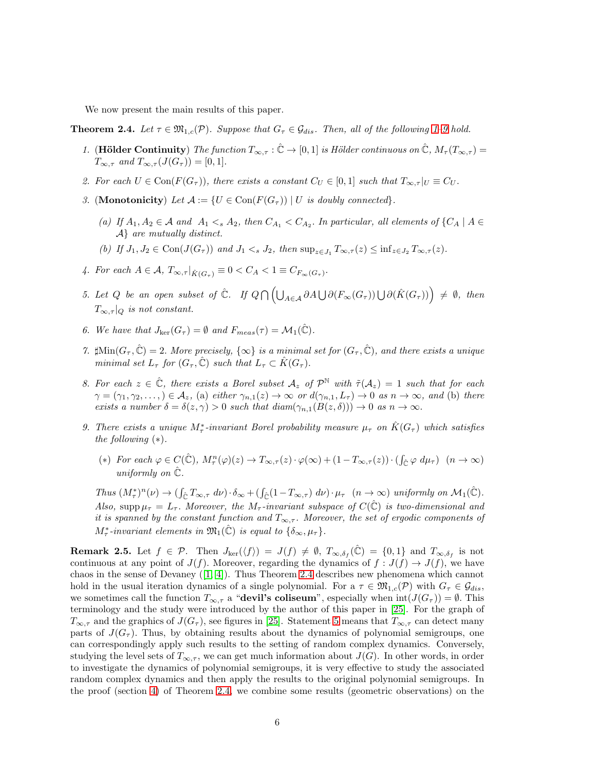We now present the main results of this paper.

**Theorem 2.4.** *Let $\tau \in \mathfrak{M}_{1,c}(\mathcal{P})$. Suppose that $G_\tau \in \mathcal{G}_{dis}$. Then, all of the following 1–9 hold.*

1. (**Hölder Continuity**) *The function $T_{\infty,\tau} : \hat{\mathbb{C}} \to [0,1]$ is Hölder continuous on $\hat{\mathbb{C}}$, $M_\tau(T_{\infty,\tau}) = T_{\infty,\tau}$ and $T_{\infty,\tau}(J(G_\tau)) = [0,1]$.*
2. *For each $U \in \mathrm{Con}(F(G_\tau))$, there exists a constant $C_U \in [0,1]$ such that $T_{\infty,\tau}|_U \equiv C_U$.*
3. (**Monotonicity**) *Let $\mathcal{A} := \{U \in \mathrm{Con}(F(G_\tau)) \mid U \text{ is doubly connected}\}$.*
   - (a) *If $A_1, A_2 \in \mathcal{A}$ and $A_1 <_s A_2$, then $C_{A_1} < C_{A_2}$. In particular, all elements of $\{C_A \mid A \in \mathcal{A}\}$ are mutually distinct.*
   - (b) *If $J_1, J_2 \in \mathrm{Con}(J(G_\tau))$ and $J_1 <_s J_2$, then $\sup_{z \in J_1} T_{\infty,\tau}(z) \leq \inf_{z \in J_2} T_{\infty,\tau}(z)$.*
4. *For each $A \in \mathcal{A}$, $T_{\infty,\tau}|_{\hat{K}(G_\tau)} \equiv 0 < C_A < 1 \equiv C_{F_\infty(G_\tau)}$.*
5. *Let $Q$ be an open subset of $\hat{\mathbb{C}}$. If $Q \bigcap \left(\bigcup_{A \in \mathcal{A}} \partial A \bigcup \partial(F_\infty(G_\tau)) \bigcup \partial(\hat{K}(G_\tau))\right) \neq \emptyset$, then $T_{\infty,\tau}|_Q$ is not constant.*
6. *We have that $J_{\ker}(G_\tau) = \emptyset$ and $F_{meas}(\tau) = \mathcal{M}_1(\hat{\mathbb{C}})$.*
7. *$\sharp \mathrm{Min}(G_\tau, \hat{\mathbb{C}}) = 2$. More precisely, $\{\infty\}$ is a minimal set for $(G_\tau, \hat{\mathbb{C}})$, and there exists a unique minimal set $L_\tau$ for $(G_\tau, \hat{\mathbb{C}})$ such that $L_\tau \subset \hat{K}(G_\tau)$.*
8. *For each $z \in \hat{\mathbb{C}}$, there exists a Borel subset $\mathcal{A}_z$ of $\mathcal{P}^{\mathbb{N}}$ with $\tilde{\tau}(\mathcal{A}_z) = 1$ such that for each $\gamma = (\gamma_1, \gamma_2, \ldots,) \in \mathcal{A}_z$, (a) either $\gamma_{n,1}(z) \to \infty$ or $d(\gamma_{n,1}, L_\tau) \to 0$ as $n \to \infty$, and (b) there exists a number $\delta = \delta(z, \gamma) > 0$ such that $diam(\gamma_{n,1}(B(z,\delta))) \to 0$ as $n \to \infty$.*
9. *There exists a unique $M_\tau^*$-invariant Borel probability measure $\mu_\tau$ on $\hat{K}(G_\tau)$ which satisfies the following $(*)$.*
   - $(*)$ *For each $\varphi \in C(\hat{\mathbb{C}})$, $M_\tau^n(\varphi)(z) \to T_{\infty,\tau}(z) \cdot \varphi(\infty) + (1 - T_{\infty,\tau}(z)) \cdot (\int_{\hat{\mathbb{C}}} \varphi \, d\mu_\tau)$ $(n \to \infty)$ uniformly on $\hat{\mathbb{C}}$.*

   *Thus $(M_\tau^*)^n(\nu) \to (\int_{\hat{\mathbb{C}}} T_{\infty,\tau} \, d\nu) \cdot \delta_\infty + (\int_{\hat{\mathbb{C}}} (1 - T_{\infty,\tau}) \, d\nu) \cdot \mu_\tau$ $(n \to \infty)$ uniformly on $\mathcal{M}_1(\hat{\mathbb{C}})$. Also, $\mathrm{supp}\, \mu_\tau = L_\tau$. Moreover, the $M_\tau$-invariant subspace of $C(\hat{\mathbb{C}})$ is two-dimensional and it is spanned by the constant function and $T_{\infty,\tau}$. Moreover, the set of ergodic components of $M_\tau^*$-invariant elements in $\mathfrak{M}_1(\hat{\mathbb{C}})$ is equal to $\{\delta_\infty, \mu_\tau\}$.*

**Remark 2.5.** Let $f \in \mathcal{P}$. Then $J_{\ker}(\langle f \rangle) = J(f) \neq \emptyset$, $T_{\infty,\delta_f}(\hat{\mathbb{C}}) = \{0, 1\}$ and $T_{\infty,\delta_f}$ is not continuous at any point of $J(f)$. Moreover, regarding the dynamics of $f : J(f) \to J(f)$, we have chaos in the sense of Devaney ([1, 4]). Thus Theorem 2.4 describes new phenomena which cannot hold in the usual iteration dynamics of a single polynomial. For a $\tau \in \mathfrak{M}_{1,c}(\mathcal{P})$ with $G_\tau \in \mathcal{G}_{dis}$, we sometimes call the function $T_{\infty,\tau}$ a "**devil's coliseum**", especially when $\mathrm{int}(J(G_\tau)) = \emptyset$. This terminology and the study were introduced by the author of this paper in [25]. For the graph of $T_{\infty,\tau}$ and the graphics of $J(G_\tau)$, see figures in [25]. Statement 5 means that $T_{\infty,\tau}$ can detect many parts of $J(G_\tau)$. Thus, by obtaining results about the dynamics of polynomial semigroups, one can correspondingly apply such results to the setting of random complex dynamics. Conversely, studying the level sets of $T_{\infty,\tau}$, we can get much information about $J(G)$. In other words, in order to investigate the dynamics of polynomial semigroups, it is very effective to study the associated random complex dynamics and then apply the results to the original polynomial semigroups. In the proof (section 4) of Theorem 2.4, we combine some results (geometric observations) on the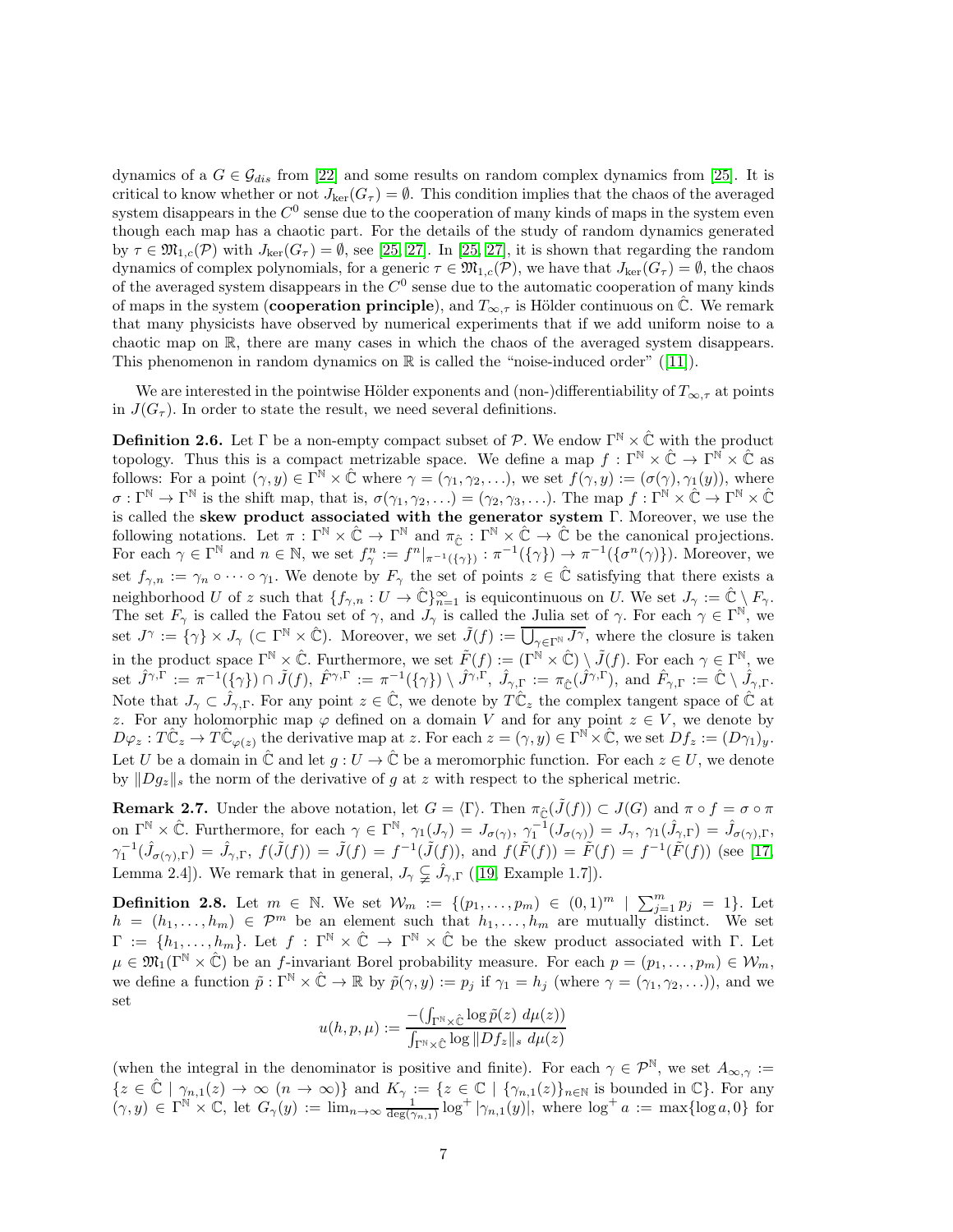dynamics of a $G \in \mathcal{G}_{dis}$ from [22] and some results on random complex dynamics from [25]. It is critical to know whether or not $J_{\ker}(G_\tau) = \emptyset$. This condition implies that the chaos of the averaged system disappears in the $C^0$ sense due to the cooperation of many kinds of maps in the system even though each map has a chaotic part. For the details of the study of random dynamics generated by $\tau \in \mathfrak{M}_{1,c}(\mathcal{P})$ with $J_{\ker}(G_\tau) = \emptyset$, see [25, 27]. In [25, 27], it is shown that regarding the random dynamics of complex polynomials, for a generic $\tau \in \mathfrak{M}_{1,c}(\mathcal{P})$, we have that $J_{\ker}(G_\tau) = \emptyset$, the chaos of the averaged system disappears in the $C^0$ sense due to the automatic cooperation of many kinds of maps in the system (**cooperation principle**), and $T_{\infty,\tau}$ is Hölder continuous on $\hat{\mathbb{C}}$. We remark that many physicists have observed by numerical experiments that if we add uniform noise to a chaotic map on $\mathbb{R}$, there are many cases in which the chaos of the averaged system disappears. This phenomenon in random dynamics on $\mathbb{R}$ is called the "noise-induced order" ([11]).

We are interested in the pointwise Hölder exponents and (non-)differentiability of $T_{\infty,\tau}$ at points in $J(G_\tau)$. In order to state the result, we need several definitions.

**Definition 2.6.** Let $\Gamma$ be a non-empty compact subset of $\mathcal{P}$. We endow $\Gamma^{\mathbb{N}} \times \hat{\mathbb{C}}$ with the product topology. Thus this is a compact metrizable space. We define a map $f : \Gamma^{\mathbb{N}} \times \hat{\mathbb{C}} \to \Gamma^{\mathbb{N}} \times \hat{\mathbb{C}}$ as follows: For a point $(\gamma, y) \in \Gamma^{\mathbb{N}} \times \hat{\mathbb{C}}$ where $\gamma = (\gamma_1, \gamma_2, \ldots)$, we set $f(\gamma, y) := (\sigma(\gamma), \gamma_1(y))$, where $\sigma : \Gamma^{\mathbb{N}} \to \Gamma^{\mathbb{N}}$ is the shift map, that is, $\sigma(\gamma_1, \gamma_2, \ldots) = (\gamma_2, \gamma_3, \ldots)$. The map $f : \Gamma^{\mathbb{N}} \times \hat{\mathbb{C}} \to \Gamma^{\mathbb{N}} \times \hat{\mathbb{C}}$ is called the **skew product associated with the generator system** $\Gamma$. Moreover, we use the following notations. Let $\pi : \Gamma^{\mathbb{N}} \times \hat{\mathbb{C}} \to \Gamma^{\mathbb{N}}$ and $\pi_{\hat{\mathbb{C}}} : \Gamma^{\mathbb{N}} \times \hat{\mathbb{C}} \to \hat{\mathbb{C}}$ be the canonical projections. For each $\gamma \in \Gamma^{\mathbb{N}}$ and $n \in \mathbb{N}$, we set $f_\gamma^n := f^n|_{\pi^{-1}(\{\gamma\})} : \pi^{-1}(\{\gamma\}) \to \pi^{-1}(\{\sigma^n(\gamma)\})$. Moreover, we set $f_{\gamma,n} := \gamma_n \circ \cdots \circ \gamma_1$. We denote by $F_\gamma$ the set of points $z \in \hat{\mathbb{C}}$ satisfying that there exists a neighborhood $U$ of $z$ such that $\{f_{\gamma,n} : U \to \hat{\mathbb{C}}\}_{n=1}^\infty$ is equicontinuous on $U$. We set $J_\gamma := \hat{\mathbb{C}} \setminus F_\gamma$. The set $F_\gamma$ is called the Fatou set of $\gamma$, and $J_\gamma$ is called the Julia set of $\gamma$. For each $\gamma \in \Gamma^{\mathbb{N}}$, we set $J^\gamma := \{\gamma\} \times J_\gamma$ $(\subset \Gamma^{\mathbb{N}} \times \hat{\mathbb{C}})$. Moreover, we set $\tilde{J}(f) := \overline{\bigcup_{\gamma \in \Gamma^{\mathbb{N}}} J^\gamma}$, where the closure is taken in the product space $\Gamma^{\mathbb{N}} \times \hat{\mathbb{C}}$. Furthermore, we set $\tilde{F}(f) := (\Gamma^{\mathbb{N}} \times \hat{\mathbb{C}}) \setminus \tilde{J}(f)$. For each $\gamma \in \Gamma^{\mathbb{N}}$, we set $\hat{J}^{\gamma,\Gamma} := \pi^{-1}(\{\gamma\}) \cap \tilde{J}(f)$, $\hat{F}^{\gamma,\Gamma} := \pi^{-1}(\{\gamma\}) \setminus \hat{J}^{\gamma,\Gamma}$, $\hat{J}_{\gamma,\Gamma} := \pi_{\hat{\mathbb{C}}}(\hat{J}^{\gamma,\Gamma})$, and $\hat{F}_{\gamma,\Gamma} := \hat{\mathbb{C}} \setminus \hat{J}_{\gamma,\Gamma}$. Note that $J_\gamma \subset \hat{J}_{\gamma,\Gamma}$. For any point $z \in \hat{\mathbb{C}}$, we denote by $T\hat{\mathbb{C}}_z$ the complex tangent space of $\hat{\mathbb{C}}$ at $z$. For any holomorphic map $\varphi$ defined on a domain $V$ and for any point $z \in V$, we denote by $D\varphi_z : T\hat{\mathbb{C}}_z \to T\hat{\mathbb{C}}_{\varphi(z)}$ the derivative map at $z$. For each $z = (\gamma, y) \in \Gamma^{\mathbb{N}} \times \hat{\mathbb{C}}$, we set $Df_z := (D\gamma_1)_y$. Let $U$ be a domain in $\hat{\mathbb{C}}$ and let $g : U \to \hat{\mathbb{C}}$ be a meromorphic function. For each $z \in U$, we denote by $\|Dg_z\|_s$ the norm of the derivative of $g$ at $z$ with respect to the spherical metric.

**Remark 2.7.** Under the above notation, let $G = \langle \Gamma \rangle$. Then $\pi_{\hat{\mathbb{C}}}(\tilde{J}(f)) \subset J(G)$ and $\pi \circ f = \sigma \circ \pi$ on $\Gamma^{\mathbb{N}} \times \hat{\mathbb{C}}$. Furthermore, for each $\gamma \in \Gamma^{\mathbb{N}}$, $\gamma_1(J_\gamma) = J_{\sigma(\gamma)}$, $\gamma_1^{-1}(J_{\sigma(\gamma)}) = J_\gamma$, $\gamma_1(\hat{J}_{\gamma,\Gamma}) = \hat{J}_{\sigma(\gamma),\Gamma}$, $\gamma_1^{-1}(\hat{J}_{\sigma(\gamma),\Gamma}) = \hat{J}_{\gamma,\Gamma}$, $f(\tilde{J}(f)) = \tilde{J}(f) = f^{-1}(\tilde{J}(f))$, and $f(\tilde{F}(f)) = \tilde{F}(f) = f^{-1}(\tilde{F}(f))$ (see [17, Lemma 2.4]). We remark that in general, $J_\gamma \subsetneqq \hat{J}_{\gamma,\Gamma}$ ([19, Example 1.7]).

**Definition 2.8.** Let $m \in \mathbb{N}$. We set $\mathcal{W}_m := \{(p_1, \ldots, p_m) \in (0,1)^m \mid \sum_{j=1}^m p_j = 1\}$. Let $h = (h_1, \ldots, h_m) \in \mathcal{P}^m$ be an element such that $h_1, \ldots, h_m$ are mutually distinct. We set $\Gamma := \{h_1, \ldots, h_m\}$. Let $f : \Gamma^{\mathbb{N}} \times \hat{\mathbb{C}} \to \Gamma^{\mathbb{N}} \times \hat{\mathbb{C}}$ be the skew product associated with $\Gamma$. Let $\mu \in \mathfrak{M}_1(\Gamma^{\mathbb{N}} \times \hat{\mathbb{C}})$ be an $f$-invariant Borel probability measure. For each $p = (p_1, \ldots, p_m) \in \mathcal{W}_m$, we define a function $\tilde{p} : \Gamma^{\mathbb{N}} \times \hat{\mathbb{C}} \to \mathbb{R}$ by $\tilde{p}(\gamma, y) := p_j$ if $\gamma_1 = h_j$ (where $\gamma = (\gamma_1, \gamma_2, \ldots)$), and we set

$$u(h, p, \mu) := \frac{-(\int_{\Gamma^{\mathbb{N}} \times \hat{\mathbb{C}}} \log \tilde{p}(z) \, d\mu(z))}{\int_{\Gamma^{\mathbb{N}} \times \hat{\mathbb{C}}} \log \|Df_z\|_s \, d\mu(z)}$$

(when the integral in the denominator is positive and finite). For each $\gamma \in \mathcal{P}^{\mathbb{N}}$, we set $A_{\infty,\gamma} := \{z \in \hat{\mathbb{C}} \mid \gamma_{n,1}(z) \to \infty \ (n \to \infty)\}$ and $K_\gamma := \{z \in \mathbb{C} \mid \{\gamma_{n,1}(z)\}_{n \in \mathbb{N}}$ is bounded in $\mathbb{C}\}$. For any $(\gamma, y) \in \Gamma^{\mathbb{N}} \times \mathbb{C}$, let $G_\gamma(y) := \lim_{n \to \infty} \frac{1}{\deg(\gamma_{n,1})} \log^+ |\gamma_{n,1}(y)|$, where $\log^+ a := \max\{\log a, 0\}$ for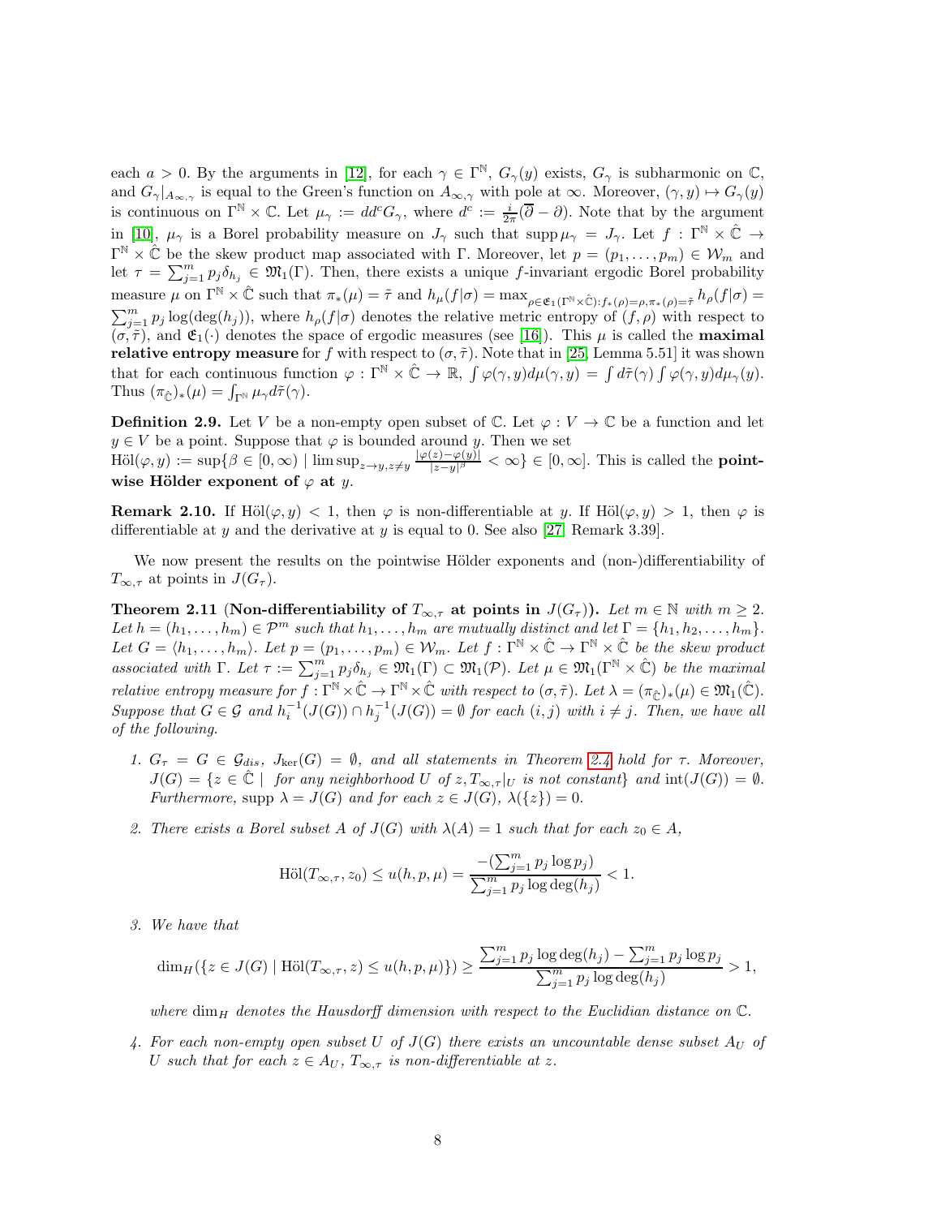each $a > 0$. By the arguments in [12], for each $\gamma \in \Gamma^{\mathbb{N}}$, $G_\gamma(y)$ exists, $G_\gamma$ is subharmonic on $\mathbb{C}$, and $G_\gamma|_{A_{\infty,\gamma}}$ is equal to the Green's function on $A_{\infty,\gamma}$ with pole at $\infty$. Moreover, $(\gamma, y) \mapsto G_\gamma(y)$ is continuous on $\Gamma^{\mathbb{N}} \times \mathbb{C}$. Let $\mu_\gamma := dd^c G_\gamma$, where $d^c := \frac{i}{2\pi}(\overline{\partial} - \partial)$. Note that by the argument in [10], $\mu_\gamma$ is a Borel probability measure on $J_\gamma$ such that $\operatorname{supp} \mu_\gamma = J_\gamma$. Let $f : \Gamma^{\mathbb{N}} \times \hat{\mathbb{C}} \to \Gamma^{\mathbb{N}} \times \hat{\mathbb{C}}$ be the skew product map associated with $\Gamma$. Moreover, let $p = (p_1, \ldots, p_m) \in \mathcal{W}_m$ and let $\tau = \sum_{j=1}^m p_j \delta_{h_j} \in \mathfrak{M}_1(\Gamma)$. Then, there exists a unique $f$-invariant ergodic Borel probability measure $\mu$ on $\Gamma^{\mathbb{N}} \times \hat{\mathbb{C}}$ such that $\pi_*(\mu) = \tilde{\tau}$ and $h_\mu(f|\sigma) = \max_{\rho \in \mathfrak{E}_1(\Gamma^{\mathbb{N}} \times \hat{\mathbb{C}}): f_*(\rho)=\rho, \pi_*(\rho)=\tilde{\tau}} h_\rho(f|\sigma) = \sum_{j=1}^m p_j \log(\deg(h_j))$, where $h_\rho(f|\sigma)$ denotes the relative metric entropy of $(f, \rho)$ with respect to $(\sigma, \tilde{\tau})$, and $\mathfrak{E}_1(\cdot)$ denotes the space of ergodic measures (see [16]). This $\mu$ is called the **maximal relative entropy measure** for $f$ with respect to $(\sigma, \tilde{\tau})$. Note that in [25, Lemma 5.51] it was shown that for each continuous function $\varphi : \Gamma^{\mathbb{N}} \times \hat{\mathbb{C}} \to \mathbb{R}$, $\int \varphi(\gamma, y) d\mu(\gamma, y) = \int d\tilde{\tau}(\gamma) \int \varphi(\gamma, y) d\mu_\gamma(y)$. Thus $(\pi_{\hat{\mathbb{C}}})_*(\mu) = \int_{\Gamma^{\mathbb{N}}} \mu_\gamma d\tilde{\tau}(\gamma)$.

**Definition 2.9.** Let $V$ be a non-empty open subset of $\mathbb{C}$. Let $\varphi : V \to \mathbb{C}$ be a function and let $y \in V$ be a point. Suppose that $\varphi$ is bounded around $y$. Then we set $\text{Höl}(\varphi, y) := \sup\{\beta \in [0, \infty) \mid \limsup_{z \to y, z \neq y} \frac{|\varphi(z) - \varphi(y)|}{|z-y|^\beta} < \infty\} \in [0, \infty]$. This is called the **pointwise Hölder exponent of $\varphi$ at** $y$.

**Remark 2.10.** If $\text{Höl}(\varphi, y) < 1$, then $\varphi$ is non-differentiable at $y$. If $\text{Höl}(\varphi, y) > 1$, then $\varphi$ is differentiable at $y$ and the derivative at $y$ is equal to 0. See also [27, Remark 3.39].

We now present the results on the pointwise Hölder exponents and (non-)differentiability of $T_{\infty,\tau}$ at points in $J(G_\tau)$.

**Theorem 2.11 (Non-differentiability of $T_{\infty,\tau}$ at points in $J(G_\tau)$).** *Let $m \in \mathbb{N}$ with $m \geq 2$. Let $h = (h_1, \ldots, h_m) \in \mathcal{P}^m$ such that $h_1, \ldots, h_m$ are mutually distinct and let $\Gamma = \{h_1, h_2, \ldots, h_m\}$. Let $G = \langle h_1, \ldots, h_m \rangle$. Let $p = (p_1, \ldots, p_m) \in \mathcal{W}_m$. Let $f : \Gamma^{\mathbb{N}} \times \hat{\mathbb{C}} \to \Gamma^{\mathbb{N}} \times \hat{\mathbb{C}}$ be the skew product associated with $\Gamma$. Let $\tau := \sum_{j=1}^m p_j \delta_{h_j} \in \mathfrak{M}_1(\Gamma) \subset \mathfrak{M}_1(\mathcal{P})$. Let $\mu \in \mathfrak{M}_1(\Gamma^{\mathbb{N}} \times \hat{\mathbb{C}})$ be the maximal relative entropy measure for $f : \Gamma^{\mathbb{N}} \times \hat{\mathbb{C}} \to \Gamma^{\mathbb{N}} \times \hat{\mathbb{C}}$ with respect to $(\sigma, \tilde{\tau})$. Let $\lambda = (\pi_{\hat{\mathbb{C}}})_*(\mu) \in \mathfrak{M}_1(\hat{\mathbb{C}})$. Suppose that $G \in \mathcal{G}$ and $h_i^{-1}(J(G)) \cap h_j^{-1}(J(G)) = \emptyset$ for each $(i, j)$ with $i \neq j$. Then, we have all of the following.*

1. *$G_\tau = G \in \mathcal{G}_{dis}$, $J_{\ker}(G) = \emptyset$, and all statements in Theorem 2.4 hold for $\tau$. Moreover, $J(G) = \{z \in \hat{\mathbb{C}} \mid$ for any neighborhood $U$ of $z, T_{\infty,\tau}|_U$ is not constant$\}$ and $\text{int}(J(G)) = \emptyset$. Furthermore, $\operatorname{supp} \lambda = J(G)$ and for each $z \in J(G)$, $\lambda(\{z\}) = 0$.*

2. *There exists a Borel subset $A$ of $J(G)$ with $\lambda(A) = 1$ such that for each $z_0 \in A$,*
$$\text{Höl}(T_{\infty,\tau}, z_0) \leq u(h, p, \mu) = \frac{-(\sum_{j=1}^m p_j \log p_j)}{\sum_{j=1}^m p_j \log \deg(h_j)} < 1.$$

3. *We have that*
$$\dim_H(\{z \in J(G) \mid \text{Höl}(T_{\infty,\tau}, z) \leq u(h, p, \mu)\}) \geq \frac{\sum_{j=1}^m p_j \log \deg(h_j) - \sum_{j=1}^m p_j \log p_j}{\sum_{j=1}^m p_j \log \deg(h_j)} > 1,$$
*where $\dim_H$ denotes the Hausdorff dimension with respect to the Euclidian distance on $\mathbb{C}$.*

4. *For each non-empty open subset $U$ of $J(G)$ there exists an uncountable dense subset $A_U$ of $U$ such that for each $z \in A_U$, $T_{\infty,\tau}$ is non-differentiable at $z$.*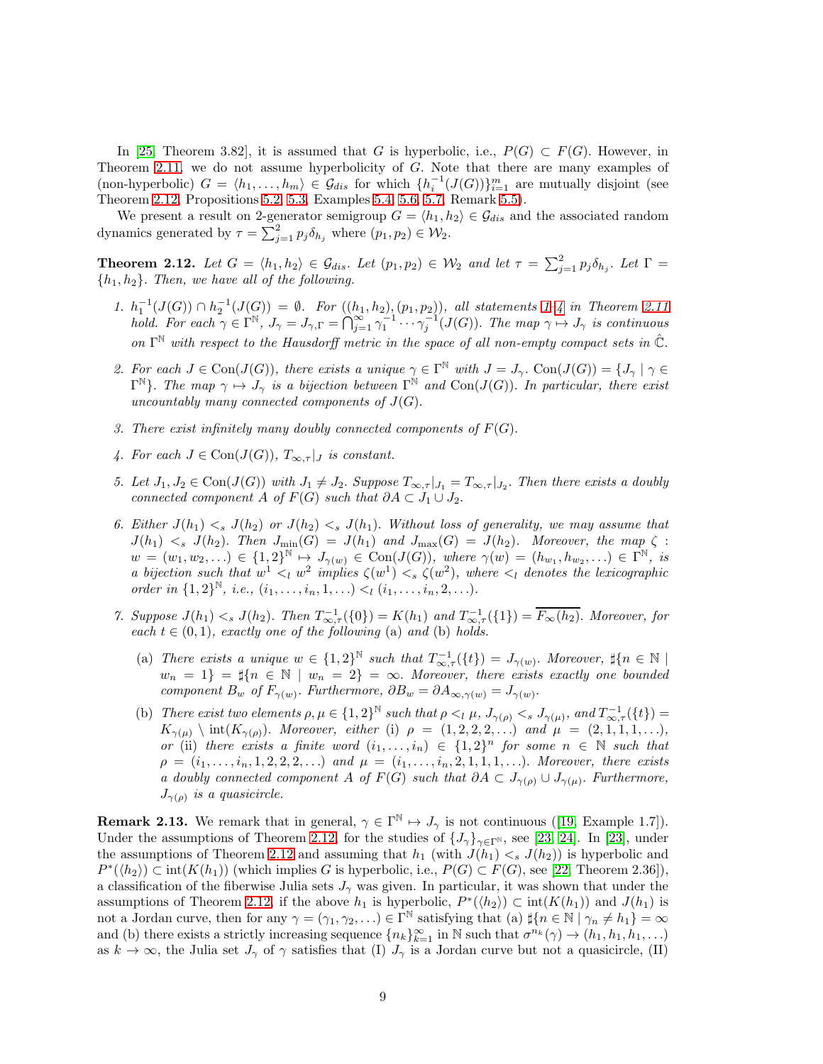In [25, Theorem 3.82], it is assumed that $G$ is hyperbolic, i.e., $P(G) \subset F(G)$. However, in Theorem 2.11, we do not assume hyperbolicity of $G$. Note that there are many examples of (non-hyperbolic) $G = \langle h_1, \ldots, h_m \rangle \in \mathcal{G}_{dis}$ for which $\{h_i^{-1}(J(G))\}_{i=1}^m$ are mutually disjoint (see Theorem 2.12, Propositions 5.2, 5.3, Examples 5.4, 5.6, 5.7, Remark 5.5).

We present a result on 2-generator semigroup $G = \langle h_1, h_2 \rangle \in \mathcal{G}_{dis}$ and the associated random dynamics generated by $\tau = \sum_{j=1}^2 p_j \delta_{h_j}$ where $(p_1, p_2) \in \mathcal{W}_2$.

**Theorem 2.12.** *Let $G = \langle h_1, h_2 \rangle \in \mathcal{G}_{dis}$. Let $(p_1, p_2) \in \mathcal{W}_2$ and let $\tau = \sum_{j=1}^2 p_j \delta_{h_j}$. Let $\Gamma = \{h_1, h_2\}$. Then, we have all of the following.*

1. *$h_1^{-1}(J(G)) \cap h_2^{-1}(J(G)) = \emptyset$. For $((h_1, h_2), (p_1, p_2))$, all statements 1–4 in Theorem 2.11 hold. For each $\gamma \in \Gamma^{\mathbb{N}}$, $J_\gamma = J_{\gamma,\Gamma} = \bigcap_{j=1}^{\infty} \gamma_1^{-1} \cdots \gamma_j^{-1}(J(G))$. The map $\gamma \mapsto J_\gamma$ is continuous on $\Gamma^{\mathbb{N}}$ with respect to the Hausdorff metric in the space of all non-empty compact sets in $\hat{\mathbb{C}}$.*
2. *For each $J \in \mathrm{Con}(J(G))$, there exists a unique $\gamma \in \Gamma^{\mathbb{N}}$ with $J = J_\gamma$. $\mathrm{Con}(J(G)) = \{J_\gamma \mid \gamma \in \Gamma^{\mathbb{N}}\}$. The map $\gamma \mapsto J_\gamma$ is a bijection between $\Gamma^{\mathbb{N}}$ and $\mathrm{Con}(J(G))$. In particular, there exist uncountably many connected components of $J(G)$.*
3. *There exist infinitely many doubly connected components of $F(G)$.*
4. *For each $J \in \mathrm{Con}(J(G))$, $T_{\infty,\tau}|_J$ is constant.*
5. *Let $J_1, J_2 \in \mathrm{Con}(J(G))$ with $J_1 \neq J_2$. Suppose $T_{\infty,\tau}|_{J_1} = T_{\infty,\tau}|_{J_2}$. Then there exists a doubly connected component $A$ of $F(G)$ such that $\partial A \subset J_1 \cup J_2$.*
6. *Either $J(h_1) <_s J(h_2)$ or $J(h_2) <_s J(h_1)$. Without loss of generality, we may assume that $J(h_1) <_s J(h_2)$. Then $J_{\min}(G) = J(h_1)$ and $J_{\max}(G) = J(h_2)$. Moreover, the map $\zeta : w = (w_1, w_2, \ldots) \in \{1,2\}^{\mathbb{N}} \mapsto J_{\gamma(w)} \in \mathrm{Con}(J(G))$, where $\gamma(w) = (h_{w_1}, h_{w_2}, \ldots) \in \Gamma^{\mathbb{N}}$, is a bijection such that $w^1 <_l w^2$ implies $\zeta(w^1) <_s \zeta(w^2)$, where $<_l$ denotes the lexicographic order in $\{1,2\}^{\mathbb{N}}$, i.e., $(i_1, \ldots, i_n, 1, \ldots) <_l (i_1, \ldots, i_n, 2, \ldots)$.*
7. *Suppose $J(h_1) <_s J(h_2)$. Then $T_{\infty,\tau}^{-1}(\{0\}) = K(h_1)$ and $T_{\infty,\tau}^{-1}(\{1\}) = \overline{F_\infty(h_2)}$. Moreover, for each $t \in (0,1)$, exactly one of the following* (a) *and* (b) *holds.*
   - (a) *There exists a unique $w \in \{1,2\}^{\mathbb{N}}$ such that $T_{\infty,\tau}^{-1}(\{t\}) = J_{\gamma(w)}$. Moreover, $\sharp\{n \in \mathbb{N} \mid w_n = 1\} = \sharp\{n \in \mathbb{N} \mid w_n = 2\} = \infty$. Moreover, there exists exactly one bounded component $B_w$ of $F_{\gamma(w)}$. Furthermore, $\partial B_w = \partial A_{\infty,\gamma(w)} = J_{\gamma(w)}$.*
   - (b) *There exist two elements $\rho, \mu \in \{1,2\}^{\mathbb{N}}$ such that $\rho <_l \mu$, $J_{\gamma(\rho)} <_s J_{\gamma(\mu)}$, and $T_{\infty,\tau}^{-1}(\{t\}) = K_{\gamma(\mu)} \setminus \mathrm{int}(K_{\gamma(\rho)})$. Moreover, either (i) $\rho = (1,2,2,2,\ldots)$ and $\mu = (2,1,1,1,\ldots)$, or (ii) there exists a finite word $(i_1, \ldots, i_n) \in \{1,2\}^n$ for some $n \in \mathbb{N}$ such that $\rho = (i_1, \ldots, i_n, 1, 2, 2, 2, \ldots)$ and $\mu = (i_1, \ldots, i_n, 2, 1, 1, 1, \ldots)$. Moreover, there exists a doubly connected component $A$ of $F(G)$ such that $\partial A \subset J_{\gamma(\rho)} \cup J_{\gamma(\mu)}$. Furthermore, $J_{\gamma(\rho)}$ is a quasicircle.*

**Remark 2.13.** We remark that in general, $\gamma \in \Gamma^{\mathbb{N}} \mapsto J_\gamma$ is not continuous ([19, Example 1.7]). Under the assumptions of Theorem 2.12, for the studies of $\{J_\gamma\}_{\gamma \in \Gamma^{\mathbb{N}}}$, see [23, 24]. In [23], under the assumptions of Theorem 2.12 and assuming that $h_1$ (with $J(h_1) <_s J(h_2)$) is hyperbolic and $P^*(\langle h_2 \rangle) \subset \mathrm{int}(K(h_1))$ (which implies $G$ is hyperbolic, i.e., $P(G) \subset F(G)$, see [22, Theorem 2.36]), a classification of the fiberwise Julia sets $J_\gamma$ was given. In particular, it was shown that under the assumptions of Theorem 2.12, if the above $h_1$ is hyperbolic, $P^*(\langle h_2 \rangle) \subset \mathrm{int}(K(h_1))$ and $J(h_1)$ is not a Jordan curve, then for any $\gamma = (\gamma_1, \gamma_2, \ldots) \in \Gamma^{\mathbb{N}}$ satisfying that (a) $\sharp\{n \in \mathbb{N} \mid \gamma_n \neq h_1\} = \infty$ and (b) there exists a strictly increasing sequence $\{n_k\}_{k=1}^{\infty}$ in $\mathbb{N}$ such that $\sigma^{n_k}(\gamma) \to (h_1, h_1, h_1, \ldots)$ as $k \to \infty$, the Julia set $J_\gamma$ of $\gamma$ satisfies that (I) $J_\gamma$ is a Jordan curve but not a quasicircle, (II)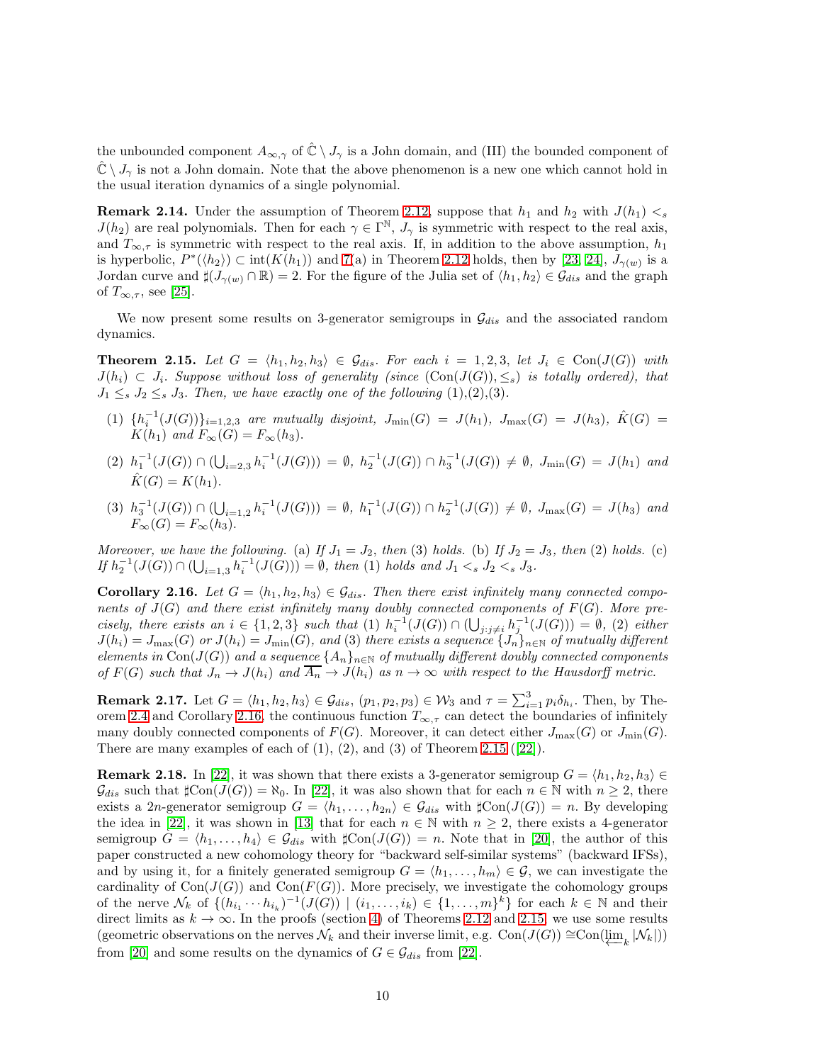the unbounded component $A_{\infty,\gamma}$ of $\hat{\mathbb{C}} \setminus J_\gamma$ is a John domain, and (III) the bounded component of $\hat{\mathbb{C}} \setminus J_\gamma$ is not a John domain. Note that the above phenomenon is a new one which cannot hold in the usual iteration dynamics of a single polynomial.

**Remark 2.14.** Under the assumption of Theorem 2.12, suppose that $h_1$ and $h_2$ with $J(h_1) <_s J(h_2)$ are real polynomials. Then for each $\gamma \in \Gamma^{\mathbb{N}}$, $J_\gamma$ is symmetric with respect to the real axis, and $T_{\infty,\tau}$ is symmetric with respect to the real axis. If, in addition to the above assumption, $h_1$ is hyperbolic, $P^*(\langle h_2 \rangle) \subset \mathrm{int}(K(h_1))$ and 7(a) in Theorem 2.12 holds, then by [23, 24], $J_{\gamma(w)}$ is a Jordan curve and $\sharp(J_{\gamma(w)} \cap \mathbb{R}) = 2$. For the figure of the Julia set of $\langle h_1, h_2 \rangle \in \mathcal{G}_{dis}$ and the graph of $T_{\infty,\tau}$, see [25].

We now present some results on 3-generator semigroups in $\mathcal{G}_{dis}$ and the associated random dynamics.

**Theorem 2.15.** *Let $G = \langle h_1, h_2, h_3 \rangle \in \mathcal{G}_{dis}$. For each $i = 1, 2, 3$, let $J_i \in \mathrm{Con}(J(G))$ with $J(h_i) \subset J_i$. Suppose without loss of generality (since $(\mathrm{Con}(J(G)), \leq_s)$ is totally ordered), that $J_1 \leq_s J_2 \leq_s J_3$. Then, we have exactly one of the following (1),(2),(3).*

1. *$\{h_i^{-1}(J(G))\}_{i=1,2,3}$ are mutually disjoint, $J_{\min}(G) = J(h_1)$, $J_{\max}(G) = J(h_3)$, $\hat{K}(G) = K(h_1)$ and $F_\infty(G) = F_\infty(h_3)$.*
2. *$h_1^{-1}(J(G)) \cap (\bigcup_{i=2,3} h_i^{-1}(J(G))) = \emptyset$, $h_2^{-1}(J(G)) \cap h_3^{-1}(J(G)) \neq \emptyset$, $J_{\min}(G) = J(h_1)$ and $\hat{K}(G) = K(h_1)$.*
3. *$h_3^{-1}(J(G)) \cap (\bigcup_{i=1,2} h_i^{-1}(J(G))) = \emptyset$, $h_1^{-1}(J(G)) \cap h_2^{-1}(J(G)) \neq \emptyset$, $J_{\max}(G) = J(h_3)$ and $F_\infty(G) = F_\infty(h_3)$.*

*Moreover, we have the following.* (a) *If $J_1 = J_2$, then (3) holds.* (b) *If $J_2 = J_3$, then (2) holds.* (c) *If $h_2^{-1}(J(G)) \cap (\bigcup_{i=1,3} h_i^{-1}(J(G))) = \emptyset$, then (1) holds and $J_1 <_s J_2 <_s J_3$.*

**Corollary 2.16.** *Let $G = \langle h_1, h_2, h_3 \rangle \in \mathcal{G}_{dis}$. Then there exist infinitely many connected components of $J(G)$ and there exist infinitely many doubly connected components of $F(G)$. More precisely, there exists an $i \in \{1, 2, 3\}$ such that (1) $h_i^{-1}(J(G)) \cap (\bigcup_{j:j\neq i} h_j^{-1}(J(G))) = \emptyset$, (2) either $J(h_i) = J_{\max}(G)$ or $J(h_i) = J_{\min}(G)$, and (3) there exists a sequence $\{J_n\}_{n\in\mathbb{N}}$ of mutually different elements in $\mathrm{Con}(J(G))$ and a sequence $\{A_n\}_{n\in\mathbb{N}}$ of mutually different doubly connected components of $F(G)$ such that $J_n \to J(h_i)$ and $\overline{A_n} \to J(h_i)$ as $n \to \infty$ with respect to the Hausdorff metric.*

**Remark 2.17.** Let $G = \langle h_1, h_2, h_3 \rangle \in \mathcal{G}_{dis}$, $(p_1, p_2, p_3) \in \mathcal{W}_3$ and $\tau = \sum_{i=1}^{3} p_i \delta_{h_i}$. Then, by Theorem 2.4 and Corollary 2.16, the continuous function $T_{\infty,\tau}$ can detect the boundaries of infinitely many doubly connected components of $F(G)$. Moreover, it can detect either $J_{\max}(G)$ or $J_{\min}(G)$. There are many examples of each of (1), (2), and (3) of Theorem 2.15 ([22]).

**Remark 2.18.** In [22], it was shown that there exists a 3-generator semigroup $G = \langle h_1, h_2, h_3 \rangle \in \mathcal{G}_{dis}$ such that $\sharp\mathrm{Con}(J(G)) = \aleph_0$. In [22], it was also shown that for each $n \in \mathbb{N}$ with $n \geq 2$, there exists a $2n$-generator semigroup $G = \langle h_1, \ldots, h_{2n} \rangle \in \mathcal{G}_{dis}$ with $\sharp\mathrm{Con}(J(G)) = n$. By developing the idea in [22], it was shown in [13] that for each $n \in \mathbb{N}$ with $n \geq 2$, there exists a 4-generator semigroup $G = \langle h_1, \ldots, h_4 \rangle \in \mathcal{G}_{dis}$ with $\sharp\mathrm{Con}(J(G)) = n$. Note that in [20], the author of this paper constructed a new cohomology theory for "backward self-similar systems" (backward IFSs), and by using it, for a finitely generated semigroup $G = \langle h_1, \ldots, h_m \rangle \in \mathcal{G}$, we can investigate the cardinality of $\mathrm{Con}(J(G))$ and $\mathrm{Con}(F(G))$. More precisely, we investigate the cohomology groups of the nerve $\mathcal{N}_k$ of $\{(h_{i_1} \cdots h_{i_k})^{-1}(J(G)) \mid (i_1, \ldots, i_k) \in \{1, \ldots, m\}^k\}$ for each $k \in \mathbb{N}$ and their direct limits as $k \to \infty$. In the proofs (section 4) of Theorems 2.12 and 2.15, we use some results (geometric observations on the nerves $\mathcal{N}_k$ and their inverse limit, e.g. $\mathrm{Con}(J(G)) \cong \mathrm{Con}(\varprojlim_k |\mathcal{N}_k|)$) from [20] and some results on the dynamics of $G \in \mathcal{G}_{dis}$ from [22].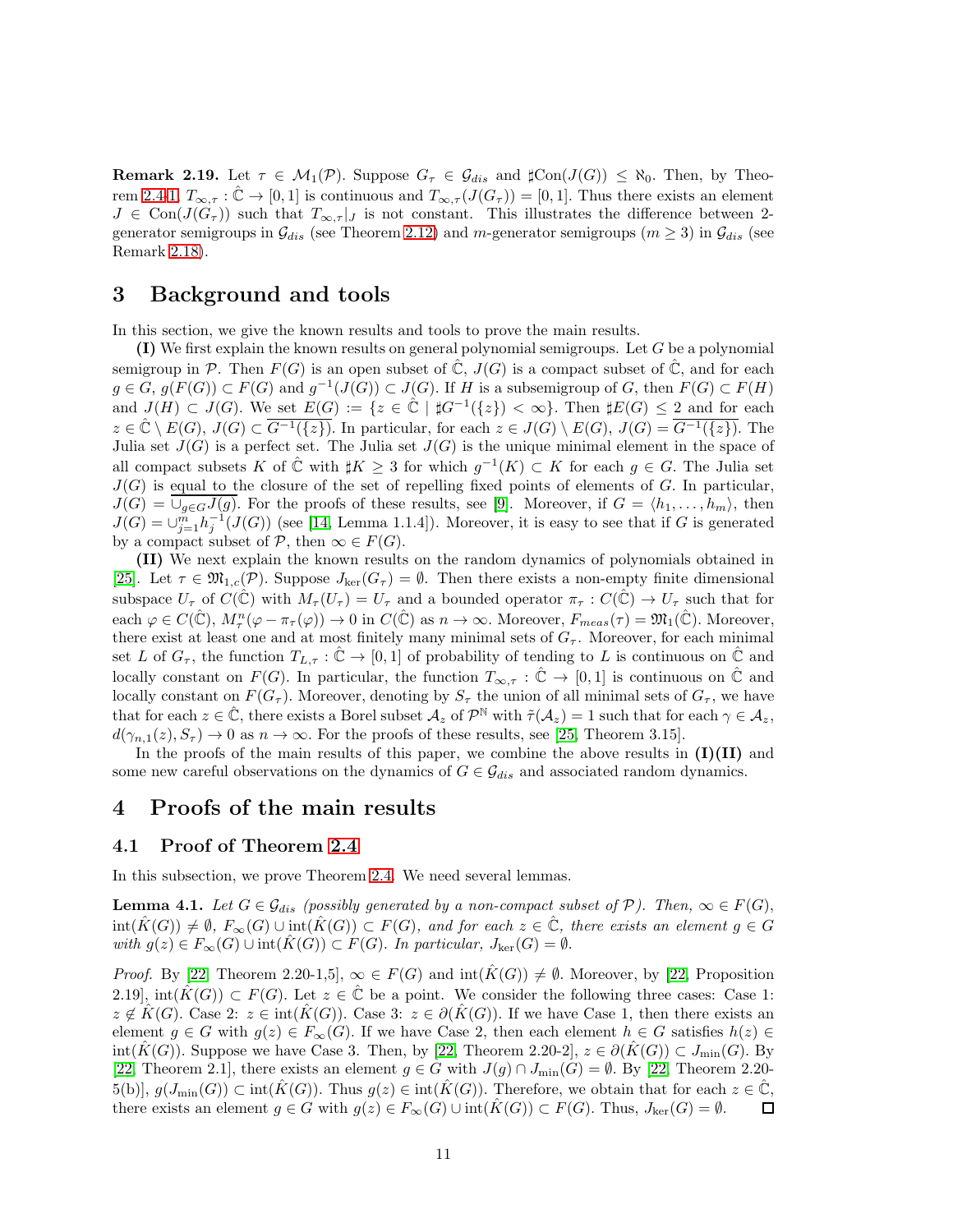**Remark 2.19.** Let $\tau \in \mathcal{M}_1(\mathcal{P})$. Suppose $G_\tau \in \mathcal{G}_{dis}$ and $\sharp\text{Con}(J(G)) \leq \aleph_0$. Then, by Theorem 2.4-1, $T_{\infty,\tau} : \hat{\mathbb{C}} \to [0,1]$ is continuous and $T_{\infty,\tau}(J(G_\tau)) = [0,1]$. Thus there exists an element $J \in \text{Con}(J(G_\tau))$ such that $T_{\infty,\tau}|_J$ is not constant. This illustrates the difference between 2-generator semigroups in $\mathcal{G}_{dis}$ (see Theorem 2.12) and $m$-generator semigroups ($m \geq 3$) in $\mathcal{G}_{dis}$ (see Remark 2.18).

# 3 Background and tools

In this section, we give the known results and tools to prove the main results.

**(I)** We first explain the known results on general polynomial semigroups. Let $G$ be a polynomial semigroup in $\mathcal{P}$. Then $F(G)$ is an open subset of $\hat{\mathbb{C}}$, $J(G)$ is a compact subset of $\hat{\mathbb{C}}$, and for each $g \in G$, $g(F(G)) \subset F(G)$ and $g^{-1}(J(G)) \subset J(G)$. If $H$ is a subsemigroup of $G$, then $F(G) \subset F(H)$ and $J(H) \subset J(G)$. We set $E(G) := \{z \in \hat{\mathbb{C}} \mid \sharp G^{-1}(\{z\}) < \infty\}$. Then $\sharp E(G) \leq 2$ and for each $z \in \hat{\mathbb{C}} \setminus E(G)$, $J(G) \subset \overline{G^{-1}(\{z\})}$. In particular, for each $z \in J(G) \setminus E(G)$, $J(G) = \overline{G^{-1}(\{z\})}$. The Julia set $J(G)$ is a perfect set. The Julia set $J(G)$ is the unique minimal element in the space of all compact subsets $K$ of $\hat{\mathbb{C}}$ with $\sharp K \geq 3$ for which $g^{-1}(K) \subset K$ for each $g \in G$. The Julia set $J(G)$ is equal to the closure of the set of repelling fixed points of elements of $G$. In particular, $J(G) = \overline{\cup_{g \in G} J(g)}$. For the proofs of these results, see [9]. Moreover, if $G = \langle h_1, \ldots, h_m \rangle$, then $J(G) = \cup_{j=1}^m h_j^{-1}(J(G))$ (see [14, Lemma 1.1.4]). Moreover, it is easy to see that if $G$ is generated by a compact subset of $\mathcal{P}$, then $\infty \in F(G)$.

**(II)** We next explain the known results on the random dynamics of polynomials obtained in [25]. Let $\tau \in \mathfrak{M}_{1,c}(\mathcal{P})$. Suppose $J_{\ker}(G_\tau) = \emptyset$. Then there exists a non-empty finite dimensional subspace $U_\tau$ of $C(\hat{\mathbb{C}})$ with $M_\tau(U_\tau) = U_\tau$ and a bounded operator $\pi_\tau : C(\hat{\mathbb{C}}) \to U_\tau$ such that for each $\varphi \in C(\hat{\mathbb{C}})$, $M_\tau^n(\varphi - \pi_\tau(\varphi)) \to 0$ in $C(\hat{\mathbb{C}})$ as $n \to \infty$. Moreover, $F_{meas}(\tau) = \mathfrak{M}_1(\hat{\mathbb{C}})$. Moreover, there exist at least one and at most finitely many minimal sets of $G_\tau$. Moreover, for each minimal set $L$ of $G_\tau$, the function $T_{L,\tau} : \hat{\mathbb{C}} \to [0,1]$ of probability of tending to $L$ is continuous on $\hat{\mathbb{C}}$ and locally constant on $F(G)$. In particular, the function $T_{\infty,\tau} : \hat{\mathbb{C}} \to [0,1]$ is continuous on $\hat{\mathbb{C}}$ and locally constant on $F(G_\tau)$. Moreover, denoting by $S_\tau$ the union of all minimal sets of $G_\tau$, we have that for each $z \in \hat{\mathbb{C}}$, there exists a Borel subset $\mathcal{A}_z$ of $\mathcal{P}^{\mathbb{N}}$ with $\tilde{\tau}(\mathcal{A}_z) = 1$ such that for each $\gamma \in \mathcal{A}_z$, $d(\gamma_{n,1}(z), S_\tau) \to 0$ as $n \to \infty$. For the proofs of these results, see [25, Theorem 3.15].

In the proofs of the main results of this paper, we combine the above results in **(I)(II)** and some new careful observations on the dynamics of $G \in \mathcal{G}_{dis}$ and associated random dynamics.

# 4 Proofs of the main results

## 4.1 Proof of Theorem 2.4

In this subsection, we prove Theorem 2.4. We need several lemmas.

**Lemma 4.1.** *Let $G \in \mathcal{G}_{dis}$ (possibly generated by a non-compact subset of $\mathcal{P}$). Then, $\infty \in F(G)$, $\text{int}(\hat{K}(G)) \neq \emptyset$, $F_\infty(G) \cup \text{int}(\hat{K}(G)) \subset F(G)$, and for each $z \in \hat{\mathbb{C}}$, there exists an element $g \in G$ with $g(z) \in F_\infty(G) \cup \text{int}(\hat{K}(G)) \subset F(G)$. In particular, $J_{\ker}(G) = \emptyset$.*

*Proof.* By [22, Theorem 2.20-1,5], $\infty \in F(G)$ and $\text{int}(\hat{K}(G)) \neq \emptyset$. Moreover, by [22, Proposition 2.19], $\text{int}(\hat{K}(G)) \subset F(G)$. Let $z \in \hat{\mathbb{C}}$ be a point. We consider the following three cases: Case 1: $z \notin \hat{K}(G)$. Case 2: $z \in \text{int}(\hat{K}(G))$. Case 3: $z \in \partial(\hat{K}(G))$. If we have Case 1, then there exists an element $g \in G$ with $g(z) \in F_\infty(G)$. If we have Case 2, then each element $h \in G$ satisfies $h(z) \in \text{int}(\hat{K}(G))$. Suppose we have Case 3. Then, by [22, Theorem 2.20-2], $z \in \partial(\hat{K}(G)) \subset J_{\min}(G)$. By [22, Theorem 2.1], there exists an element $g \in G$ with $J(g) \cap J_{\min}(G) = \emptyset$. By [22, Theorem 2.20-5(b)], $g(J_{\min}(G)) \subset \text{int}(\hat{K}(G))$. Thus $g(z) \in \text{int}(\hat{K}(G))$. Therefore, we obtain that for each $z \in \hat{\mathbb{C}}$, there exists an element $g \in G$ with $g(z) \in F_\infty(G) \cup \text{int}(\hat{K}(G)) \subset F(G)$. Thus, $J_{\ker}(G) = \emptyset$. $\square$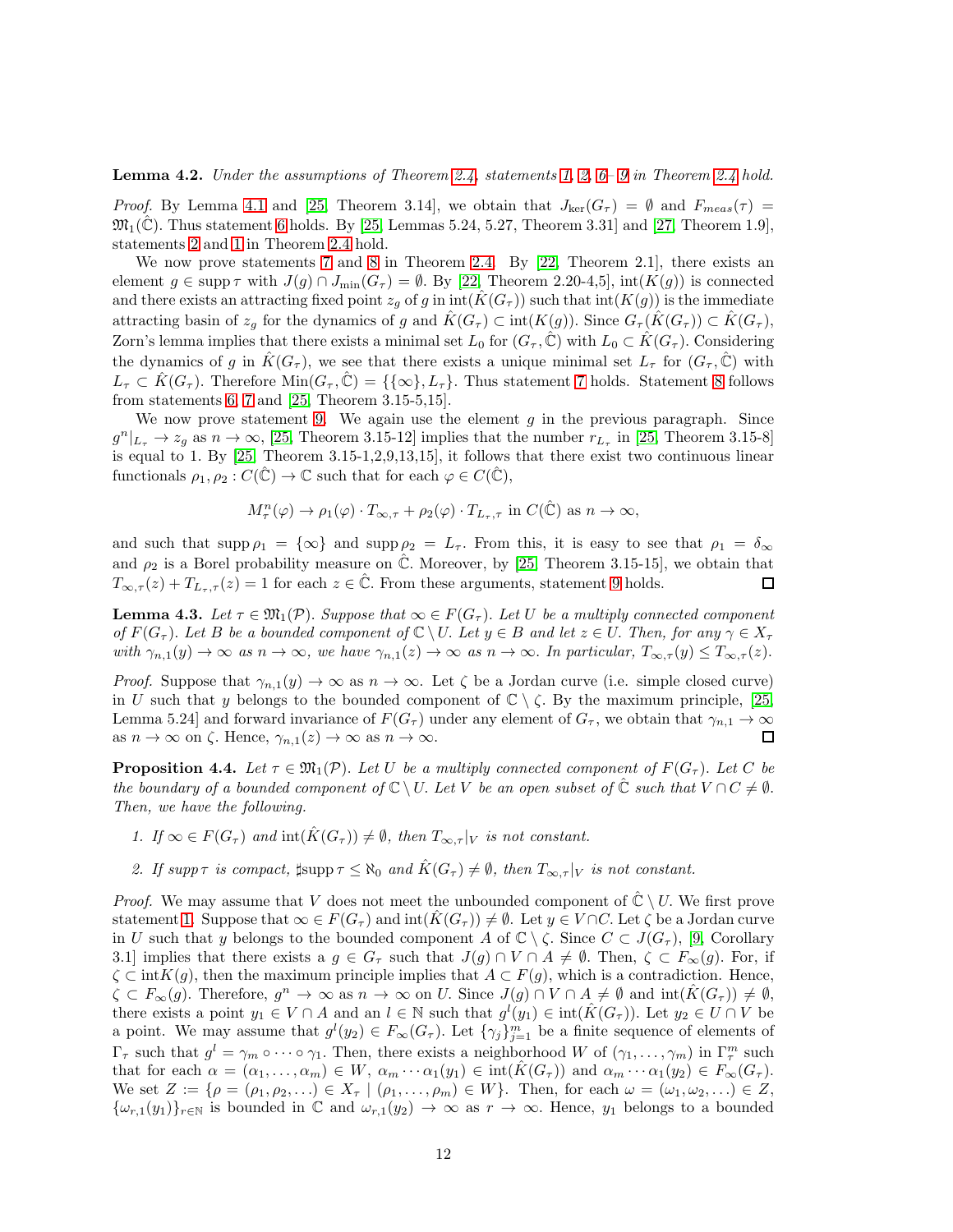**Lemma 4.2.** *Under the assumptions of Theorem 2.4, statements 1, 2, 6–9 in Theorem 2.4 hold.*

*Proof.* By Lemma 4.1 and [25, Theorem 3.14], we obtain that $J_{\ker}(G_\tau) = \emptyset$ and $F_{meas}(\tau) = \mathfrak{M}_1(\hat{\mathbb{C}})$. Thus statement 6 holds. By [25, Lemmas 5.24, 5.27, Theorem 3.31] and [27, Theorem 1.9], statements 2 and 1 in Theorem 2.4 hold.

We now prove statements 7 and 8 in Theorem 2.4. By [22, Theorem 2.1], there exists an element $g \in \operatorname{supp} \tau$ with $J(g) \cap J_{\min}(G_\tau) = \emptyset$. By [22, Theorem 2.20-4,5], $\operatorname{int}(K(g))$ is connected and there exists an attracting fixed point $z_g$ of $g$ in $\operatorname{int}(\hat{K}(G_\tau))$ such that $\operatorname{int}(K(g))$ is the immediate attracting basin of $z_g$ for the dynamics of $g$ and $\hat{K}(G_\tau) \subset \operatorname{int}(K(g))$. Since $G_\tau(\hat{K}(G_\tau)) \subset \hat{K}(G_\tau)$, Zorn's lemma implies that there exists a minimal set $L_0$ for $(G_\tau, \hat{\mathbb{C}})$ with $L_0 \subset \hat{K}(G_\tau)$. Considering the dynamics of $g$ in $\hat{K}(G_\tau)$, we see that there exists a unique minimal set $L_\tau$ for $(G_\tau, \hat{\mathbb{C}})$ with $L_\tau \subset \hat{K}(G_\tau)$. Therefore $\operatorname{Min}(G_\tau, \hat{\mathbb{C}}) = \{\{\infty\}, L_\tau\}$. Thus statement 7 holds. Statement 8 follows from statements 6, 7 and [25, Theorem 3.15-5,15].

We now prove statement 9. We again use the element $g$ in the previous paragraph. Since $g^n|_{L_\tau} \to z_g$ as $n \to \infty$, [25, Theorem 3.15-12] implies that the number $r_{L_\tau}$ in [25, Theorem 3.15-8] is equal to 1. By [25, Theorem 3.15-1,2,9,13,15], it follows that there exist two continuous linear functionals $\rho_1, \rho_2 : C(\hat{\mathbb{C}}) \to \mathbb{C}$ such that for each $\varphi \in C(\hat{\mathbb{C}})$,

$$M_\tau^n(\varphi) \to \rho_1(\varphi) \cdot T_{\infty,\tau} + \rho_2(\varphi) \cdot T_{L_\tau,\tau} \text{ in } C(\hat{\mathbb{C}}) \text{ as } n \to \infty,$$

and such that $\operatorname{supp} \rho_1 = \{\infty\}$ and $\operatorname{supp} \rho_2 = L_\tau$. From this, it is easy to see that $\rho_1 = \delta_\infty$ and $\rho_2$ is a Borel probability measure on $\hat{\mathbb{C}}$. Moreover, by [25, Theorem 3.15-15], we obtain that $T_{\infty,\tau}(z) + T_{L_\tau,\tau}(z) = 1$ for each $z \in \hat{\mathbb{C}}$. From these arguments, statement 9 holds. $\square$

**Lemma 4.3.** *Let $\tau \in \mathfrak{M}_1(\mathcal{P})$. Suppose that $\infty \in F(G_\tau)$. Let $U$ be a multiply connected component of $F(G_\tau)$. Let $B$ be a bounded component of $\mathbb{C} \setminus U$. Let $y \in B$ and let $z \in U$. Then, for any $\gamma \in X_\tau$ with $\gamma_{n,1}(y) \to \infty$ as $n \to \infty$, we have $\gamma_{n,1}(z) \to \infty$ as $n \to \infty$. In particular, $T_{\infty,\tau}(y) \leq T_{\infty,\tau}(z)$.*

*Proof.* Suppose that $\gamma_{n,1}(y) \to \infty$ as $n \to \infty$. Let $\zeta$ be a Jordan curve (i.e. simple closed curve) in $U$ such that $y$ belongs to the bounded component of $\mathbb{C} \setminus \zeta$. By the maximum principle, [25, Lemma 5.24] and forward invariance of $F(G_\tau)$ under any element of $G_\tau$, we obtain that $\gamma_{n,1} \to \infty$ as $n \to \infty$ on $\zeta$. Hence, $\gamma_{n,1}(z) \to \infty$ as $n \to \infty$. $\square$

**Proposition 4.4.** *Let $\tau \in \mathfrak{M}_1(\mathcal{P})$. Let $U$ be a multiply connected component of $F(G_\tau)$. Let $C$ be the boundary of a bounded component of $\mathbb{C} \setminus U$. Let $V$ be an open subset of $\hat{\mathbb{C}}$ such that $V \cap C \neq \emptyset$. Then, we have the following.*

1. *If $\infty \in F(G_\tau)$ and $\operatorname{int}(\hat{K}(G_\tau)) \neq \emptyset$, then $T_{\infty,\tau}|_V$ is not constant.*
2. *If $\operatorname{supp} \tau$ is compact, $\sharp \operatorname{supp} \tau \leq \aleph_0$ and $\hat{K}(G_\tau) \neq \emptyset$, then $T_{\infty,\tau}|_V$ is not constant.*

*Proof.* We may assume that $V$ does not meet the unbounded component of $\hat{\mathbb{C}} \setminus U$. We first prove statement 1. Suppose that $\infty \in F(G_\tau)$ and $\operatorname{int}(\hat{K}(G_\tau)) \neq \emptyset$. Let $y \in V \cap C$. Let $\zeta$ be a Jordan curve in $U$ such that $y$ belongs to the bounded component $A$ of $\mathbb{C} \setminus \zeta$. Since $C \subset J(G_\tau)$, [9, Corollary 3.1] implies that there exists a $g \in G_\tau$ such that $J(g) \cap V \cap A \neq \emptyset$. Then, $\zeta \subset F_\infty(g)$. For, if $\zeta \subset \operatorname{int} K(g)$, then the maximum principle implies that $A \subset F(g)$, which is a contradiction. Hence, $\zeta \subset F_\infty(g)$. Therefore, $g^n \to \infty$ as $n \to \infty$ on $U$. Since $J(g) \cap V \cap A \neq \emptyset$ and $\operatorname{int}(\hat{K}(G_\tau)) \neq \emptyset$, there exists a point $y_1 \in V \cap A$ and an $l \in \mathbb{N}$ such that $g^l(y_1) \in \operatorname{int}(\hat{K}(G_\tau))$. Let $y_2 \in U \cap V$ be a point. We may assume that $g^l(y_2) \in F_\infty(G_\tau)$. Let $\{\gamma_j\}_{j=1}^m$ be a finite sequence of elements of $\Gamma_\tau$ such that $g^l = \gamma_m \circ \cdots \circ \gamma_1$. Then, there exists a neighborhood $W$ of $(\gamma_1, \ldots, \gamma_m)$ in $\Gamma_\tau^m$ such that for each $\alpha = (\alpha_1, \ldots, \alpha_m) \in W$, $\alpha_m \cdots \alpha_1(y_1) \in \operatorname{int}(\hat{K}(G_\tau))$ and $\alpha_m \cdots \alpha_1(y_2) \in F_\infty(G_\tau)$. We set $Z := \{\rho = (\rho_1, \rho_2, \ldots) \in X_\tau \mid (\rho_1, \ldots, \rho_m) \in W\}$. Then, for each $\omega = (\omega_1, \omega_2, \ldots) \in Z$, $\{\omega_{r,1}(y_1)\}_{r \in \mathbb{N}}$ is bounded in $\mathbb{C}$ and $\omega_{r,1}(y_2) \to \infty$ as $r \to \infty$. Hence, $y_1$ belongs to a bounded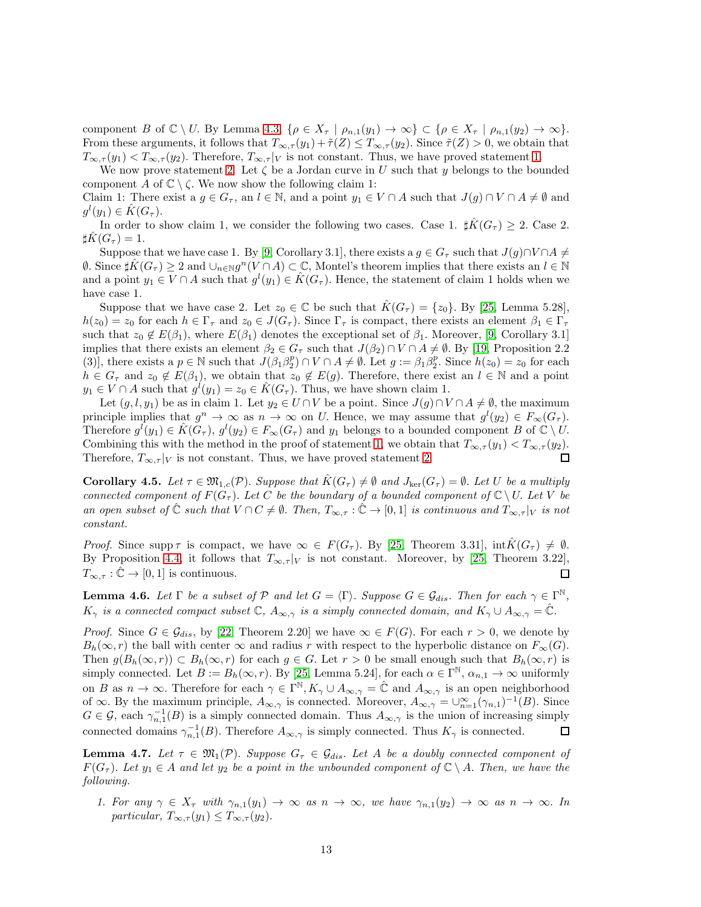component $B$ of $\mathbb{C} \setminus U$. By Lemma 4.3, $\{\rho \in X_\tau \mid \rho_{n,1}(y_1) \to \infty\} \subset \{\rho \in X_\tau \mid \rho_{n,1}(y_2) \to \infty\}$. From these arguments, it follows that $T_{\infty,\tau}(y_1) + \tilde{\tau}(Z) \le T_{\infty,\tau}(y_2)$. Since $\tilde{\tau}(Z) > 0$, we obtain that $T_{\infty,\tau}(y_1) < T_{\infty,\tau}(y_2)$. Therefore, $T_{\infty,\tau}|_V$ is not constant. Thus, we have proved statement 1.

We now prove statement 2. Let $\zeta$ be a Jordan curve in $U$ such that $y$ belongs to the bounded component $A$ of $\mathbb{C} \setminus \zeta$. We now show the following claim 1:

Claim 1: There exist a $g \in G_\tau$, an $l \in \mathbb{N}$, and a point $y_1 \in V \cap A$ such that $J(g) \cap V \cap A \neq \emptyset$ and $g^l(y_1) \in \hat{K}(G_\tau)$.

In order to show claim 1, we consider the following two cases. Case 1. $\sharp \hat{K}(G_\tau) \ge 2$. Case 2. $\sharp \hat{K}(G_\tau) = 1$.

Suppose that we have case 1. By [9, Corollary 3.1], there exists a $g \in G_\tau$ such that $J(g) \cap V \cap A \neq \emptyset$. Since $\sharp \hat{K}(G_\tau) \ge 2$ and $\cup_{n \in \mathbb{N}} g^n(V \cap A) \subset \mathbb{C}$, Montel's theorem implies that there exists an $l \in \mathbb{N}$ and a point $y_1 \in V \cap A$ such that $g^l(y_1) \in \hat{K}(G_\tau)$. Hence, the statement of claim 1 holds when we have case 1.

Suppose that we have case 2. Let $z_0 \in \mathbb{C}$ be such that $\hat{K}(G_\tau) = \{z_0\}$. By [25, Lemma 5.28], $h(z_0) = z_0$ for each $h \in \Gamma_\tau$ and $z_0 \in J(G_\tau)$. Since $\Gamma_\tau$ is compact, there exists an element $\beta_1 \in \Gamma_\tau$ such that $z_0 \notin E(\beta_1)$, where $E(\beta_1)$ denotes the exceptional set of $\beta_1$. Moreover, [9, Corollary 3.1] implies that there exists an element $\beta_2 \in G_\tau$ such that $J(\beta_2) \cap V \cap A \neq \emptyset$. By [19, Proposition 2.2 (3)], there exists a $p \in \mathbb{N}$ such that $J(\beta_1 \beta_2^p) \cap V \cap A \neq \emptyset$. Let $g := \beta_1 \beta_2^p$. Since $h(z_0) = z_0$ for each $h \in G_\tau$ and $z_0 \notin E(\beta_1)$, we obtain that $z_0 \notin E(g)$. Therefore, there exist an $l \in \mathbb{N}$ and a point $y_1 \in V \cap A$ such that $g^l(y_1) = z_0 \in \hat{K}(G_\tau)$. Thus, we have shown claim 1.

Let $(g, l, y_1)$ be as in claim 1. Let $y_2 \in U \cap V$ be a point. Since $J(g) \cap V \cap A \neq \emptyset$, the maximum principle implies that $g^n \to \infty$ as $n \to \infty$ on $U$. Hence, we may assume that $g^l(y_2) \in F_\infty(G_\tau)$. Therefore $g^l(y_1) \in \hat{K}(G_\tau)$, $g^l(y_2) \in F_\infty(G_\tau)$ and $y_1$ belongs to a bounded component $B$ of $\mathbb{C} \setminus U$. Combining this with the method in the proof of statement 1, we obtain that $T_{\infty,\tau}(y_1) < T_{\infty,\tau}(y_2)$. Therefore, $T_{\infty,\tau}|_V$ is not constant. Thus, we have proved statement 2. $\square$

**Corollary 4.5.** *Let $\tau \in \mathfrak{M}_{1,c}(\mathcal{P})$. Suppose that $\hat{K}(G_\tau) \neq \emptyset$ and $J_{\ker}(G_\tau) = \emptyset$. Let $U$ be a multiply connected component of $F(G_\tau)$. Let $C$ be the boundary of a bounded component of $\mathbb{C} \setminus U$. Let $V$ be an open subset of $\hat{\mathbb{C}}$ such that $V \cap C \neq \emptyset$. Then, $T_{\infty,\tau} : \hat{\mathbb{C}} \to [0,1]$ is continuous and $T_{\infty,\tau}|_V$ is not constant.*

*Proof.* Since $\operatorname{supp} \tau$ is compact, we have $\infty \in F(G_\tau)$. By [25, Theorem 3.31], $\operatorname{int} \hat{K}(G_\tau) \neq \emptyset$. By Proposition 4.4, it follows that $T_{\infty,\tau}|_V$ is not constant. Moreover, by [25, Theorem 3.22], $T_{\infty,\tau} : \hat{\mathbb{C}} \to [0,1]$ is continuous. $\square$

**Lemma 4.6.** *Let $\Gamma$ be a subset of $\mathcal{P}$ and let $G = \langle \Gamma \rangle$. Suppose $G \in \mathcal{G}_{dis}$. Then for each $\gamma \in \Gamma^{\mathbb{N}}$, $K_\gamma$ is a connected compact subset $\mathbb{C}$, $A_{\infty,\gamma}$ is a simply connected domain, and $K_\gamma \cup A_{\infty,\gamma} = \hat{\mathbb{C}}$.*

*Proof.* Since $G \in \mathcal{G}_{dis}$, by [22, Theorem 2.20] we have $\infty \in F(G)$. For each $r > 0$, we denote by $B_h(\infty, r)$ the ball with center $\infty$ and radius $r$ with respect to the hyperbolic distance on $F_\infty(G)$. Then $g(B_h(\infty, r)) \subset B_h(\infty, r)$ for each $g \in G$. Let $r > 0$ be small enough such that $B_h(\infty, r)$ is simply connected. Let $B := B_h(\infty, r)$. By [25, Lemma 5.24], for each $\alpha \in \Gamma^{\mathbb{N}}$, $\alpha_{n,1} \to \infty$ uniformly on $B$ as $n \to \infty$. Therefore for each $\gamma \in \Gamma^{\mathbb{N}}$, $K_\gamma \cup A_{\infty,\gamma} = \hat{\mathbb{C}}$ and $A_{\infty,\gamma}$ is an open neighborhood of $\infty$. By the maximum principle, $A_{\infty,\gamma}$ is connected. Moreover, $A_{\infty,\gamma} = \cup_{n=1}^{\infty} (\gamma_{n,1})^{-1}(B)$. Since $G \in \mathcal{G}$, each $\gamma_{n,1}^{-1}(B)$ is a simply connected domain. Thus $A_{\infty,\gamma}$ is the union of increasing simply connected domains $\gamma_{n,1}^{-1}(B)$. Therefore $A_{\infty,\gamma}$ is simply connected. Thus $K_\gamma$ is connected. $\square$

**Lemma 4.7.** *Let $\tau \in \mathfrak{M}_1(\mathcal{P})$. Suppose $G_\tau \in \mathcal{G}_{dis}$. Let $A$ be a doubly connected component of $F(G_\tau)$. Let $y_1 \in A$ and let $y_2$ be a point in the unbounded component of $\mathbb{C} \setminus A$. Then, we have the following.*

1. *For any $\gamma \in X_\tau$ with $\gamma_{n,1}(y_1) \to \infty$ as $n \to \infty$, we have $\gamma_{n,1}(y_2) \to \infty$ as $n \to \infty$. In particular, $T_{\infty,\tau}(y_1) \le T_{\infty,\tau}(y_2)$.*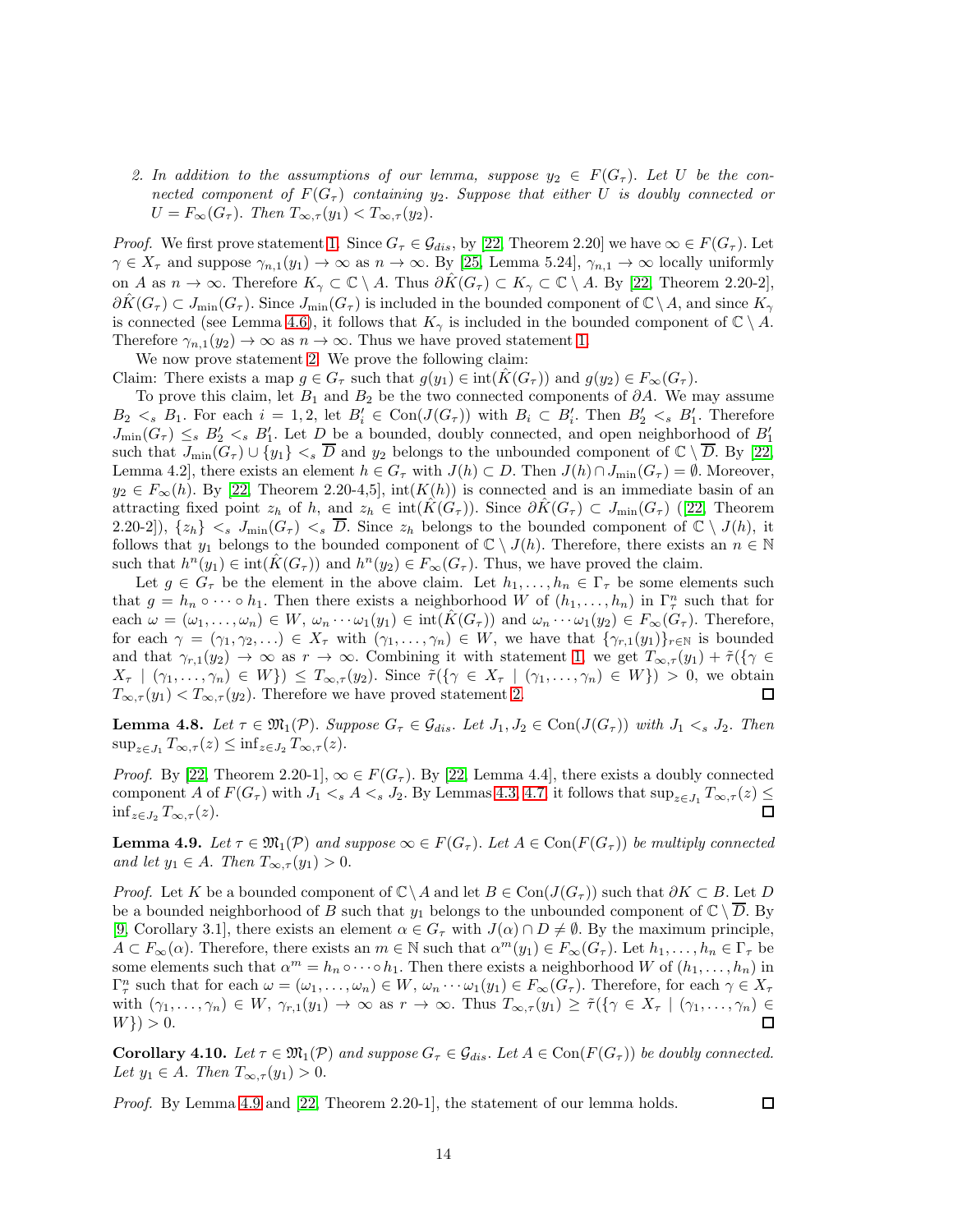2. *In addition to the assumptions of our lemma, suppose $y_2 \in F(G_\tau)$. Let $U$ be the connected component of $F(G_\tau)$ containing $y_2$. Suppose that either $U$ is doubly connected or $U = F_\infty(G_\tau)$. Then $T_{\infty,\tau}(y_1) < T_{\infty,\tau}(y_2)$.*

*Proof.* We first prove statement 1. Since $G_\tau \in \mathcal{G}_{dis}$, by [22, Theorem 2.20] we have $\infty \in F(G_\tau)$. Let $\gamma \in X_\tau$ and suppose $\gamma_{n,1}(y_1) \to \infty$ as $n \to \infty$. By [25, Lemma 5.24], $\gamma_{n,1} \to \infty$ locally uniformly on $A$ as $n \to \infty$. Therefore $K_\gamma \subset \mathbb{C} \setminus A$. Thus $\partial \hat{K}(G_\tau) \subset K_\gamma \subset \mathbb{C} \setminus A$. By [22, Theorem 2.20-2], $\partial \hat{K}(G_\tau) \subset J_{\min}(G_\tau)$. Since $J_{\min}(G_\tau)$ is included in the bounded component of $\mathbb{C} \setminus A$, and since $K_\gamma$ is connected (see Lemma 4.6), it follows that $K_\gamma$ is included in the bounded component of $\mathbb{C} \setminus A$. Therefore $\gamma_{n,1}(y_2) \to \infty$ as $n \to \infty$. Thus we have proved statement 1.

We now prove statement 2. We prove the following claim:

Claim: There exists a map $g \in G_\tau$ such that $g(y_1) \in \text{int}(\hat{K}(G_\tau))$ and $g(y_2) \in F_\infty(G_\tau)$.

To prove this claim, let $B_1$ and $B_2$ be the two connected components of $\partial A$. We may assume $B_2 <_s B_1$. For each $i = 1, 2$, let $B_i' \in \text{Con}(J(G_\tau))$ with $B_i \subset B_i'$. Then $B_2' <_s B_1'$. Therefore $J_{\min}(G_\tau) \leq_s B_2' <_s B_1'$. Let $D$ be a bounded, doubly connected, and open neighborhood of $B_1'$ such that $J_{\min}(G_\tau) \cup \{y_1\} <_s \overline{D}$ and $y_2$ belongs to the unbounded component of $\mathbb{C} \setminus \overline{D}$. By [22, Lemma 4.2], there exists an element $h \in G_\tau$ with $J(h) \subset D$. Then $J(h) \cap J_{\min}(G_\tau) = \emptyset$. Moreover, $y_2 \in F_\infty(h)$. By [22, Theorem 2.20-4,5], $\text{int}(K(h))$ is connected and is an immediate basin of an attracting fixed point $z_h$ of $h$, and $z_h \in \text{int}(\hat{K}(G_\tau))$. Since $\partial \hat{K}(G_\tau) \subset J_{\min}(G_\tau)$ ([22, Theorem 2.20-2]), $\{z_h\} <_s J_{\min}(G_\tau) <_s \overline{D}$. Since $z_h$ belongs to the bounded component of $\mathbb{C} \setminus J(h)$, it follows that $y_1$ belongs to the bounded component of $\mathbb{C} \setminus J(h)$. Therefore, there exists an $n \in \mathbb{N}$ such that $h^n(y_1) \in \text{int}(\hat{K}(G_\tau))$ and $h^n(y_2) \in F_\infty(G_\tau)$. Thus, we have proved the claim.

Let $g \in G_\tau$ be the element in the above claim. Let $h_1, \dots, h_n \in \Gamma_\tau$ be some elements such that $g = h_n \circ \cdots \circ h_1$. Then there exists a neighborhood $W$ of $(h_1, \dots, h_n)$ in $\Gamma_\tau^n$ such that for each $\omega = (\omega_1, \dots, \omega_n) \in W$, $\omega_n \cdots \omega_1(y_1) \in \text{int}(\hat{K}(G_\tau))$ and $\omega_n \cdots \omega_1(y_2) \in F_\infty(G_\tau)$. Therefore, for each $\gamma = (\gamma_1, \gamma_2, \dots) \in X_\tau$ with $(\gamma_1, \dots, \gamma_n) \in W$, we have that $\{\gamma_{r,1}(y_1)\}_{r \in \mathbb{N}}$ is bounded and that $\gamma_{r,1}(y_2) \to \infty$ as $r \to \infty$. Combining it with statement 1, we get $T_{\infty,\tau}(y_1) + \tilde{\tau}(\{\gamma \in X_\tau \mid (\gamma_1, \dots, \gamma_n) \in W\}) \leq T_{\infty,\tau}(y_2)$. Since $\tilde{\tau}(\{\gamma \in X_\tau \mid (\gamma_1, \dots, \gamma_n) \in W\}) > 0$, we obtain $T_{\infty,\tau}(y_1) < T_{\infty,\tau}(y_2)$. Therefore we have proved statement 2. □

**Lemma 4.8.** *Let $\tau \in \mathfrak{M}_1(\mathcal{P})$. Suppose $G_\tau \in \mathcal{G}_{dis}$. Let $J_1, J_2 \in \text{Con}(J(G_\tau))$ with $J_1 <_s J_2$. Then $\sup_{z \in J_1} T_{\infty,\tau}(z) \leq \inf_{z \in J_2} T_{\infty,\tau}(z)$.*

*Proof.* By [22, Theorem 2.20-1], $\infty \in F(G_\tau)$. By [22, Lemma 4.4], there exists a doubly connected component $A$ of $F(G_\tau)$ with $J_1 <_s A <_s J_2$. By Lemmas 4.3, 4.7, it follows that $\sup_{z \in J_1} T_{\infty,\tau}(z) \leq \inf_{z \in J_2} T_{\infty,\tau}(z)$. □

**Lemma 4.9.** *Let $\tau \in \mathfrak{M}_1(\mathcal{P})$ and suppose $\infty \in F(G_\tau)$. Let $A \in \text{Con}(F(G_\tau))$ be multiply connected and let $y_1 \in A$. Then $T_{\infty,\tau}(y_1) > 0$.*

*Proof.* Let $K$ be a bounded component of $\mathbb{C} \setminus A$ and let $B \in \text{Con}(J(G_\tau))$ such that $\partial K \subset B$. Let $D$ be a bounded neighborhood of $B$ such that $y_1$ belongs to the unbounded component of $\mathbb{C} \setminus \overline{D}$. By [9, Corollary 3.1], there exists an element $\alpha \in G_\tau$ with $J(\alpha) \cap D \neq \emptyset$. By the maximum principle, $A \subset F_\infty(\alpha)$. Therefore, there exists an $m \in \mathbb{N}$ such that $\alpha^m(y_1) \in F_\infty(G_\tau)$. Let $h_1, \dots, h_n \in \Gamma_\tau$ be some elements such that $\alpha^m = h_n \circ \cdots \circ h_1$. Then there exists a neighborhood $W$ of $(h_1, \dots, h_n)$ in $\Gamma_\tau^n$ such that for each $\omega = (\omega_1, \dots, \omega_n) \in W$, $\omega_n \cdots \omega_1(y_1) \in F_\infty(G_\tau)$. Therefore, for each $\gamma \in X_\tau$ with $(\gamma_1, \dots, \gamma_n) \in W$, $\gamma_{r,1}(y_1) \to \infty$ as $r \to \infty$. Thus $T_{\infty,\tau}(y_1) \geq \tilde{\tau}(\{\gamma \in X_\tau \mid (\gamma_1, \dots, \gamma_n) \in W\}) > 0$. □

**Corollary 4.10.** *Let $\tau \in \mathfrak{M}_1(\mathcal{P})$ and suppose $G_\tau \in \mathcal{G}_{dis}$. Let $A \in \text{Con}(F(G_\tau))$ be doubly connected. Let $y_1 \in A$. Then $T_{\infty,\tau}(y_1) > 0$.*

*Proof.* By Lemma 4.9 and [22, Theorem 2.20-1], the statement of our lemma holds. □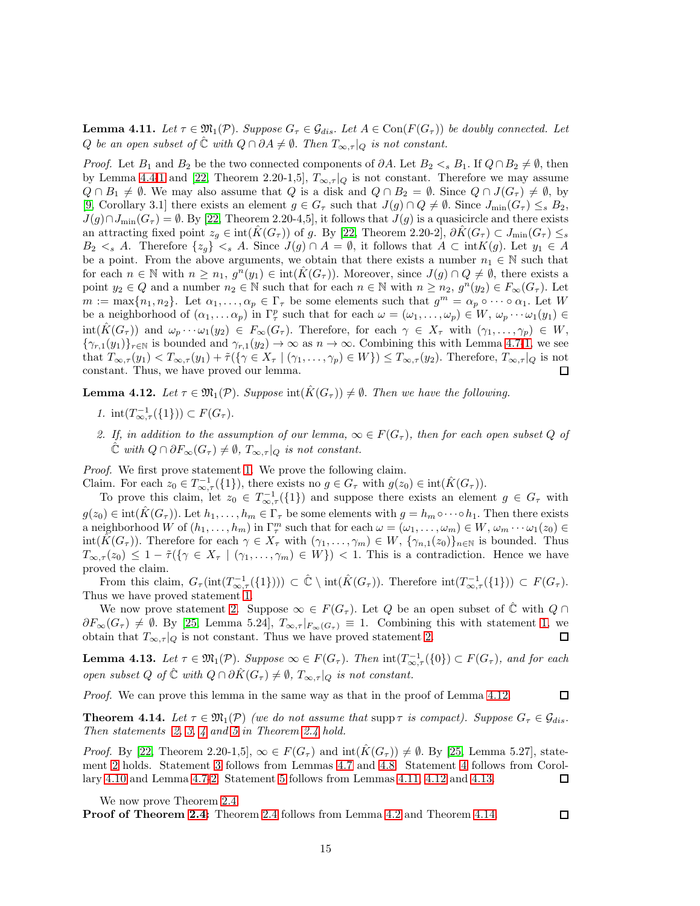**Lemma 4.11.** *Let $\tau \in \mathfrak{M}_1(\mathcal{P})$. Suppose $G_\tau \in \mathcal{G}_{dis}$. Let $A \in \mathrm{Con}(F(G_\tau))$ be doubly connected. Let $Q$ be an open subset of $\hat{\mathbb{C}}$ with $Q \cap \partial A \neq \emptyset$. Then $T_{\infty,\tau}|_Q$ is not constant.*

*Proof.* Let $B_1$ and $B_2$ be the two connected components of $\partial A$. Let $B_2 <_s B_1$. If $Q \cap B_2 \neq \emptyset$, then by Lemma 4.4-1 and [22, Theorem 2.20-1,5], $T_{\infty,\tau}|_Q$ is not constant. Therefore we may assume $Q \cap B_1 \neq \emptyset$. We may also assume that $Q$ is a disk and $Q \cap B_2 = \emptyset$. Since $Q \cap J(G_\tau) \neq \emptyset$, by [9, Corollary 3.1] there exists an element $g \in G_\tau$ such that $J(g) \cap Q \neq \emptyset$. Since $J_{\min}(G_\tau) \leq_s B_2$, $J(g) \cap J_{\min}(G_\tau) = \emptyset$. By [22, Theorem 2.20-4,5], it follows that $J(g)$ is a quasicircle and there exists an attracting fixed point $z_g \in \mathrm{int}(\hat{K}(G_\tau))$ of $g$. By [22, Theorem 2.20-2], $\partial \hat{K}(G_\tau) \subset J_{\min}(G_\tau) \leq_s B_2 <_s A$. Therefore $\{z_g\} <_s A$. Since $J(g) \cap A = \emptyset$, it follows that $A \subset \mathrm{int}K(g)$. Let $y_1 \in A$ be a point. From the above arguments, we obtain that there exists a number $n_1 \in \mathbb{N}$ such that for each $n \in \mathbb{N}$ with $n \geq n_1$, $g^n(y_1) \in \mathrm{int}(\hat{K}(G_\tau))$. Moreover, since $J(g) \cap Q \neq \emptyset$, there exists a point $y_2 \in Q$ and a number $n_2 \in \mathbb{N}$ such that for each $n \in \mathbb{N}$ with $n \geq n_2$, $g^n(y_2) \in F_\infty(G_\tau)$. Let $m := \max\{n_1, n_2\}$. Let $\alpha_1, \ldots, \alpha_p \in \Gamma_\tau$ be some elements such that $g^m = \alpha_p \circ \cdots \circ \alpha_1$. Let $W$ be a neighborhood of $(\alpha_1, \ldots \alpha_p)$ in $\Gamma_\tau^p$ such that for each $\omega = (\omega_1, \ldots, \omega_p) \in W$, $\omega_p \cdots \omega_1(y_1) \in \mathrm{int}(\hat{K}(G_\tau))$ and $\omega_p \cdots \omega_1(y_2) \in F_\infty(G_\tau)$. Therefore, for each $\gamma \in X_\tau$ with $(\gamma_1, \ldots, \gamma_p) \in W$, $\{\gamma_{r,1}(y_1)\}_{r \in \mathbb{N}}$ is bounded and $\gamma_{r,1}(y_2) \to \infty$ as $n \to \infty$. Combining this with Lemma 4.7-1, we see that $T_{\infty,\tau}(y_1) < T_{\infty,\tau}(y_1) + \tilde{\tau}(\{\gamma \in X_\tau \mid (\gamma_1, \ldots, \gamma_p) \in W\}) \leq T_{\infty,\tau}(y_2)$. Therefore, $T_{\infty,\tau}|_Q$ is not constant. Thus, we have proved our lemma. $\square$

**Lemma 4.12.** *Let $\tau \in \mathfrak{M}_1(\mathcal{P})$. Suppose $\mathrm{int}(\hat{K}(G_\tau)) \neq \emptyset$. Then we have the following.*

1. *$\mathrm{int}(T_{\infty,\tau}^{-1}(\{1\})) \subset F(G_\tau)$.*
2. *If, in addition to the assumption of our lemma, $\infty \in F(G_\tau)$, then for each open subset $Q$ of $\hat{\mathbb{C}}$ with $Q \cap \partial F_\infty(G_\tau) \neq \emptyset$, $T_{\infty,\tau}|_Q$ is not constant.*

*Proof.* We first prove statement 1. We prove the following claim.
Claim. For each $z_0 \in T_{\infty,\tau}^{-1}(\{1\})$, there exists no $g \in G_\tau$ with $g(z_0) \in \mathrm{int}(\hat{K}(G_\tau))$.

To prove this claim, let $z_0 \in T_{\infty,\tau}^{-1}(\{1\})$ and suppose there exists an element $g \in G_\tau$ with $g(z_0) \in \mathrm{int}(\hat{K}(G_\tau))$. Let $h_1, \ldots, h_m \in \Gamma_\tau$ be some elements with $g = h_m \circ \cdots \circ h_1$. Then there exists a neighborhood $W$ of $(h_1, \ldots, h_m)$ in $\Gamma_\tau^m$ such that for each $\omega = (\omega_1, \ldots, \omega_m) \in W$, $\omega_m \cdots \omega_1(z_0) \in \mathrm{int}(\hat{K}(G_\tau))$. Therefore for each $\gamma \in X_\tau$ with $(\gamma_1, \ldots, \gamma_m) \in W$, $\{\gamma_{n,1}(z_0)\}_{n \in \mathbb{N}}$ is bounded. Thus $T_{\infty,\tau}(z_0) \leq 1 - \tilde{\tau}(\{\gamma \in X_\tau \mid (\gamma_1, \ldots, \gamma_m) \in W\}) < 1$. This is a contradiction. Hence we have proved the claim.

From this claim, $G_\tau(\mathrm{int}(T_{\infty,\tau}^{-1}(\{1\}))) \subset \hat{\mathbb{C}} \setminus \mathrm{int}(\hat{K}(G_\tau))$. Therefore $\mathrm{int}(T_{\infty,\tau}^{-1}(\{1\})) \subset F(G_\tau)$. Thus we have proved statement 1.

We now prove statement 2. Suppose $\infty \in F(G_\tau)$. Let $Q$ be an open subset of $\hat{\mathbb{C}}$ with $Q \cap \partial F_\infty(G_\tau) \neq \emptyset$. By [25, Lemma 5.24], $T_{\infty,\tau}|_{F_\infty(G_\tau)} \equiv 1$. Combining this with statement 1, we obtain that $T_{\infty,\tau}|_Q$ is not constant. Thus we have proved statement 2. $\square$

**Lemma 4.13.** *Let $\tau \in \mathfrak{M}_1(\mathcal{P})$. Suppose $\infty \in F(G_\tau)$. Then $\mathrm{int}(T_{\infty,\tau}^{-1}(\{0\}) \subset F(G_\tau)$, and for each open subset $Q$ of $\hat{\mathbb{C}}$ with $Q \cap \partial \hat{K}(G_\tau) \neq \emptyset$, $T_{\infty,\tau}|_Q$ is not constant.*

*Proof.* We can prove this lemma in the same way as that in the proof of Lemma 4.12. $\square$

**Theorem 4.14.** *Let $\tau \in \mathfrak{M}_1(\mathcal{P})$ (we do not assume that $\mathrm{supp}\,\tau$ is compact). Suppose $G_\tau \in \mathcal{G}_{dis}$. Then statements 2, 3, 4 and 5 in Theorem 2.4 hold.*

*Proof.* By [22, Theorem 2.20-1,5], $\infty \in F(G_\tau)$ and $\mathrm{int}(\hat{K}(G_\tau)) \neq \emptyset$. By [25, Lemma 5.27], statement 2 holds. Statement 3 follows from Lemmas 4.7 and 4.8. Statement 4 follows from Corollary 4.10 and Lemma 4.7-2. Statement 5 follows from Lemmas 4.11, 4.12 and 4.13. $\square$

We now prove Theorem 2.4.
**Proof of Theorem 2.4:** Theorem 2.4 follows from Lemma 4.2 and Theorem 4.14. $\square$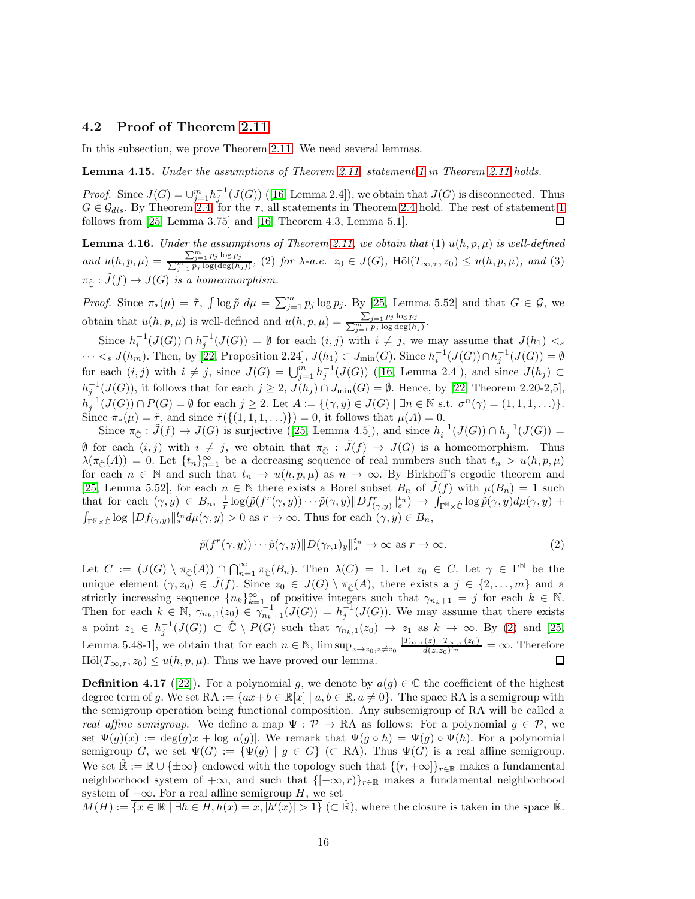## 4.2 Proof of Theorem 2.11

In this subsection, we prove Theorem 2.11. We need several lemmas.

**Lemma 4.15.** *Under the assumptions of Theorem 2.11, statement 1 in Theorem 2.11 holds.*

*Proof.* Since $J(G) = \cup_{j=1}^m h_j^{-1}(J(G))$ ([16, Lemma 2.4]), we obtain that $J(G)$ is disconnected. Thus $G \in \mathcal{G}_{dis}$. By Theorem 2.4, for the $\tau$, all statements in Theorem 2.4 hold. The rest of statement 1 follows from [25, Lemma 3.75] and [16, Theorem 4.3, Lemma 5.1]. $\square$

**Lemma 4.16.** *Under the assumptions of Theorem 2.11, we obtain that (1) $u(h,p,\mu)$ is well-defined and $u(h,p,\mu) = \frac{-\sum_{j=1}^m p_j \log p_j}{\sum_{j=1}^m p_j \log(\deg(h_j))}$, (2) for $\lambda$-a.e. $z_0 \in J(G)$, $\text{Höl}(T_{\infty,\tau}, z_0) \leq u(h,p,\mu)$, and (3) $\pi_{\hat{\mathbb{C}}} : \tilde{J}(f) \to J(G)$ is a homeomorphism.*

*Proof.* Since $\pi_*(\mu) = \tilde{\tau}$, $\int \log \tilde{p}\ d\mu = \sum_{j=1}^m p_j \log p_j$. By [25, Lemma 5.52] and that $G \in \mathcal{G}$, we obtain that $u(h,p,\mu)$ is well-defined and $u(h,p,\mu) = \frac{-\sum_{j=1}^m p_j \log p_j}{\sum_{j=1}^m p_j \log \deg(h_j)}$.

Since $h_i^{-1}(J(G)) \cap h_j^{-1}(J(G)) = \emptyset$ for each $(i,j)$ with $i \neq j$, we may assume that $J(h_1) <_s \cdots <_s J(h_m)$. Then, by [22, Proposition 2.24], $J(h_1) \subset J_{\min}(G)$. Since $h_i^{-1}(J(G)) \cap h_j^{-1}(J(G)) = \emptyset$ for each $(i,j)$ with $i \neq j$, since $J(G) = \bigcup_{j=1}^m h_j^{-1}(J(G))$ ([16, Lemma 2.4]), and since $J(h_j) \subset h_j^{-1}(J(G))$, it follows that for each $j \geq 2$, $J(h_j) \cap J_{\min}(G) = \emptyset$. Hence, by [22, Theorem 2.20-2,5], $h_j^{-1}(J(G)) \cap P(G) = \emptyset$ for each $j \geq 2$. Let $A := \{(\gamma, y) \in J(G) \mid \exists n \in \mathbb{N} \text{ s.t. } \sigma^n(\gamma) = (1,1,1,\ldots)\}$. Since $\pi_*(\mu) = \tilde{\tau}$, and since $\tilde{\tau}(\{(1,1,1,\ldots)\}) = 0$, it follows that $\mu(A) = 0$.

Since $\pi_{\hat{\mathbb{C}}} : \tilde{J}(f) \to J(G)$ is surjective ([25, Lemma 4.5]), and since $h_i^{-1}(J(G)) \cap h_j^{-1}(J(G)) = \emptyset$ for each $(i,j)$ with $i \neq j$, we obtain that $\pi_{\hat{\mathbb{C}}} : \tilde{J}(f) \to J(G)$ is a homeomorphism. Thus $\lambda(\pi_{\hat{\mathbb{C}}}(A)) = 0$. Let $\{t_n\}_{n=1}^\infty$ be a decreasing sequence of real numbers such that $t_n > u(h,p,\mu)$ for each $n \in \mathbb{N}$ and such that $t_n \to u(h,p,\mu)$ as $n \to \infty$. By Birkhoff's ergodic theorem and [25, Lemma 5.52], for each $n \in \mathbb{N}$ there exists a Borel subset $B_n$ of $\tilde{J}(f)$ with $\mu(B_n) = 1$ such that for each $(\gamma, y) \in B_n$, $\frac{1}{r}\log(\tilde{p}(f^r(\gamma,y)) \cdots \tilde{p}(\gamma,y)\|Df^r_{(\gamma,y)}\|_s^{t_n}) \to \int_{\Gamma^{\mathbb{N}} \times \hat{\mathbb{C}}} \log \tilde{p}(\gamma,y) d\mu(\gamma,y) + \int_{\Gamma^{\mathbb{N}} \times \hat{\mathbb{C}}} \log \|Df_{(\gamma,y)}\|_s^{t_n} d\mu(\gamma,y) > 0$ as $r \to \infty$. Thus for each $(\gamma, y) \in B_n$,

$$\tilde{p}(f^r(\gamma,y)) \cdots \tilde{p}(\gamma,y)\|D(\gamma_{r,1})_y\|_s^{t_n} \to \infty \text{ as } r \to \infty. \tag{2}$$

Let $C := (J(G) \setminus \pi_{\hat{\mathbb{C}}}(A)) \cap \bigcap_{n=1}^\infty \pi_{\hat{\mathbb{C}}}(B_n)$. Then $\lambda(C) = 1$. Let $z_0 \in C$. Let $\gamma \in \Gamma^{\mathbb{N}}$ be the unique element $(\gamma, z_0) \in \tilde{J}(f)$. Since $z_0 \in J(G) \setminus \pi_{\hat{\mathbb{C}}}(A)$, there exists a $j \in \{2, \ldots, m\}$ and a strictly increasing sequence $\{n_k\}_{k=1}^\infty$ of positive integers such that $\gamma_{n_k+1} = j$ for each $k \in \mathbb{N}$. Then for each $k \in \mathbb{N}$, $\gamma_{n_k,1}(z_0) \in \gamma_{n_k+1}^{-1}(J(G)) = h_j^{-1}(J(G))$. We may assume that there exists a point $z_1 \in h_j^{-1}(J(G)) \subset \hat{\mathbb{C}} \setminus P(G)$ such that $\gamma_{n_k,1}(z_0) \to z_1$ as $k \to \infty$. By (2) and [25, Lemma 5.48-1], we obtain that for each $n \in \mathbb{N}$, $\limsup_{z \to z_0, z \neq z_0} \frac{|T_{\infty,\tau}(z) - T_{\infty,\tau}(z_0)|}{d(z,z_0)^{t_n}} = \infty$. Therefore $\text{Höl}(T_{\infty,\tau}, z_0) \leq u(h,p,\mu)$. Thus we have proved our lemma. $\square$

**Definition 4.17** ([22]). For a polynomial $g$, we denote by $a(g) \in \mathbb{C}$ the coefficient of the highest degree term of $g$. We set $\text{RA} := \{ax + b \in \mathbb{R}[x] \mid a, b \in \mathbb{R}, a \neq 0\}$. The space RA is a semigroup with the semigroup operation being functional composition. Any subsemigroup of RA will be called a *real affine semigroup*. We define a map $\Psi : \mathcal{P} \to \text{RA}$ as follows: For a polynomial $g \in \mathcal{P}$, we set $\Psi(g)(x) := \deg(g)x + \log|a(g)|$. We remark that $\Psi(g \circ h) = \Psi(g) \circ \Psi(h)$. For a polynomial semigroup $G$, we set $\Psi(G) := \{\Psi(g) \mid g \in G\}$ $(\subset \text{RA})$. Thus $\Psi(G)$ is a real affine semigroup. We set $\hat{\mathbb{R}} := \mathbb{R} \cup \{\pm\infty\}$ endowed with the topology such that $\{(r, +\infty]\}_{r \in \mathbb{R}}$ makes a fundamental neighborhood system of $+\infty$, and such that $\{[-\infty, r)\}_{r \in \mathbb{R}}$ makes a fundamental neighborhood system of $-\infty$. For a real affine semigroup $H$, we set $M(H) := \overline{\{x \in \mathbb{R} \mid \exists h \in H, h(x) = x, |h'(x)| > 1\}}$ $(\subset \hat{\mathbb{R}})$, where the closure is taken in the space $\hat{\mathbb{R}}$.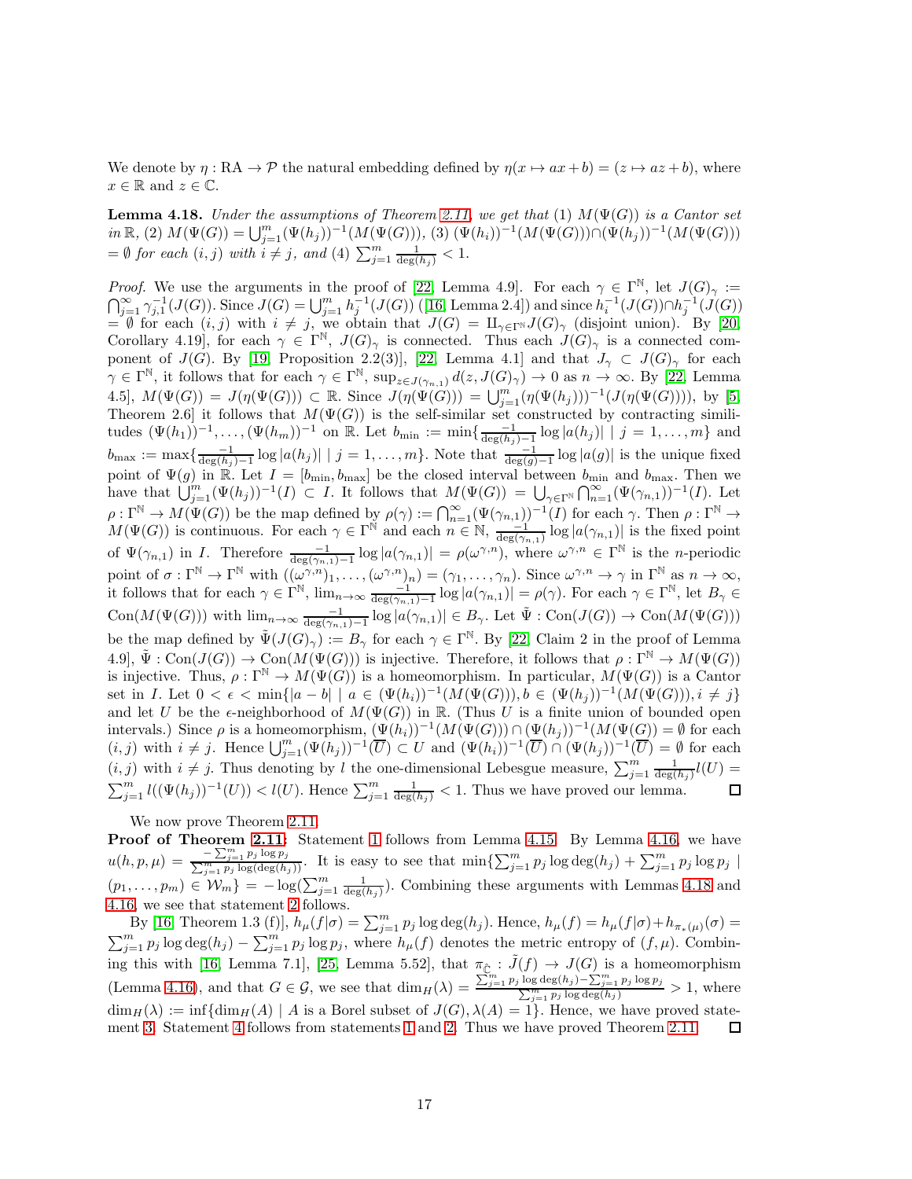We denote by $\eta : \mathrm{RA} \to \mathcal{P}$ the natural embedding defined by $\eta(x \mapsto ax+b) = (z \mapsto az+b)$, where $x \in \mathbb{R}$ and $z \in \mathbb{C}$.

**Lemma 4.18.** *Under the assumptions of Theorem 2.11, we get that (1) $M(\Psi(G))$ is a Cantor set in $\mathbb{R}$, (2) $M(\Psi(G)) = \bigcup_{j=1}^m (\Psi(h_j))^{-1}(M(\Psi(G)))$, (3) $(\Psi(h_i))^{-1}(M(\Psi(G))) \cap (\Psi(h_j))^{-1}(M(\Psi(G))) = \emptyset$ for each $(i,j)$ with $i \neq j$, and (4) $\sum_{j=1}^m \frac{1}{\deg(h_j)} < 1$.*

*Proof.* We use the arguments in the proof of [22, Lemma 4.9]. For each $\gamma \in \Gamma^{\mathbb{N}}$, let $J(G)_\gamma := \bigcap_{j=1}^\infty \gamma_{j,1}^{-1}(J(G))$. Since $J(G) = \bigcup_{j=1}^m h_j^{-1}(J(G))$ ([16, Lemma 2.4]) and since $h_i^{-1}(J(G)) \cap h_j^{-1}(J(G)) = \emptyset$ for each $(i,j)$ with $i \neq j$, we obtain that $J(G) = \amalg_{\gamma \in \Gamma^{\mathbb{N}}} J(G)_\gamma$ (disjoint union). By [20, Corollary 4.19], for each $\gamma \in \Gamma^{\mathbb{N}}$, $J(G)_\gamma$ is connected. Thus each $J(G)_\gamma$ is a connected component of $J(G)$. By [19, Proposition 2.2(3)], [22, Lemma 4.1] and that $J_\gamma \subset J(G)_\gamma$ for each $\gamma \in \Gamma^{\mathbb{N}}$, it follows that for each $\gamma \in \Gamma^{\mathbb{N}}$, $\sup_{z \in J(\gamma_{n,1})} d(z, J(G)_\gamma) \to 0$ as $n \to \infty$. By [22, Lemma 4.5], $M(\Psi(G)) = J(\eta(\Psi(G))) \subset \mathbb{R}$. Since $J(\eta(\Psi(G))) = \bigcup_{j=1}^m (\eta(\Psi(h_j)))^{-1}(J(\eta(\Psi(G))))$, by [5, Theorem 2.6] it follows that $M(\Psi(G))$ is the self-similar set constructed by contracting similitudes $(\Psi(h_1))^{-1}, \ldots, (\Psi(h_m))^{-1}$ on $\mathbb{R}$. Let $b_{\min} := \min\{\frac{-1}{\deg(h_j)-1} \log|a(h_j)| \mid j = 1, \ldots, m\}$ and $b_{\max} := \max\{\frac{-1}{\deg(h_j)-1} \log|a(h_j)| \mid j = 1, \ldots, m\}$. Note that $\frac{-1}{\deg(g)-1} \log|a(g)|$ is the unique fixed point of $\Psi(g)$ in $\mathbb{R}$. Let $I = [b_{\min}, b_{\max}]$ be the closed interval between $b_{\min}$ and $b_{\max}$. Then we have that $\bigcup_{j=1}^m (\Psi(h_j))^{-1}(I) \subset I$. It follows that $M(\Psi(G)) = \bigcup_{\gamma \in \Gamma^{\mathbb{N}}} \bigcap_{n=1}^\infty (\Psi(\gamma_{n,1}))^{-1}(I)$. Let $\rho : \Gamma^{\mathbb{N}} \to M(\Psi(G))$ be the map defined by $\rho(\gamma) := \bigcap_{n=1}^\infty (\Psi(\gamma_{n,1}))^{-1}(I)$ for each $\gamma$. Then $\rho : \Gamma^{\mathbb{N}} \to M(\Psi(G))$ is continuous. For each $\gamma \in \Gamma^{\mathbb{N}}$ and each $n \in \mathbb{N}$, $\frac{-1}{\deg(\gamma_{n,1})} \log|a(\gamma_{n,1})|$ is the fixed point of $\Psi(\gamma_{n,1})$ in $I$. Therefore $\frac{-1}{\deg(\gamma_{n,1})-1} \log|a(\gamma_{n,1})| = \rho(\omega^{\gamma,n})$, where $\omega^{\gamma,n} \in \Gamma^{\mathbb{N}}$ is the $n$-periodic point of $\sigma : \Gamma^{\mathbb{N}} \to \Gamma^{\mathbb{N}}$ with $((\omega^{\gamma,n})_1, \ldots, (\omega^{\gamma,n})_n) = (\gamma_1, \ldots, \gamma_n)$. Since $\omega^{\gamma,n} \to \gamma$ in $\Gamma^{\mathbb{N}}$ as $n \to \infty$, it follows that for each $\gamma \in \Gamma^{\mathbb{N}}$, $\lim_{n\to\infty} \frac{-1}{\deg(\gamma_{n,1})-1} \log|a(\gamma_{n,1})| = \rho(\gamma)$. For each $\gamma \in \Gamma^{\mathbb{N}}$, let $B_\gamma \in \mathrm{Con}(M(\Psi(G)))$ with $\lim_{n\to\infty} \frac{-1}{\deg(\gamma_{n,1})-1} \log|a(\gamma_{n,1})| \in B_\gamma$. Let $\tilde{\Psi} : \mathrm{Con}(J(G)) \to \mathrm{Con}(M(\Psi(G)))$ be the map defined by $\tilde{\Psi}(J(G)_\gamma) := B_\gamma$ for each $\gamma \in \Gamma^{\mathbb{N}}$. By [22, Claim 2 in the proof of Lemma 4.9], $\tilde{\Psi} : \mathrm{Con}(J(G)) \to \mathrm{Con}(M(\Psi(G)))$ is injective. Therefore, it follows that $\rho : \Gamma^{\mathbb{N}} \to M(\Psi(G))$ is injective. Thus, $\rho : \Gamma^{\mathbb{N}} \to M(\Psi(G))$ is a homeomorphism. In particular, $M(\Psi(G))$ is a Cantor set in $I$. Let $0 < \epsilon < \min\{|a-b| \mid a \in (\Psi(h_i))^{-1}(M(\Psi(G))), b \in (\Psi(h_j))^{-1}(M(\Psi(G))), i \neq j\}$ and let $U$ be the $\epsilon$-neighborhood of $M(\Psi(G))$ in $\mathbb{R}$. (Thus $U$ is a finite union of bounded open intervals.) Since $\rho$ is a homeomorphism, $(\Psi(h_i))^{-1}(M(\Psi(G))) \cap (\Psi(h_j))^{-1}(M(\Psi(G)) = \emptyset$ for each $(i,j)$ with $i \neq j$. Hence $\bigcup_{j=1}^m (\Psi(h_j))^{-1}(\overline{U}) \subset U$ and $(\Psi(h_i))^{-1}(\overline{U}) \cap (\Psi(h_j))^{-1}(\overline{U}) = \emptyset$ for each $(i,j)$ with $i \neq j$. Thus denoting by $l$ the one-dimensional Lebesgue measure, $\sum_{j=1}^m \frac{1}{\deg(h_j)} l(U) = \sum_{j=1}^m l((\Psi(h_j))^{-1}(U)) < l(U)$. Hence $\sum_{j=1}^m \frac{1}{\deg(h_j)} < 1$. Thus we have proved our lemma. □

We now prove Theorem 2.11.

**Proof of Theorem 2.11:** Statement 1 follows from Lemma 4.15. By Lemma 4.16, we have $u(h,p,\mu) = \frac{-\sum_{j=1}^m p_j \log p_j}{\sum_{j=1}^m p_j \log(\deg(h_j))}$. It is easy to see that $\min\{\sum_{j=1}^m p_j \log \deg(h_j) + \sum_{j=1}^m p_j \log p_j \mid (p_1, \ldots, p_m) \in \mathcal{W}_m\} = -\log(\sum_{j=1}^m \frac{1}{\deg(h_j)})$. Combining these arguments with Lemmas 4.18 and 4.16, we see that statement 2 follows.

By [16, Theorem 1.3 (f)], $h_\mu(f|\sigma) = \sum_{j=1}^m p_j \log \deg(h_j)$. Hence, $h_\mu(f) = h_\mu(f|\sigma) + h_{\pi_*(\mu)}(\sigma) = \sum_{j=1}^m p_j \log \deg(h_j) - \sum_{j=1}^m p_j \log p_j$, where $h_\mu(f)$ denotes the metric entropy of $(f,\mu)$. Combining this with [16, Lemma 7.1], [25, Lemma 5.52], that $\pi_{\hat{\mathbb{C}}} : \tilde{J}(f) \to J(G)$ is a homeomorphism (Lemma 4.16), and that $G \in \mathcal{G}$, we see that $\dim_H(\lambda) = \frac{\sum_{j=1}^m p_j \log \deg(h_j) - \sum_{j=1}^m p_j \log p_j}{\sum_{j=1}^m p_j \log \deg(h_j)} > 1$, where $\dim_H(\lambda) := \inf\{\dim_H(A) \mid A \text{ is a Borel subset of } J(G), \lambda(A) = 1\}$. Hence, we have proved statement 3. Statement 4 follows from statements 1 and 2. Thus we have proved Theorem 2.11. □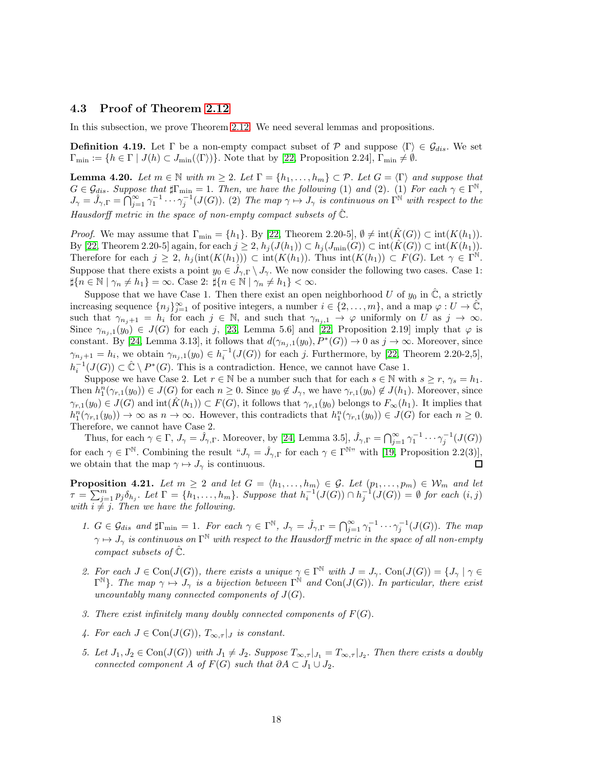### 4.3 Proof of Theorem 2.12

In this subsection, we prove Theorem 2.12. We need several lemmas and propositions.

**Definition 4.19.** Let $\Gamma$ be a non-empty compact subset of $\mathcal{P}$ and suppose $\langle \Gamma \rangle \in \mathcal{G}_{dis}$. We set $\Gamma_{\min} := \{h \in \Gamma \mid J(h) \subset J_{\min}(\langle \Gamma \rangle)\}$. Note that by [22, Proposition 2.24], $\Gamma_{\min} \neq \emptyset$.

**Lemma 4.20.** *Let $m \in \mathbb{N}$ with $m \geq 2$. Let $\Gamma = \{h_1, \ldots, h_m\} \subset \mathcal{P}$. Let $G = \langle \Gamma \rangle$ and suppose that $G \in \mathcal{G}_{dis}$. Suppose that $\sharp \Gamma_{\min} = 1$. Then, we have the following (1) and (2). (1) For each $\gamma \in \Gamma^{\mathbb{N}}$, $J_\gamma = \hat{J}_{\gamma,\Gamma} = \bigcap_{j=1}^{\infty} \gamma_1^{-1} \cdots \gamma_j^{-1}(J(G))$. (2) The map $\gamma \mapsto J_\gamma$ is continuous on $\Gamma^{\mathbb{N}}$ with respect to the Hausdorff metric in the space of non-empty compact subsets of $\hat{\mathbb{C}}$.*

*Proof.* We may assume that $\Gamma_{\min} = \{h_1\}$. By [22, Theorem 2.20-5], $\emptyset \neq \text{int}(\hat{K}(G)) \subset \text{int}(K(h_1))$. By [22, Theorem 2.20-5] again, for each $j \geq 2$, $h_j(J(h_1)) \subset h_j(J_{\min}(G)) \subset \text{int}(\hat{K}(G)) \subset \text{int}(K(h_1))$. Therefore for each $j \geq 2$, $h_j(\text{int}(K(h_1))) \subset \text{int}(K(h_1))$. Thus $\text{int}(K(h_1)) \subset F(G)$. Let $\gamma \in \Gamma^{\mathbb{N}}$. Suppose that there exists a point $y_0 \in \hat{J}_{\gamma,\Gamma} \setminus J_\gamma$. We now consider the following two cases. Case 1: $\sharp\{n \in \mathbb{N} \mid \gamma_n \neq h_1\} = \infty$. Case 2: $\sharp\{n \in \mathbb{N} \mid \gamma_n \neq h_1\} < \infty$.

Suppose that we have Case 1. Then there exist an open neighborhood $U$ of $y_0$ in $\hat{\mathbb{C}}$, a strictly increasing sequence $\{n_j\}_{j=1}^{\infty}$ of positive integers, a number $i \in \{2, \ldots, m\}$, and a map $\varphi : U \to \hat{\mathbb{C}}$, such that $\gamma_{n_j+1} = h_i$ for each $j \in \mathbb{N}$, and such that $\gamma_{n_j,1} \to \varphi$ uniformly on $U$ as $j \to \infty$. Since $\gamma_{n_j,1}(y_0) \in J(G)$ for each $j$, [23, Lemma 5.6] and [22, Proposition 2.19] imply that $\varphi$ is constant. By [24, Lemma 3.13], it follows that $d(\gamma_{n_j,1}(y_0), P^*(G)) \to 0$ as $j \to \infty$. Moreover, since $\gamma_{n_j+1} = h_i$, we obtain $\gamma_{n_j,1}(y_0) \in h_i^{-1}(J(G))$ for each $j$. Furthermore, by [22, Theorem 2.20-2,5], $h_i^{-1}(J(G)) \subset \hat{\mathbb{C}} \setminus P^*(G)$. This is a contradiction. Hence, we cannot have Case 1.

Suppose we have Case 2. Let $r \in \mathbb{N}$ be a number such that for each $s \in \mathbb{N}$ with $s \geq r$, $\gamma_s = h_1$. Then $h_1^n(\gamma_{r,1}(y_0)) \in J(G)$ for each $n \geq 0$. Since $y_0 \notin J_\gamma$, we have $\gamma_{r,1}(y_0) \notin J(h_1)$. Moreover, since $\gamma_{r,1}(y_0) \in J(G)$ and $\text{int}(\hat{K}(h_1)) \subset F(G)$, it follows that $\gamma_{r,1}(y_0)$ belongs to $F_\infty(h_1)$. It implies that $h_1^n(\gamma_{r,1}(y_0)) \to \infty$ as $n \to \infty$. However, this contradicts that $h_1^n(\gamma_{r,1}(y_0)) \in J(G)$ for each $n \geq 0$. Therefore, we cannot have Case 2.

Thus, for each $\gamma \in \Gamma$, $J_\gamma = \hat{J}_{\gamma,\Gamma}$. Moreover, by [24, Lemma 3.5], $\hat{J}_{\gamma,\Gamma} = \bigcap_{j=1}^{\infty} \gamma_1^{-1} \cdots \gamma_j^{-1}(J(G))$ for each $\gamma \in \Gamma^{\mathbb{N}}$. Combining the result "$J_\gamma = \hat{J}_{\gamma,\Gamma}$ for each $\gamma \in \Gamma^{\mathbb{N}}$" with [19, Proposition 2.2(3)], we obtain that the map $\gamma \mapsto J_\gamma$ is continuous. $\square$

**Proposition 4.21.** *Let $m \geq 2$ and let $G = \langle h_1, \ldots, h_m \rangle \in \mathcal{G}$. Let $(p_1, \ldots, p_m) \in \mathcal{W}_m$ and let $\tau = \sum_{j=1}^{m} p_j \delta_{h_j}$. Let $\Gamma = \{h_1, \ldots, h_m\}$. Suppose that $h_i^{-1}(J(G)) \cap h_j^{-1}(J(G)) = \emptyset$ for each $(i,j)$ with $i \neq j$. Then we have the following.*

1. *$G \in \mathcal{G}_{dis}$ and $\sharp \Gamma_{\min} = 1$. For each $\gamma \in \Gamma^{\mathbb{N}}$, $J_\gamma = \hat{J}_{\gamma,\Gamma} = \bigcap_{j=1}^{\infty} \gamma_1^{-1} \cdots \gamma_j^{-1}(J(G))$. The map $\gamma \mapsto J_\gamma$ is continuous on $\Gamma^{\mathbb{N}}$ with respect to the Hausdorff metric in the space of all non-empty compact subsets of $\hat{\mathbb{C}}$.*

2. *For each $J \in \text{Con}(J(G))$, there exists a unique $\gamma \in \Gamma^{\mathbb{N}}$ with $J = J_\gamma$. $\text{Con}(J(G)) = \{J_\gamma \mid \gamma \in \Gamma^{\mathbb{N}}\}$. The map $\gamma \mapsto J_\gamma$ is a bijection between $\Gamma^{\mathbb{N}}$ and $\text{Con}(J(G))$. In particular, there exist uncountably many connected components of $J(G)$.*

3. *There exist infinitely many doubly connected components of $F(G)$.*

4. *For each $J \in \text{Con}(J(G))$, $T_{\infty,\tau}|_J$ is constant.*

5. *Let $J_1, J_2 \in \text{Con}(J(G))$ with $J_1 \neq J_2$. Suppose $T_{\infty,\tau}|_{J_1} = T_{\infty,\tau}|_{J_2}$. Then there exists a doubly connected component $A$ of $F(G)$ such that $\partial A \subset J_1 \cup J_2$.*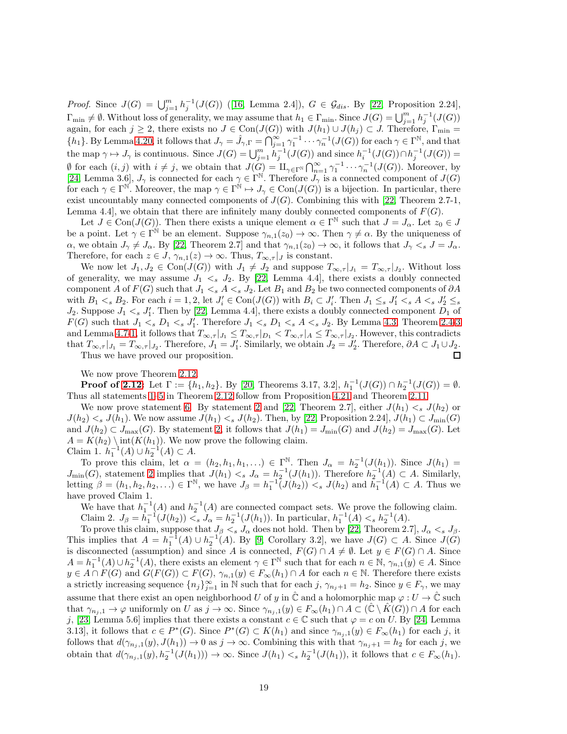*Proof.* Since $J(G) = \bigcup_{j=1}^m h_j^{-1}(J(G))$ ([16, Lemma 2.4]), $G \in \mathcal{G}_{dis}$. By [22, Proposition 2.24], $\Gamma_{\min} \neq \emptyset$. Without loss of generality, we may assume that $h_1 \in \Gamma_{\min}$. Since $J(G) = \bigcup_{j=1}^m h_j^{-1}(J(G))$ again, for each $j \geq 2$, there exists no $J \in \text{Con}(J(G))$ with $J(h_1) \cup J(h_j) \subset J$. Therefore, $\Gamma_{\min} = \{h_1\}$. By Lemma 4.20, it follows that $J_\gamma = \hat{J}_{\gamma,\Gamma} = \bigcap_{j=1}^\infty \gamma_1^{-1} \cdots \gamma_n^{-1}(J(G))$ for each $\gamma \in \Gamma^{\mathbb{N}}$, and that the map $\gamma \mapsto J_\gamma$ is continuous. Since $J(G) = \bigcup_{j=1}^m h_j^{-1}(J(G))$ and since $h_i^{-1}(J(G)) \cap h_j^{-1}(J(G)) = \emptyset$ for each $(i,j)$ with $i \neq j$, we obtain that $J(G) = \amalg_{\gamma \in \Gamma^{\mathbb{N}}} \bigcap_{n=1}^\infty \gamma_1^{-1} \cdots \gamma_n^{-1}(J(G))$. Moreover, by [24, Lemma 3.6], $J_\gamma$ is connected for each $\gamma \in \Gamma^{\mathbb{N}}$. Therefore $J_\gamma$ is a connected component of $J(G)$ for each $\gamma \in \Gamma^{\mathbb{N}}$. Moreover, the map $\gamma \in \Gamma^{\mathbb{N}} \mapsto J_\gamma \in \text{Con}(J(G))$ is a bijection. In particular, there exist uncountably many connected components of $J(G)$. Combining this with [22, Theorem 2.7-1, Lemma 4.4], we obtain that there are infinitely many doubly connected components of $F(G)$.

Let $J \in \text{Con}(J(G))$. Then there exists a unique element $\alpha \in \Gamma^{\mathbb{N}}$ such that $J = J_\alpha$. Let $z_0 \in J$ be a point. Let $\gamma \in \Gamma^{\mathbb{N}}$ be an element. Suppose $\gamma_{n,1}(z_0) \to \infty$. Then $\gamma \neq \alpha$. By the uniqueness of $\alpha$, we obtain $J_\gamma \neq J_\alpha$. By [22, Theorem 2.7] and that $\gamma_{n,1}(z_0) \to \infty$, it follows that $J_\gamma <_s J = J_\alpha$. Therefore, for each $z \in J$, $\gamma_{n,1}(z) \to \infty$. Thus, $T_{\infty,\tau}|_J$ is constant.

We now let $J_1, J_2 \in \text{Con}(J(G))$ with $J_1 \neq J_2$ and suppose $T_{\infty,\tau}|_{J_1} = T_{\infty,\tau}|_{J_2}$. Without loss of generality, we may assume that $J_1 <_s J_2$. By [22, Lemma 4.4], there exists a doubly connected component $A$ of $F(G)$ such that $J_1 <_s A <_s J_2$. Let $B_1$ and $B_2$ be two connected components of $\partial A$ with $B_1 <_s B_2$. For each $i = 1, 2$, let $J_i' \in \text{Con}(J(G))$ with $B_i \subset J_i'$. Then $J_1 \leq_s J_1' <_s A <_s J_2' \leq_s J_2$. Suppose $J_1 <_s J_1'$. Then by [22, Lemma 4.4], there exists a doubly connected component $D_1$ of $F(G)$ such that $J_1 <_s D_1 <_s J_1'$. Therefore $J_1 <_s D_1 <_s A <_s J_2$. By Lemma 4.3, Theorem 2.4-3 and Lemma 4.7-1, it follows that $T_{\infty,\tau}|_{J_1} \leq T_{\infty,\tau}|_{D_1} < T_{\infty,\tau}|_A \leq T_{\infty,\tau}|_{J_2}$. However, this contradicts that $T_{\infty,\tau}|_{J_1} = T_{\infty,\tau}|_{J_2}$. Therefore, $J_1 = J_1'$. Similarly, we obtain $J_2 = J_2'$. Therefore, $\partial A \subset J_1 \cup J_2$.

Thus we have proved our proposition. $\square$

We now prove Theorem 2.12.

**Proof of 2.12:** Let $\Gamma := \{h_1, h_2\}$. By [20, Theorems 3.17, 3.2], $h_1^{-1}(J(G)) \cap h_2^{-1}(J(G)) = \emptyset$. Thus all statements 1–5 in Theorem 2.12 follow from Proposition 4.21 and Theorem 2.11.

We now prove statement 6. By statement 2 and [22, Theorem 2.7], either $J(h_1) <_s J(h_2)$ or $J(h_2) <_s J(h_1)$. We now assume $J(h_1) <_s J(h_2)$. Then, by [22, Proposition 2.24], $J(h_1) \subset J_{\min}(G)$ and $J(h_2) \subset J_{\max}(G)$. By statement 2, it follows that $J(h_1) = J_{\min}(G)$ and $J(h_2) = J_{\max}(G)$. Let $A = K(h_2) \setminus \text{int}(K(h_1))$. We now prove the following claim.

Claim 1. $h_1^{-1}(A) \cup h_2^{-1}(A) \subset A$.

To prove this claim, let $\alpha = (h_2, h_1, h_1, \ldots) \in \Gamma^{\mathbb{N}}$. Then $J_\alpha = h_2^{-1}(J(h_1))$. Since $J(h_1) = J_{\min}(G)$, statement 2 implies that $J(h_1) <_s J_\alpha = h_2^{-1}(J(h_1))$. Therefore $h_2^{-1}(A) \subset A$. Similarly, letting $\beta = (h_1, h_2, h_2, \ldots) \in \Gamma^{\mathbb{N}}$, we have $J_\beta = h_1^{-1}(J(h_2)) <_s J(h_2)$ and $h_1^{-1}(A) \subset A$. Thus we have proved Claim 1.

We have that $h_1^{-1}(A)$ and $h_2^{-1}(A)$ are connected compact sets. We prove the following claim.

Claim 2. $J_\beta = h_1^{-1}(J(h_2)) <_s J_\alpha = h_2^{-1}(J(h_1))$. In particular, $h_1^{-1}(A) <_s h_2^{-1}(A)$.

To prove this claim, suppose that $J_\beta <_s J_\alpha$ does not hold. Then by [22, Theorem 2.7], $J_\alpha <_s J_\beta$. This implies that $A = h_1^{-1}(A) \cup h_2^{-1}(A)$. By [9, Corollary 3.2], we have $J(G) \subset A$. Since $J(G)$ is disconnected (assumption) and since $A$ is connected, $F(G) \cap A \neq \emptyset$. Let $y \in F(G) \cap A$. Since $A = h_1^{-1}(A) \cup h_2^{-1}(A)$, there exists an element $\gamma \in \Gamma^{\mathbb{N}}$ such that for each $n \in \mathbb{N}$, $\gamma_{n,1}(y) \in A$. Since $y \in A \cap F(G)$ and $G(F(G)) \subset F(G)$, $\gamma_{n,1}(y) \in F_\infty(h_1) \cap A$ for each $n \in \mathbb{N}$. Therefore there exists a strictly increasing sequence $\{n_j\}_{j=1}^\infty$ in $\mathbb{N}$ such that for each $j$, $\gamma_{n_j+1} = h_2$. Since $y \in F_\gamma$, we may assume that there exist an open neighborhood $U$ of $y$ in $\hat{\mathbb{C}}$ and a holomorphic map $\varphi : U \to \hat{\mathbb{C}}$ such that $\gamma_{n_j,1} \to \varphi$ uniformly on $U$ as $j \to \infty$. Since $\gamma_{n_j,1}(y) \in F_\infty(h_1) \cap A \subset (\hat{\mathbb{C}} \setminus \hat{K}(G)) \cap A$ for each $j$, [23, Lemma 5.6] implies that there exists a constant $c \in \mathbb{C}$ such that $\varphi = c$ on $U$. By [24, Lemma 3.13], it follows that $c \in P^*(G)$. Since $P^*(G) \subset K(h_1)$ and since $\gamma_{n_j,1}(y) \in F_\infty(h_1)$ for each $j$, it follows that $d(\gamma_{n_j,1}(y), J(h_1)) \to 0$ as $j \to \infty$. Combining this with that $\gamma_{n_j+1} = h_2$ for each $j$, we obtain that $d(\gamma_{n_j,1}(y), h_2^{-1}(J(h_1))) \to \infty$. Since $J(h_1) <_s h_2^{-1}(J(h_1))$, it follows that $c \in F_\infty(h_1)$.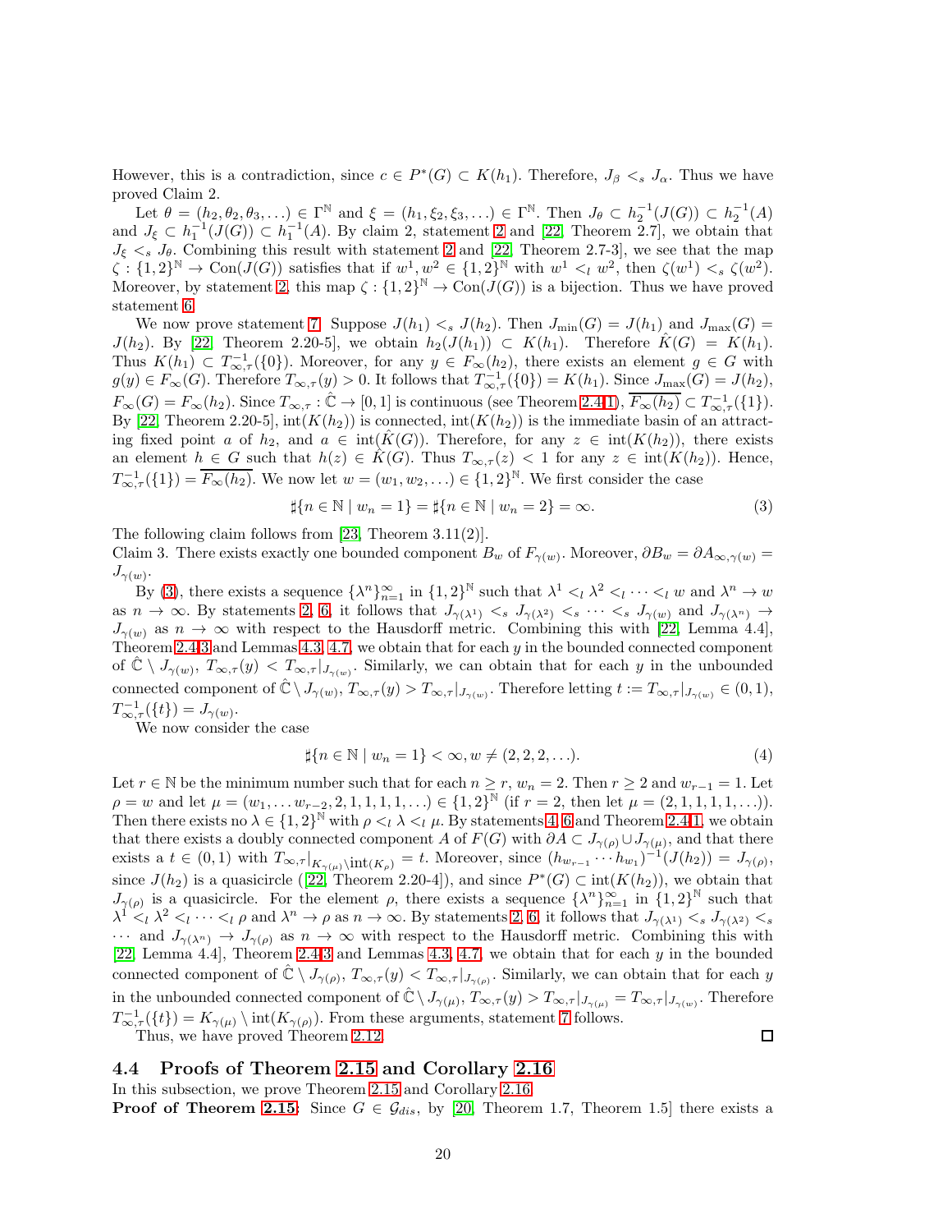However, this is a contradiction, since $c \in P^*(G) \subset K(h_1)$. Therefore, $J_\beta <_s J_\alpha$. Thus we have proved Claim 2.

Let $\theta = (h_2, \theta_2, \theta_3, \ldots) \in \Gamma^{\mathbb{N}}$ and $\xi = (h_1, \xi_2, \xi_3, \ldots) \in \Gamma^{\mathbb{N}}$. Then $J_\theta \subset h_2^{-1}(J(G)) \subset h_2^{-1}(A)$ and $J_\xi \subset h_1^{-1}(J(G)) \subset h_1^{-1}(A)$. By claim 2, statement 2 and [22, Theorem 2.7], we obtain that $J_\xi <_s J_\theta$. Combining this result with statement 2 and [22, Theorem 2.7-3], we see that the map $\zeta : \{1,2\}^{\mathbb{N}} \to \text{Con}(J(G))$ satisfies that if $w^1, w^2 \in \{1,2\}^{\mathbb{N}}$ with $w^1 <_l w^2$, then $\zeta(w^1) <_s \zeta(w^2)$. Moreover, by statement 2, this map $\zeta : \{1,2\}^{\mathbb{N}} \to \text{Con}(J(G))$ is a bijection. Thus we have proved statement 6.

We now prove statement 7. Suppose $J(h_1) <_s J(h_2)$. Then $J_{\min}(G) = J(h_1)$ and $J_{\max}(G) = J(h_2)$. By [22, Theorem 2.20-5], we obtain $h_2(J(h_1)) \subset K(h_1)$. Therefore $\hat{K}(G) = K(h_1)$. Thus $K(h_1) \subset T_{\infty,\tau}^{-1}(\{0\})$. Moreover, for any $y \in F_\infty(h_2)$, there exists an element $g \in G$ with $g(y) \in F_\infty(G)$. Therefore $T_{\infty,\tau}(y) > 0$. It follows that $T_{\infty,\tau}^{-1}(\{0\}) = K(h_1)$. Since $J_{\max}(G) = J(h_2)$, $F_\infty(G) = F_\infty(h_2)$. Since $T_{\infty,\tau} : \hat{\mathbb{C}} \to [0,1]$ is continuous (see Theorem 2.4(1)), $\overline{F_\infty(h_2)} \subset T_{\infty,\tau}^{-1}(\{1\})$. By [22, Theorem 2.20-5], $\text{int}(K(h_2))$ is connected, $\text{int}(K(h_2))$ is the immediate basin of an attracting fixed point $a$ of $h_2$, and $a \in \text{int}(\hat{K}(G))$. Therefore, for any $z \in \text{int}(K(h_2))$, there exists an element $h \in G$ such that $h(z) \in \hat{K}(G)$. Thus $T_{\infty,\tau}(z) < 1$ for any $z \in \text{int}(K(h_2))$. Hence, $T_{\infty,\tau}^{-1}(\{1\}) = \overline{F_\infty(h_2)}$. We now let $w = (w_1, w_2, \ldots) \in \{1,2\}^{\mathbb{N}}$. We first consider the case

$$\sharp\{n \in \mathbb{N} \mid w_n = 1\} = \sharp\{n \in \mathbb{N} \mid w_n = 2\} = \infty. \tag{3}$$

The following claim follows from [23, Theorem 3.11(2)].

Claim 3. There exists exactly one bounded component $B_w$ of $F_{\gamma(w)}$. Moreover, $\partial B_w = \partial A_{\infty,\gamma(w)} = J_{\gamma(w)}$.

By (3), there exists a sequence $\{\lambda^n\}_{n=1}^\infty$ in $\{1,2\}^{\mathbb{N}}$ such that $\lambda^1 <_l \lambda^2 <_l \cdots <_l w$ and $\lambda^n \to w$ as $n \to \infty$. By statements 2, 6, it follows that $J_{\gamma(\lambda^1)} <_s J_{\gamma(\lambda^2)} <_s \cdots <_s J_{\gamma(w)}$ and $J_{\gamma(\lambda^n)} \to J_{\gamma(w)}$ as $n \to \infty$ with respect to the Hausdorff metric. Combining this with [22, Lemma 4.4], Theorem 2.4(3) and Lemmas 4.3, 4.7, we obtain that for each $y$ in the bounded connected component of $\hat{\mathbb{C}} \setminus J_{\gamma(w)}$, $T_{\infty,\tau}(y) < T_{\infty,\tau}|_{J_{\gamma(w)}}$. Similarly, we can obtain that for each $y$ in the unbounded connected component of $\hat{\mathbb{C}} \setminus J_{\gamma(w)}$, $T_{\infty,\tau}(y) > T_{\infty,\tau}|_{J_{\gamma(w)}}$. Therefore letting $t := T_{\infty,\tau}|_{J_{\gamma(w)}} \in (0,1)$, $T_{\infty,\tau}^{-1}(\{t\}) = J_{\gamma(w)}$.

We now consider the case

$$\sharp\{n \in \mathbb{N} \mid w_n = 1\} < \infty, w \neq (2,2,2,\ldots). \tag{4}$$

Let $r \in \mathbb{N}$ be the minimum number such that for each $n \geq r$, $w_n = 2$. Then $r \geq 2$ and $w_{r-1} = 1$. Let $\rho = w$ and let $\mu = (w_1, \ldots w_{r-2}, 2, 1, 1, 1, 1, \ldots) \in \{1,2\}^{\mathbb{N}}$ (if $r = 2$, then let $\mu = (2, 1, 1, 1, 1, \ldots)$). Then there exists no $\lambda \in \{1,2\}^{\mathbb{N}}$ with $\rho <_l \lambda <_l \mu$. By statements 4, 6 and Theorem 2.4(1, we obtain that there exists a doubly connected component $A$ of $F(G)$ with $\partial A \subset J_{\gamma(\rho)} \cup J_{\gamma(\mu)}$, and that there exists a $t \in (0,1)$ with $T_{\infty,\tau}|_{K_{\gamma(\mu)} \setminus \text{int}(K_\rho)} = t$. Moreover, since $(h_{w_{r-1}} \cdots h_{w_1})^{-1}(J(h_2)) = J_{\gamma(\rho)}$, since $J(h_2)$ is a quasicircle ([22, Theorem 2.20-4]), and since $P^*(G) \subset \text{int}(K(h_2))$, we obtain that $J_{\gamma(\rho)}$ is a quasicircle. For the element $\rho$, there exists a sequence $\{\lambda^n\}_{n=1}^\infty$ in $\{1,2\}^{\mathbb{N}}$ such that $\lambda^1 <_l \lambda^2 <_l \cdots <_l \rho$ and $\lambda^n \to \rho$ as $n \to \infty$. By statements 2, 6, it follows that $J_{\gamma(\lambda^1)} <_s J_{\gamma(\lambda^2)} <_s \cdots$ and $J_{\gamma(\lambda^n)} \to J_{\gamma(\rho)}$ as $n \to \infty$ with respect to the Hausdorff metric. Combining this with [22, Lemma 4.4], Theorem 2.4(3) and Lemmas 4.3, 4.7, we obtain that for each $y$ in the bounded connected component of $\hat{\mathbb{C}} \setminus J_{\gamma(\rho)}$, $T_{\infty,\tau}(y) < T_{\infty,\tau}|_{J_{\gamma(\rho)}}$. Similarly, we can obtain that for each $y$ in the unbounded connected component of $\hat{\mathbb{C}} \setminus J_{\gamma(\mu)}$, $T_{\infty,\tau}(y) > T_{\infty,\tau}|_{J_{\gamma(\mu)}} = T_{\infty,\tau}|_{J_{\gamma(w)}}$. Therefore $T_{\infty,\tau}^{-1}(\{t\}) = K_{\gamma(\mu)} \setminus \text{int}(K_{\gamma(\rho)})$. From these arguments, statement 7 follows.

Thus, we have proved Theorem 2.12. $\square$

### 4.4 Proofs of Theorem 2.15 and Corollary 2.16

In this subsection, we prove Theorem 2.15 and Corollary 2.16.

**Proof of Theorem 2.15:** Since $G \in \mathcal{G}_{dis}$, by [20, Theorem 1.7, Theorem 1.5] there exists a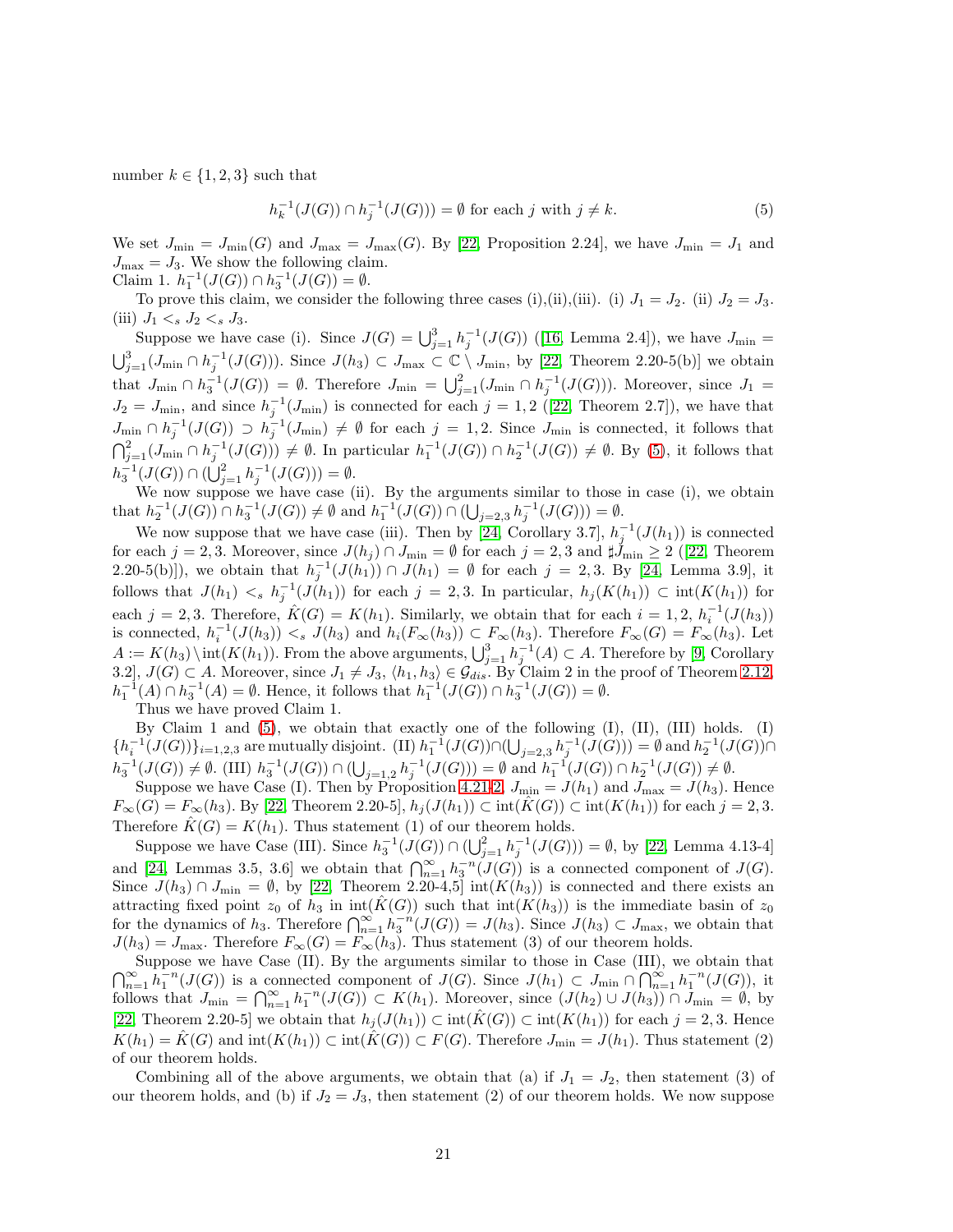number $k \in \{1,2,3\}$ such that

$$h_k^{-1}(J(G)) \cap h_j^{-1}(J(G)) = \emptyset \text{ for each } j \text{ with } j \neq k. \tag{5}$$

We set $J_{\min} = J_{\min}(G)$ and $J_{\max} = J_{\max}(G)$. By [22, Proposition 2.24], we have $J_{\min} = J_1$ and $J_{\max} = J_3$. We show the following claim.
Claim 1. $h_1^{-1}(J(G)) \cap h_3^{-1}(J(G)) = \emptyset$.

To prove this claim, we consider the following three cases (i),(ii),(iii). (i) $J_1 = J_2$. (ii) $J_2 = J_3$. (iii) $J_1 <_s J_2 <_s J_3$.

Suppose we have case (i). Since $J(G) = \bigcup_{j=1}^3 h_j^{-1}(J(G))$ ([16, Lemma 2.4]), we have $J_{\min} = \bigcup_{j=1}^3 (J_{\min} \cap h_j^{-1}(J(G)))$. Since $J(h_3) \subset J_{\max} \subset \mathbb{C} \setminus J_{\min}$, by [22, Theorem 2.20-5(b)] we obtain that $J_{\min} \cap h_3^{-1}(J(G)) = \emptyset$. Therefore $J_{\min} = \bigcup_{j=1}^2 (J_{\min} \cap h_j^{-1}(J(G)))$. Moreover, since $J_1 = J_2 = J_{\min}$, and since $h_j^{-1}(J_{\min})$ is connected for each $j = 1,2$ ([22, Theorem 2.7]), we have that $J_{\min} \cap h_j^{-1}(J(G)) \supset h_j^{-1}(J_{\min}) \neq \emptyset$ for each $j = 1,2$. Since $J_{\min}$ is connected, it follows that $\bigcap_{j=1}^2 (J_{\min} \cap h_j^{-1}(J(G))) \neq \emptyset$. In particular $h_1^{-1}(J(G)) \cap h_2^{-1}(J(G)) \neq \emptyset$. By (5), it follows that $h_3^{-1}(J(G)) \cap (\bigcup_{j=1}^2 h_j^{-1}(J(G))) = \emptyset$.

We now suppose we have case (ii). By the arguments similar to those in case (i), we obtain that $h_2^{-1}(J(G)) \cap h_3^{-1}(J(G)) \neq \emptyset$ and $h_1^{-1}(J(G)) \cap (\bigcup_{j=2,3} h_j^{-1}(J(G))) = \emptyset$.

We now suppose that we have case (iii). Then by [24, Corollary 3.7], $h_j^{-1}(J(h_1))$ is connected for each $j = 2,3$. Moreover, since $J(h_j) \cap J_{\min} = \emptyset$ for each $j = 2,3$ and $\sharp \hat{J}_{\min} \geq 2$ ([22, Theorem 2.20-5(b)]), we obtain that $h_j^{-1}(J(h_1)) \cap J(h_1) = \emptyset$ for each $j = 2,3$. By [24, Lemma 3.9], it follows that $J(h_1) <_s h_j^{-1}(J(h_1))$ for each $j = 2,3$. In particular, $h_j(K(h_1)) \subset \text{int}(K(h_1))$ for each $j = 2,3$. Therefore, $\hat{K}(G) = K(h_1)$. Similarly, we obtain that for each $i = 1,2$, $h_i^{-1}(J(h_3))$ is connected, $h_i^{-1}(J(h_3)) <_s J(h_3)$ and $h_i(F_\infty(h_3)) \subset F_\infty(h_3)$. Therefore $F_\infty(G) = F_\infty(h_3)$. Let $A := K(h_3) \setminus \text{int}(K(h_1))$. From the above arguments, $\bigcup_{j=1}^3 h_j^{-1}(A) \subset A$. Therefore by [9, Corollary 3.2], $J(G) \subset A$. Moreover, since $J_1 \neq J_3$, $\langle h_1, h_3 \rangle \in \mathcal{G}_{dis}$. By Claim 2 in the proof of Theorem 2.12, $h_1^{-1}(A) \cap h_3^{-1}(A) = \emptyset$. Hence, it follows that $h_1^{-1}(J(G)) \cap h_3^{-1}(J(G)) = \emptyset$.

Thus we have proved Claim 1.

By Claim 1 and (5), we obtain that exactly one of the following (I), (II), (III) holds. (I) $\{h_i^{-1}(J(G))\}_{i=1,2,3}$ are mutually disjoint. (II) $h_1^{-1}(J(G)) \cap (\bigcup_{j=2,3} h_j^{-1}(J(G))) = \emptyset$ and $h_2^{-1}(J(G)) \cap h_3^{-1}(J(G)) \neq \emptyset$. (III) $h_3^{-1}(J(G)) \cap (\bigcup_{j=1,2} h_j^{-1}(J(G))) = \emptyset$ and $h_1^{-1}(J(G)) \cap h_2^{-1}(J(G)) \neq \emptyset$.

Suppose we have Case (I). Then by Proposition 4.21-2, $J_{\min} = J(h_1)$ and $J_{\max} = J(h_3)$. Hence $F_\infty(G) = F_\infty(h_3)$. By [22, Theorem 2.20-5], $h_j(J(h_1)) \subset \text{int}(\hat{K}(G)) \subset \text{int}(K(h_1))$ for each $j = 2,3$. Therefore $\hat{K}(G) = K(h_1)$. Thus statement (1) of our theorem holds.

Suppose we have Case (III). Since $h_3^{-1}(J(G)) \cap (\bigcup_{j=1}^2 h_j^{-1}(J(G))) = \emptyset$, by [22, Lemma 4.13-4] and [24, Lemmas 3.5, 3.6] we obtain that $\bigcap_{n=1}^\infty h_3^{-n}(J(G))$ is a connected component of $J(G)$. Since $J(h_3) \cap J_{\min} = \emptyset$, by [22, Theorem 2.20-4,5] $\text{int}(K(h_3))$ is connected and there exists an attracting fixed point $z_0$ of $h_3$ in $\text{int}(\hat{K}(G))$ such that $\text{int}(K(h_3))$ is the immediate basin of $z_0$ for the dynamics of $h_3$. Therefore $\bigcap_{n=1}^\infty h_3^{-n}(J(G)) = J(h_3)$. Since $J(h_3) \subset J_{\max}$, we obtain that $J(h_3) = J_{\max}$. Therefore $F_\infty(G) = F_\infty(h_3)$. Thus statement (3) of our theorem holds.

Suppose we have Case (II). By the arguments similar to those in Case (III), we obtain that $\bigcap_{n=1}^\infty h_1^{-n}(J(G))$ is a connected component of $J(G)$. Since $J(h_1) \subset J_{\min} \cap \bigcap_{n=1}^\infty h_1^{-n}(J(G))$, it follows that $J_{\min} = \bigcap_{n=1}^\infty h_1^{-n}(J(G)) \subset K(h_1)$. Moreover, since $(J(h_2) \cup J(h_3)) \cap J_{\min} = \emptyset$, by [22, Theorem 2.20-5] we obtain that $h_j(J(h_1)) \subset \text{int}(\hat{K}(G)) \subset \text{int}(K(h_1))$ for each $j = 2,3$. Hence $K(h_1) = \hat{K}(G)$ and $\text{int}(K(h_1)) \subset \text{int}(\hat{K}(G)) \subset F(G)$. Therefore $J_{\min} = J(h_1)$. Thus statement (2) of our theorem holds.

Combining all of the above arguments, we obtain that (a) if $J_1 = J_2$, then statement (3) of our theorem holds, and (b) if $J_2 = J_3$, then statement (2) of our theorem holds. We now suppose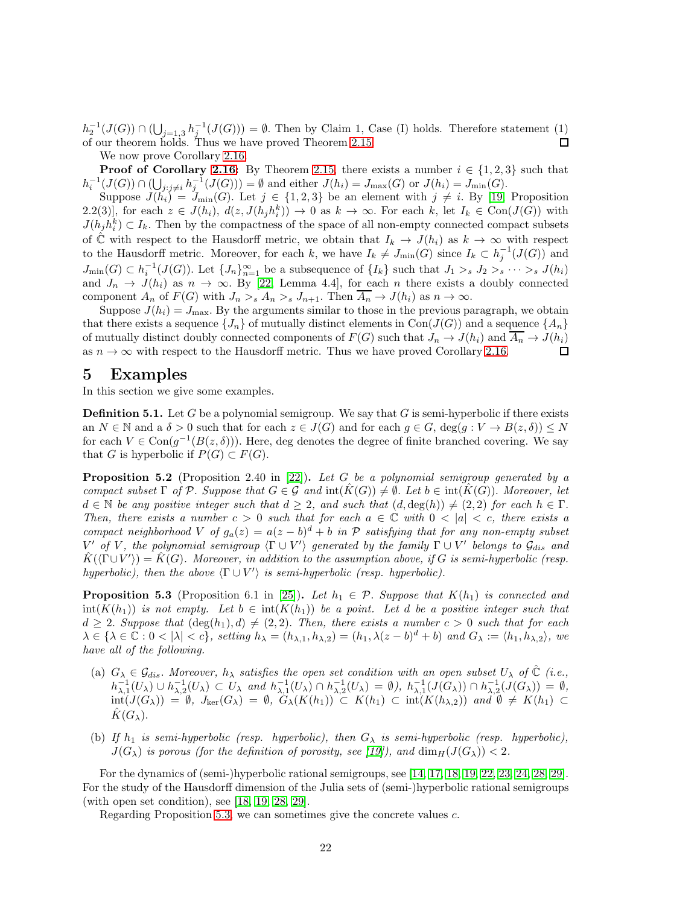$h_2^{-1}(J(G)) \cap (\bigcup_{j=1,3} h_j^{-1}(J(G))) = \emptyset$. Then by Claim 1, Case (I) holds. Therefore statement (1) of our theorem holds. Thus we have proved Theorem 2.15. □

We now prove Corollary 2.16.

**Proof of Corollary 2.16:** By Theorem 2.15, there exists a number $i \in \{1,2,3\}$ such that $h_i^{-1}(J(G)) \cap (\bigcup_{j:j\neq i} h_j^{-1}(J(G))) = \emptyset$ and either $J(h_i) = J_{\max}(G)$ or $J(h_i) = J_{\min}(G)$.

Suppose $J(h_i) = J_{\min}(G)$. Let $j \in \{1,2,3\}$ be an element with $j \neq i$. By [19, Proposition 2.2(3)], for each $z \in J(h_i)$, $d(z, J(h_j h_i^k)) \to 0$ as $k \to \infty$. For each $k$, let $I_k \in \text{Con}(J(G))$ with $J(h_j h_i^k) \subset I_k$. Then by the compactness of the space of all non-empty connected compact subsets of $\hat{\mathbb{C}}$ with respect to the Hausdorff metric, we obtain that $I_k \to J(h_i)$ as $k \to \infty$ with respect to the Hausdorff metric. Moreover, for each $k$, we have $I_k \neq J_{\min}(G)$ since $I_k \subset h_j^{-1}(J(G))$ and $J_{\min}(G) \subset h_i^{-1}(J(G))$. Let $\{J_n\}_{n=1}^{\infty}$ be a subsequence of $\{I_k\}$ such that $J_1 >_s J_2 >_s \cdots >_s J(h_i)$ and $J_n \to J(h_i)$ as $n \to \infty$. By [22, Lemma 4.4], for each $n$ there exists a doubly connected component $A_n$ of $F(G)$ with $J_n >_s A_n >_s J_{n+1}$. Then $\overline{A_n} \to J(h_i)$ as $n \to \infty$.

Suppose $J(h_i) = J_{\max}$. By the arguments similar to those in the previous paragraph, we obtain that there exists a sequence $\{J_n\}$ of mutually distinct elements in $\text{Con}(J(G))$ and a sequence $\{A_n\}$ of mutually distinct doubly connected components of $F(G)$ such that $J_n \to J(h_i)$ and $\overline{A_n} \to J(h_i)$ as $n \to \infty$ with respect to the Hausdorff metric. Thus we have proved Corollary 2.16. □

## 5 Examples

In this section we give some examples.

**Definition 5.1.** Let $G$ be a polynomial semigroup. We say that $G$ is semi-hyperbolic if there exists an $N \in \mathbb{N}$ and a $\delta > 0$ such that for each $z \in J(G)$ and for each $g \in G$, $\deg(g : V \to B(z,\delta)) \leq N$ for each $V \in \text{Con}(g^{-1}(B(z,\delta)))$. Here, deg denotes the degree of finite branched covering. We say that $G$ is hyperbolic if $P(G) \subset F(G)$.

**Proposition 5.2** (Proposition 2.40 in [22])**.** *Let $G$ be a polynomial semigroup generated by a compact subset $\Gamma$ of $\mathcal{P}$. Suppose that $G \in \mathcal{G}$ and $\text{int}(\hat{K}(G)) \neq \emptyset$. Let $b \in \text{int}(\hat{K}(G))$. Moreover, let $d \in \mathbb{N}$ be any positive integer such that $d \geq 2$, and such that $(d, \deg(h)) \neq (2,2)$ for each $h \in \Gamma$. Then, there exists a number $c > 0$ such that for each $a \in \mathbb{C}$ with $0 < |a| < c$, there exists a compact neighborhood $V$ of $g_a(z) = a(z-b)^d + b$ in $\mathcal{P}$ satisfying that for any non-empty subset $V'$ of $V$, the polynomial semigroup $\langle \Gamma \cup V' \rangle$ generated by the family $\Gamma \cup V'$ belongs to $\mathcal{G}_{dis}$ and $\hat{K}(\langle \Gamma \cup V' \rangle) = \hat{K}(G)$. Moreover, in addition to the assumption above, if $G$ is semi-hyperbolic (resp. hyperbolic), then the above $\langle \Gamma \cup V' \rangle$ is semi-hyperbolic (resp. hyperbolic).*

**Proposition 5.3** (Proposition 6.1 in [25])**.** *Let $h_1 \in \mathcal{P}$. Suppose that $K(h_1)$ is connected and $\text{int}(K(h_1))$ is not empty. Let $b \in \text{int}(K(h_1))$ be a point. Let $d$ be a positive integer such that $d \geq 2$. Suppose that $(\deg(h_1), d) \neq (2,2)$. Then, there exists a number $c > 0$ such that for each $\lambda \in \{\lambda \in \mathbb{C} : 0 < |\lambda| < c\}$, setting $h_\lambda = (h_{\lambda,1}, h_{\lambda,2}) = (h_1, \lambda(z-b)^d + b)$ and $G_\lambda := \langle h_1, h_{\lambda,2} \rangle$, we have all of the following.*

- (a) *$G_\lambda \in \mathcal{G}_{dis}$. Moreover, $h_\lambda$ satisfies the open set condition with an open subset $U_\lambda$ of $\hat{\mathbb{C}}$ (i.e., $h_{\lambda,1}^{-1}(U_\lambda) \cup h_{\lambda,2}^{-1}(U_\lambda) \subset U_\lambda$ and $h_{\lambda,1}^{-1}(U_\lambda) \cap h_{\lambda,2}^{-1}(U_\lambda) = \emptyset$), $h_{\lambda,1}^{-1}(J(G_\lambda)) \cap h_{\lambda,2}^{-1}(J(G_\lambda)) = \emptyset$, $\text{int}(J(G_\lambda)) = \emptyset$, $J_{\ker}(G_\lambda) = \emptyset$, $G_\lambda(K(h_1)) \subset K(h_1) \subset \text{int}(K(h_{\lambda,2}))$ and $\emptyset \neq K(h_1) \subset \hat{K}(G_\lambda)$.*

- (b) *If $h_1$ is semi-hyperbolic (resp. hyperbolic), then $G_\lambda$ is semi-hyperbolic (resp. hyperbolic), $J(G_\lambda)$ is porous (for the definition of porosity, see [19]), and $\dim_H(J(G_\lambda)) < 2$.*

For the dynamics of (semi-)hyperbolic rational semigroups, see [14, 17, 18, 19, 22, 23, 24, 28, 29]. For the study of the Hausdorff dimension of the Julia sets of (semi-)hyperbolic rational semigroups (with open set condition), see [18, 19, 28, 29].

Regarding Proposition 5.3, we can sometimes give the concrete values $c$.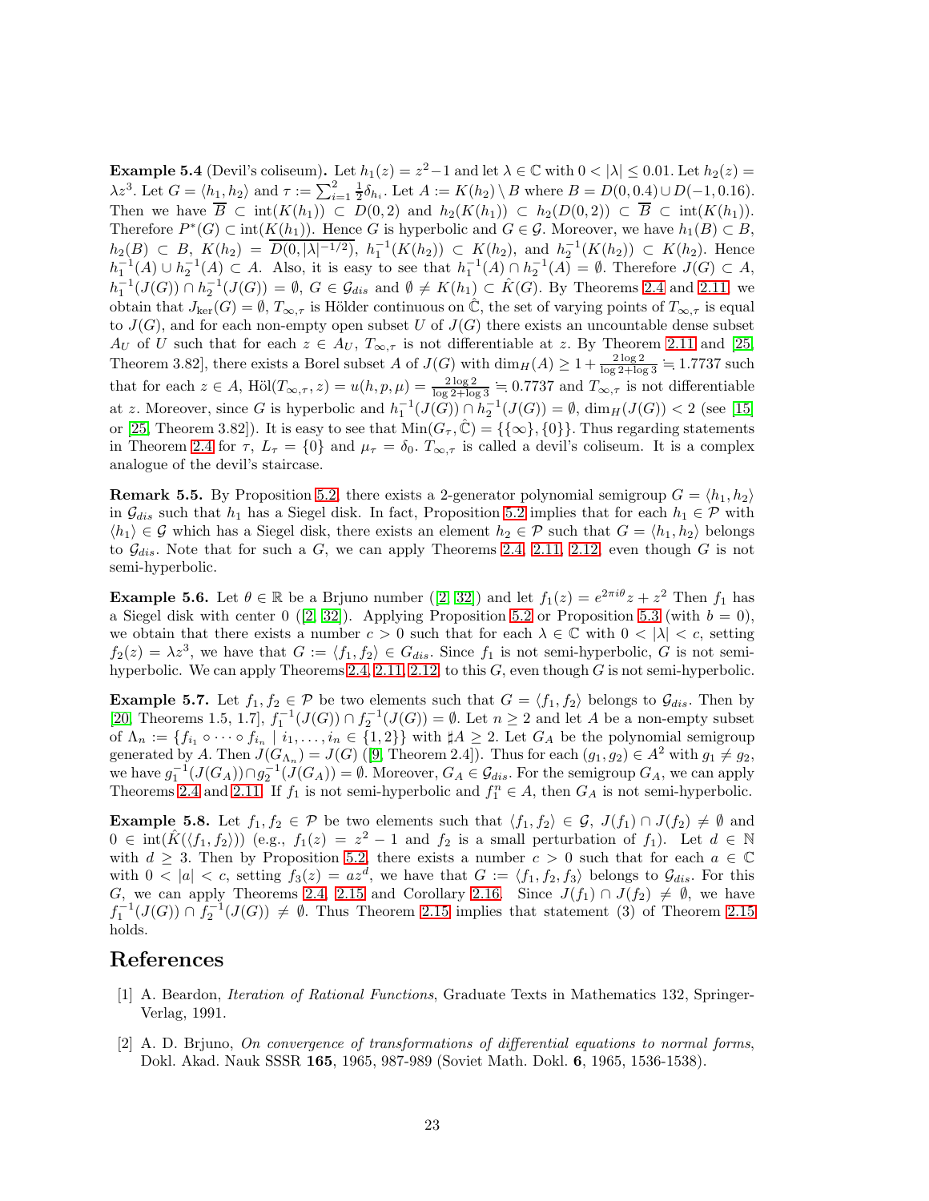**Example 5.4** (Devil's coliseum)**.** Let $h_1(z) = z^2 - 1$ and let $\lambda \in \mathbb{C}$ with $0 < |\lambda| \leq 0.01$. Let $h_2(z) = \lambda z^3$. Let $G = \langle h_1, h_2 \rangle$ and $\tau := \sum_{i=1}^{2} \frac{1}{2}\delta_{h_i}$. Let $A := K(h_2) \setminus B$ where $B = D(0, 0.4) \cup D(-1, 0.16)$. Then we have $\overline{B} \subset \text{int}(K(h_1)) \subset D(0,2)$ and $h_2(K(h_1)) \subset h_2(D(0,2)) \subset \overline{B} \subset \text{int}(K(h_1))$. Therefore $P^*(G) \subset \text{int}(K(h_1))$. Hence $G$ is hyperbolic and $G \in \mathcal{G}$. Moreover, we have $h_1(B) \subset B$, $h_2(B) \subset B$, $K(h_2) = \overline{D(0, |\lambda|^{-1/2})}$, $h_1^{-1}(K(h_2)) \subset K(h_2)$, and $h_2^{-1}(K(h_2)) \subset K(h_2)$. Hence $h_1^{-1}(A) \cup h_2^{-1}(A) \subset A$. Also, it is easy to see that $h_1^{-1}(A) \cap h_2^{-1}(A) = \emptyset$. Therefore $J(G) \subset A$, $h_1^{-1}(J(G)) \cap h_2^{-1}(J(G)) = \emptyset$, $G \in \mathcal{G}_{dis}$ and $\emptyset \neq K(h_1) \subset \hat{K}(G)$. By Theorems 2.4 and 2.11, we obtain that $J_{\ker}(G) = \emptyset$, $T_{\infty,\tau}$ is Hölder continuous on $\hat{\mathbb{C}}$, the set of varying points of $T_{\infty,\tau}$ is equal to $J(G)$, and for each non-empty open subset $U$ of $J(G)$ there exists an uncountable dense subset $A_U$ of $U$ such that for each $z \in A_U$, $T_{\infty,\tau}$ is not differentiable at $z$. By Theorem 2.11 and [25, Theorem 3.82], there exists a Borel subset $A$ of $J(G)$ with $\dim_H(A) \geq 1 + \frac{2\log 2}{\log 2 + \log 3} \fallingdotseq 1.7737$ such that for each $z \in A$, $\text{Höl}(T_{\infty,\tau}, z) = u(h, p, \mu) = \frac{2\log 2}{\log 2 + \log 3} \fallingdotseq 0.7737$ and $T_{\infty,\tau}$ is not differentiable at $z$. Moreover, since $G$ is hyperbolic and $h_1^{-1}(J(G)) \cap h_2^{-1}(J(G)) = \emptyset$, $\dim_H(J(G)) < 2$ (see [15] or [25, Theorem 3.82]). It is easy to see that $\text{Min}(G_\tau, \hat{\mathbb{C}}) = \{\{\infty\}, \{0\}\}$. Thus regarding statements in Theorem 2.4 for $\tau$, $L_\tau = \{0\}$ and $\mu_\tau = \delta_0$. $T_{\infty,\tau}$ is called a devil's coliseum. It is a complex analogue of the devil's staircase.

**Remark 5.5.** By Proposition 5.2, there exists a 2-generator polynomial semigroup $G = \langle h_1, h_2 \rangle$ in $\mathcal{G}_{dis}$ such that $h_1$ has a Siegel disk. In fact, Proposition 5.2 implies that for each $h_1 \in \mathcal{P}$ with $\langle h_1 \rangle \in \mathcal{G}$ which has a Siegel disk, there exists an element $h_2 \in \mathcal{P}$ such that $G = \langle h_1, h_2 \rangle$ belongs to $\mathcal{G}_{dis}$. Note that for such a $G$, we can apply Theorems 2.4, 2.11, 2.12, even though $G$ is not semi-hyperbolic.

**Example 5.6.** Let $\theta \in \mathbb{R}$ be a Brjuno number ([2, 32]) and let $f_1(z) = e^{2\pi i\theta}z + z^2$ Then $f_1$ has a Siegel disk with center 0 ([2, 32]). Applying Proposition 5.2 or Proposition 5.3 (with $b = 0$), we obtain that there exists a number $c > 0$ such that for each $\lambda \in \mathbb{C}$ with $0 < |\lambda| < c$, setting $f_2(z) = \lambda z^3$, we have that $G := \langle f_1, f_2 \rangle \in G_{dis}$. Since $f_1$ is not semi-hyperbolic, $G$ is not semi-hyperbolic. We can apply Theorems 2.4, 2.11, 2.12, to this $G$, even though $G$ is not semi-hyperbolic.

**Example 5.7.** Let $f_1, f_2 \in \mathcal{P}$ be two elements such that $G = \langle f_1, f_2 \rangle$ belongs to $\mathcal{G}_{dis}$. Then by [20, Theorems 1.5, 1.7], $f_1^{-1}(J(G)) \cap f_2^{-1}(J(G)) = \emptyset$. Let $n \geq 2$ and let $A$ be a non-empty subset of $\Lambda_n := \{f_{i_1} \circ \cdots \circ f_{i_n} \mid i_1, \ldots, i_n \in \{1, 2\}\}$ with $\sharp A \geq 2$. Let $G_A$ be the polynomial semigroup generated by $A$. Then $J(G_{\Lambda_n}) = J(G)$ ([9, Theorem 2.4]). Thus for each $(g_1, g_2) \in A^2$ with $g_1 \neq g_2$, we have $g_1^{-1}(J(G_A)) \cap g_2^{-1}(J(G_A)) = \emptyset$. Moreover, $G_A \in \mathcal{G}_{dis}$. For the semigroup $G_A$, we can apply Theorems 2.4 and 2.11. If $f_1$ is not semi-hyperbolic and $f_1^n \in A$, then $G_A$ is not semi-hyperbolic.

**Example 5.8.** Let $f_1, f_2 \in \mathcal{P}$ be two elements such that $\langle f_1, f_2 \rangle \in \mathcal{G}$, $J(f_1) \cap J(f_2) \neq \emptyset$ and $0 \in \text{int}(\hat{K}(\langle f_1, f_2 \rangle))$ (e.g., $f_1(z) = z^2 - 1$ and $f_2$ is a small perturbation of $f_1$). Let $d \in \mathbb{N}$ with $d \geq 3$. Then by Proposition 5.2, there exists a number $c > 0$ such that for each $a \in \mathbb{C}$ with $0 < |a| < c$, setting $f_3(z) = az^d$, we have that $G := \langle f_1, f_2, f_3 \rangle$ belongs to $\mathcal{G}_{dis}$. For this $G$, we can apply Theorems 2.4, 2.15 and Corollary 2.16. Since $J(f_1) \cap J(f_2) \neq \emptyset$, we have $f_1^{-1}(J(G)) \cap f_2^{-1}(J(G)) \neq \emptyset$. Thus Theorem 2.15 implies that statement (3) of Theorem 2.15 holds.

# References

[1] A. Beardon, *Iteration of Rational Functions*, Graduate Texts in Mathematics 132, Springer-Verlag, 1991.

[2] A. D. Brjuno, *On convergence of transformations of differential equations to normal forms*, Dokl. Akad. Nauk SSSR **165**, 1965, 987-989 (Soviet Math. Dokl. **6**, 1965, 1536-1538).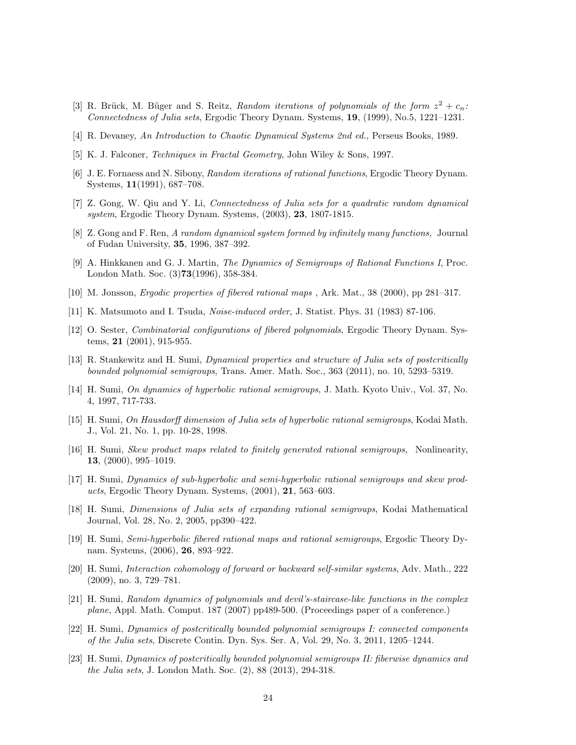[3] R. Brück, M. Büger and S. Reitz, *Random iterations of polynomials of the form $z^2 + c_n$: Connectedness of Julia sets*, Ergodic Theory Dynam. Systems, **19**, (1999), No.5, 1221–1231.

[4] R. Devaney, *An Introduction to Chaotic Dynamical Systems 2nd ed.*, Perseus Books, 1989.

[5] K. J. Falconer, *Techniques in Fractal Geometry*, John Wiley & Sons, 1997.

[6] J. E. Fornaess and N. Sibony, *Random iterations of rational functions*, Ergodic Theory Dynam. Systems, **11**(1991), 687–708.

[7] Z. Gong, W. Qiu and Y. Li, *Connectedness of Julia sets for a quadratic random dynamical system*, Ergodic Theory Dynam. Systems, (2003), **23**, 1807-1815.

[8] Z. Gong and F. Ren, *A random dynamical system formed by infinitely many functions,* Journal of Fudan University, **35**, 1996, 387–392.

[9] A. Hinkkanen and G. J. Martin, *The Dynamics of Semigroups of Rational Functions I*, Proc. London Math. Soc. (3)**73**(1996), 358-384.

[10] M. Jonsson, *Ergodic properties of fibered rational maps* , Ark. Mat., 38 (2000), pp 281–317.

[11] K. Matsumoto and I. Tsuda, *Noise-induced order*, J. Statist. Phys. 31 (1983) 87-106.

[12] O. Sester, *Combinatorial configurations of fibered polynomials*, Ergodic Theory Dynam. Systems, **21** (2001), 915-955.

[13] R. Stankewitz and H. Sumi, *Dynamical properties and structure of Julia sets of postcritically bounded polynomial semigroups*, Trans. Amer. Math. Soc., 363 (2011), no. 10, 5293–5319.

[14] H. Sumi, *On dynamics of hyperbolic rational semigroups*, J. Math. Kyoto Univ., Vol. 37, No. 4, 1997, 717-733.

[15] H. Sumi, *On Hausdorff dimension of Julia sets of hyperbolic rational semigroups*, Kodai Math. J., Vol. 21, No. 1, pp. 10-28, 1998.

[16] H. Sumi, *Skew product maps related to finitely generated rational semigroups,* Nonlinearity, **13**, (2000), 995–1019.

[17] H. Sumi, *Dynamics of sub-hyperbolic and semi-hyperbolic rational semigroups and skew products*, Ergodic Theory Dynam. Systems, (2001), **21**, 563–603.

[18] H. Sumi, *Dimensions of Julia sets of expanding rational semigroups*, Kodai Mathematical Journal, Vol. 28, No. 2, 2005, pp390–422.

[19] H. Sumi, *Semi-hyperbolic fibered rational maps and rational semigroups*, Ergodic Theory Dynam. Systems, (2006), **26**, 893–922.

[20] H. Sumi, *Interaction cohomology of forward or backward self-similar systems*, Adv. Math., 222 (2009), no. 3, 729–781.

[21] H. Sumi, *Random dynamics of polynomials and devil's-staircase-like functions in the complex plane*, Appl. Math. Comput. 187 (2007) pp489-500. (Proceedings paper of a conference.)

[22] H. Sumi, *Dynamics of postcritically bounded polynomial semigroups I: connected components of the Julia sets*, Discrete Contin. Dyn. Sys. Ser. A, Vol. 29, No. 3, 2011, 1205–1244.

[23] H. Sumi, *Dynamics of postcritically bounded polynomial semigroups II: fiberwise dynamics and the Julia sets*, J. London Math. Soc. (2), 88 (2013), 294-318.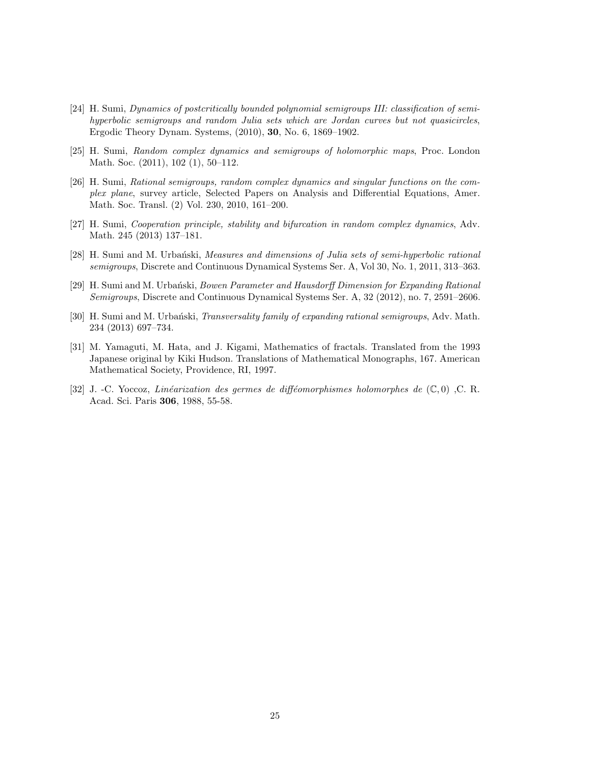[24] H. Sumi, *Dynamics of postcritically bounded polynomial semigroups III: classification of semi-hyperbolic semigroups and random Julia sets which are Jordan curves but not quasicircles*, Ergodic Theory Dynam. Systems, (2010), **30**, No. 6, 1869–1902.

[25] H. Sumi, *Random complex dynamics and semigroups of holomorphic maps*, Proc. London Math. Soc. (2011), 102 (1), 50–112.

[26] H. Sumi, *Rational semigroups, random complex dynamics and singular functions on the complex plane*, survey article, Selected Papers on Analysis and Differential Equations, Amer. Math. Soc. Transl. (2) Vol. 230, 2010, 161–200.

[27] H. Sumi, *Cooperation principle, stability and bifurcation in random complex dynamics*, Adv. Math. 245 (2013) 137–181.

[28] H. Sumi and M. Urbański, *Measures and dimensions of Julia sets of semi-hyperbolic rational semigroups*, Discrete and Continuous Dynamical Systems Ser. A, Vol 30, No. 1, 2011, 313–363.

[29] H. Sumi and M. Urbański, *Bowen Parameter and Hausdorff Dimension for Expanding Rational Semigroups*, Discrete and Continuous Dynamical Systems Ser. A, 32 (2012), no. 7, 2591–2606.

[30] H. Sumi and M. Urbański, *Transversality family of expanding rational semigroups*, Adv. Math. 234 (2013) 697–734.

[31] M. Yamaguti, M. Hata, and J. Kigami, Mathematics of fractals. Translated from the 1993 Japanese original by Kiki Hudson. Translations of Mathematical Monographs, 167. American Mathematical Society, Providence, RI, 1997.

[32] J. -C. Yoccoz, *Linéarization des germes de difféomorphismes holomorphes de* $(\mathbb{C}, 0)$ ,C. R. Acad. Sci. Paris **306**, 1988, 55-58.